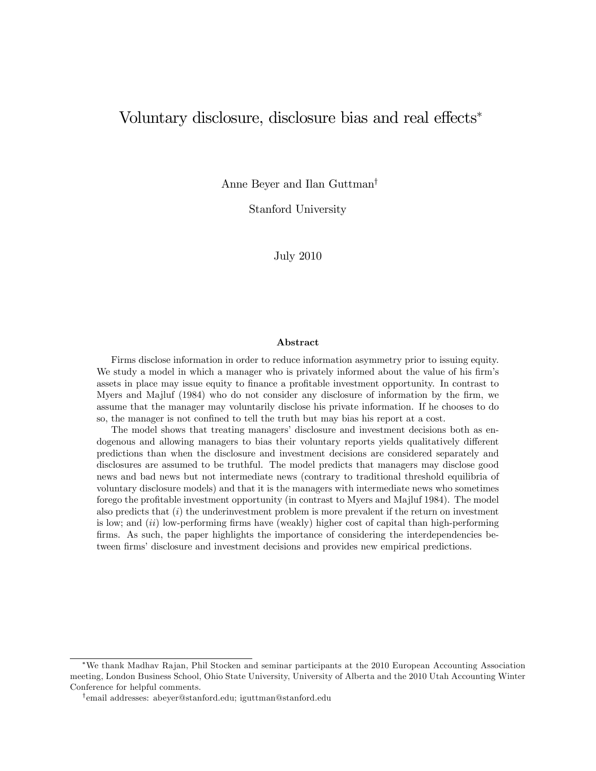# Voluntary disclosure, disclosure bias and real effects*

Anne Beyer and Ilan Guttman†

Stanford University

July 2010

## Abstract

Firms disclose information in order to reduce information asymmetry prior to issuing equity. We study a model in which a manager who is privately informed about the value of his firm's assets in place may issue equity to finance a profitable investment opportunity. In contrast to Myers and Majluf (1984) who do not consider any disclosure of information by the firm, we assume that the manager may voluntarily disclose his private information. If he chooses to do so, the manager is not confined to tell the truth but may bias his report at a cost.

The model shows that treating managers' disclosure and investment decisions both as endogenous and allowing managers to bias their voluntary reports yields qualitatively different predictions than when the disclosure and investment decisions are considered separately and disclosures are assumed to be truthful. The model predicts that managers may disclose good news and bad news but not intermediate news (contrary to traditional threshold equilibria of voluntary disclosure models) and that it is the managers with intermediate news who sometimes forego the profitable investment opportunity (in contrast to Myers and Majluf 1984). The model also predicts that (*i*) the underinvestment problem is more prevalent if the return on investment is low; and (*ii*) low-performing firms have (weakly) higher cost of capital than high-performing firms. As such, the paper highlights the importance of considering the interdependencies between firms' disclosure and investment decisions and provides new empirical predictions.

---

*We thank Madhav Rajan, Phil Stocken and seminar participants at the 2010 European Accounting Association meeting, London Business School, Ohio State University, University of Alberta and the 2010 Utah Accounting Winter Conference for helpful comments.

†email addresses: abeyer@stanford.edu; iguttman@stanford.edu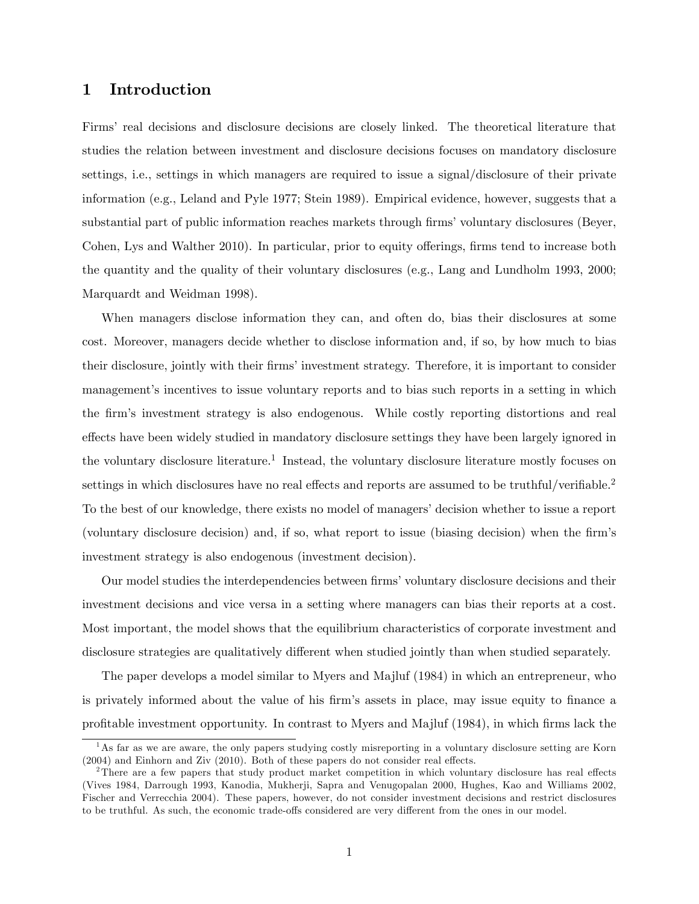# 1 Introduction

Firms' real decisions and disclosure decisions are closely linked. The theoretical literature that studies the relation between investment and disclosure decisions focuses on mandatory disclosure settings, i.e., settings in which managers are required to issue a signal/disclosure of their private information (e.g., Leland and Pyle 1977; Stein 1989). Empirical evidence, however, suggests that a substantial part of public information reaches markets through firms' voluntary disclosures (Beyer, Cohen, Lys and Walther 2010). In particular, prior to equity offerings, firms tend to increase both the quantity and the quality of their voluntary disclosures (e.g., Lang and Lundholm 1993, 2000; Marquardt and Weidman 1998).

When managers disclose information they can, and often do, bias their disclosures at some cost. Moreover, managers decide whether to disclose information and, if so, by how much to bias their disclosure, jointly with their firms' investment strategy. Therefore, it is important to consider management's incentives to issue voluntary reports and to bias such reports in a setting in which the firm's investment strategy is also endogenous. While costly reporting distortions and real effects have been widely studied in mandatory disclosure settings they have been largely ignored in the voluntary disclosure literature.[1] Instead, the voluntary disclosure literature mostly focuses on settings in which disclosures have no real effects and reports are assumed to be truthful/verifiable.[2] To the best of our knowledge, there exists no model of managers' decision whether to issue a report (voluntary disclosure decision) and, if so, what report to issue (biasing decision) when the firm's investment strategy is also endogenous (investment decision).

Our model studies the interdependencies between firms' voluntary disclosure decisions and their investment decisions and vice versa in a setting where managers can bias their reports at a cost. Most important, the model shows that the equilibrium characteristics of corporate investment and disclosure strategies are qualitatively different when studied jointly than when studied separately.

The paper develops a model similar to Myers and Majluf (1984) in which an entrepreneur, who is privately informed about the value of his firm's assets in place, may issue equity to finance a profitable investment opportunity. In contrast to Myers and Majluf (1984), in which firms lack the

[1] As far as we are aware, the only papers studying costly misreporting in a voluntary disclosure setting are Korn (2004) and Einhorn and Ziv (2010). Both of these papers do not consider real effects.

[2] There are a few papers that study product market competition in which voluntary disclosure has real effects (Vives 1984, Darrough 1993, Kanodia, Mukherji, Sapra and Venugopalan 2000, Hughes, Kao and Williams 2002, Fischer and Verrecchia 2004). These papers, however, do not consider investment decisions and restrict disclosures to be truthful. As such, the economic trade-offs considered are very different from the ones in our model.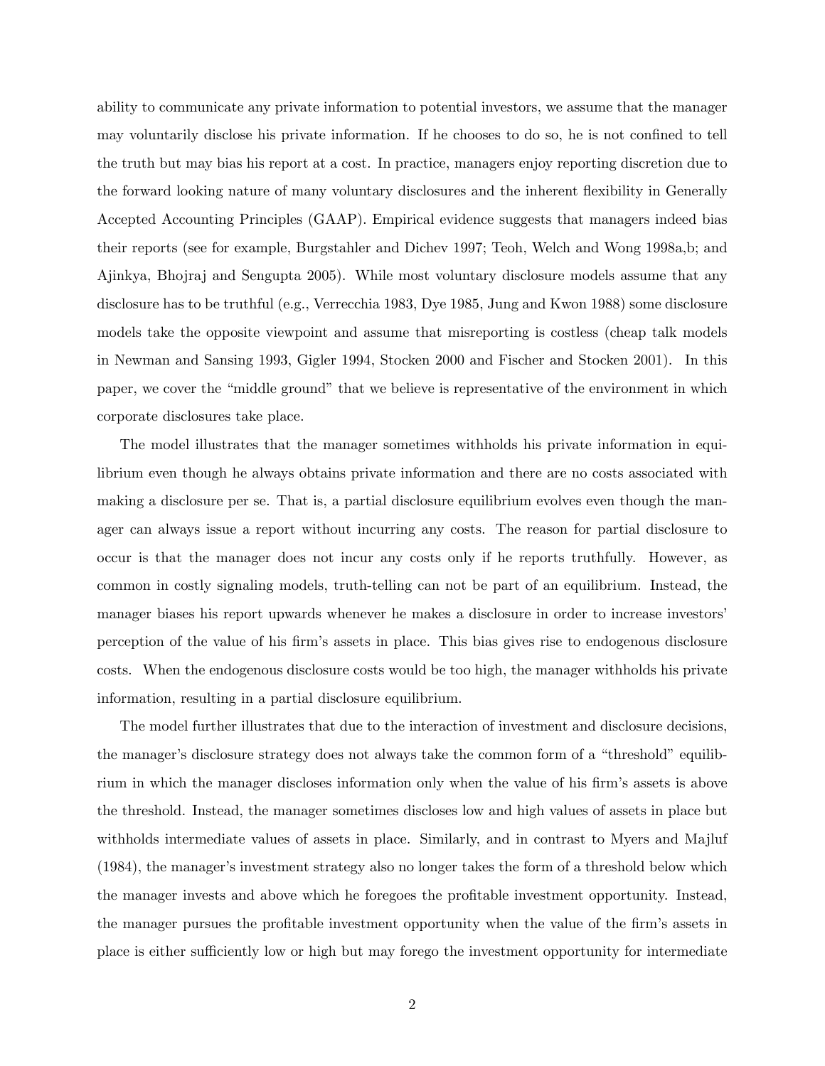ability to communicate any private information to potential investors, we assume that the manager may voluntarily disclose his private information. If he chooses to do so, he is not confined to tell the truth but may bias his report at a cost. In practice, managers enjoy reporting discretion due to the forward looking nature of many voluntary disclosures and the inherent flexibility in Generally Accepted Accounting Principles (GAAP). Empirical evidence suggests that managers indeed bias their reports (see for example, Burgstahler and Dichev 1997; Teoh, Welch and Wong 1998a,b; and Ajinkya, Bhojraj and Sengupta 2005). While most voluntary disclosure models assume that any disclosure has to be truthful (e.g., Verrecchia 1983, Dye 1985, Jung and Kwon 1988) some disclosure models take the opposite viewpoint and assume that misreporting is costless (cheap talk models in Newman and Sansing 1993, Gigler 1994, Stocken 2000 and Fischer and Stocken 2001). In this paper, we cover the "middle ground" that we believe is representative of the environment in which corporate disclosures take place.

The model illustrates that the manager sometimes withholds his private information in equilibrium even though he always obtains private information and there are no costs associated with making a disclosure per se. That is, a partial disclosure equilibrium evolves even though the manager can always issue a report without incurring any costs. The reason for partial disclosure to occur is that the manager does not incur any costs only if he reports truthfully. However, as common in costly signaling models, truth-telling can not be part of an equilibrium. Instead, the manager biases his report upwards whenever he makes a disclosure in order to increase investors' perception of the value of his firm's assets in place. This bias gives rise to endogenous disclosure costs. When the endogenous disclosure costs would be too high, the manager withholds his private information, resulting in a partial disclosure equilibrium.

The model further illustrates that due to the interaction of investment and disclosure decisions, the manager's disclosure strategy does not always take the common form of a "threshold" equilibrium in which the manager discloses information only when the value of his firm's assets is above the threshold. Instead, the manager sometimes discloses low and high values of assets in place but withholds intermediate values of assets in place. Similarly, and in contrast to Myers and Majluf (1984), the manager's investment strategy also no longer takes the form of a threshold below which the manager invests and above which he foregoes the profitable investment opportunity. Instead, the manager pursues the profitable investment opportunity when the value of the firm's assets in place is either sufficiently low or high but may forego the investment opportunity for intermediate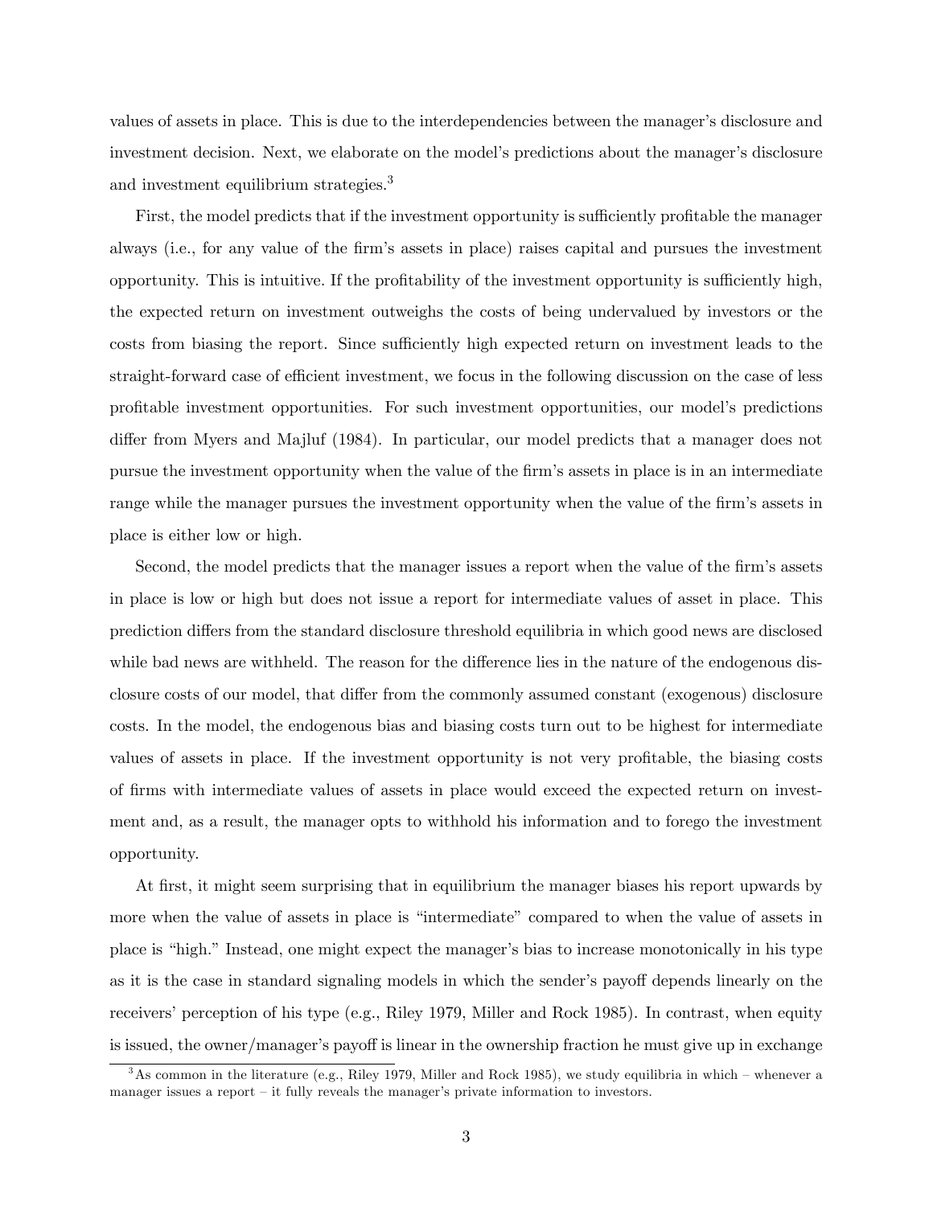values of assets in place. This is due to the interdependencies between the manager's disclosure and investment decision. Next, we elaborate on the model's predictions about the manager's disclosure and investment equilibrium strategies.[3]

First, the model predicts that if the investment opportunity is sufficiently profitable the manager always (i.e., for any value of the firm's assets in place) raises capital and pursues the investment opportunity. This is intuitive. If the profitability of the investment opportunity is sufficiently high, the expected return on investment outweighs the costs of being undervalued by investors or the costs from biasing the report. Since sufficiently high expected return on investment leads to the straight-forward case of efficient investment, we focus in the following discussion on the case of less profitable investment opportunities. For such investment opportunities, our model's predictions differ from Myers and Majluf (1984). In particular, our model predicts that a manager does not pursue the investment opportunity when the value of the firm's assets in place is in an intermediate range while the manager pursues the investment opportunity when the value of the firm's assets in place is either low or high.

Second, the model predicts that the manager issues a report when the value of the firm's assets in place is low or high but does not issue a report for intermediate values of asset in place. This prediction differs from the standard disclosure threshold equilibria in which good news are disclosed while bad news are withheld. The reason for the difference lies in the nature of the endogenous disclosure costs of our model, that differ from the commonly assumed constant (exogenous) disclosure costs. In the model, the endogenous bias and biasing costs turn out to be highest for intermediate values of assets in place. If the investment opportunity is not very profitable, the biasing costs of firms with intermediate values of assets in place would exceed the expected return on investment and, as a result, the manager opts to withhold his information and to forego the investment opportunity.

At first, it might seem surprising that in equilibrium the manager biases his report upwards by more when the value of assets in place is "intermediate" compared to when the value of assets in place is "high." Instead, one might expect the manager's bias to increase monotonically in his type as it is the case in standard signaling models in which the sender's payoff depends linearly on the receivers' perception of his type (e.g., Riley 1979, Miller and Rock 1985). In contrast, when equity is issued, the owner/manager's payoff is linear in the ownership fraction he must give up in exchange

[3] As common in the literature (e.g., Riley 1979, Miller and Rock 1985), we study equilibria in which – whenever a manager issues a report – it fully reveals the manager's private information to investors.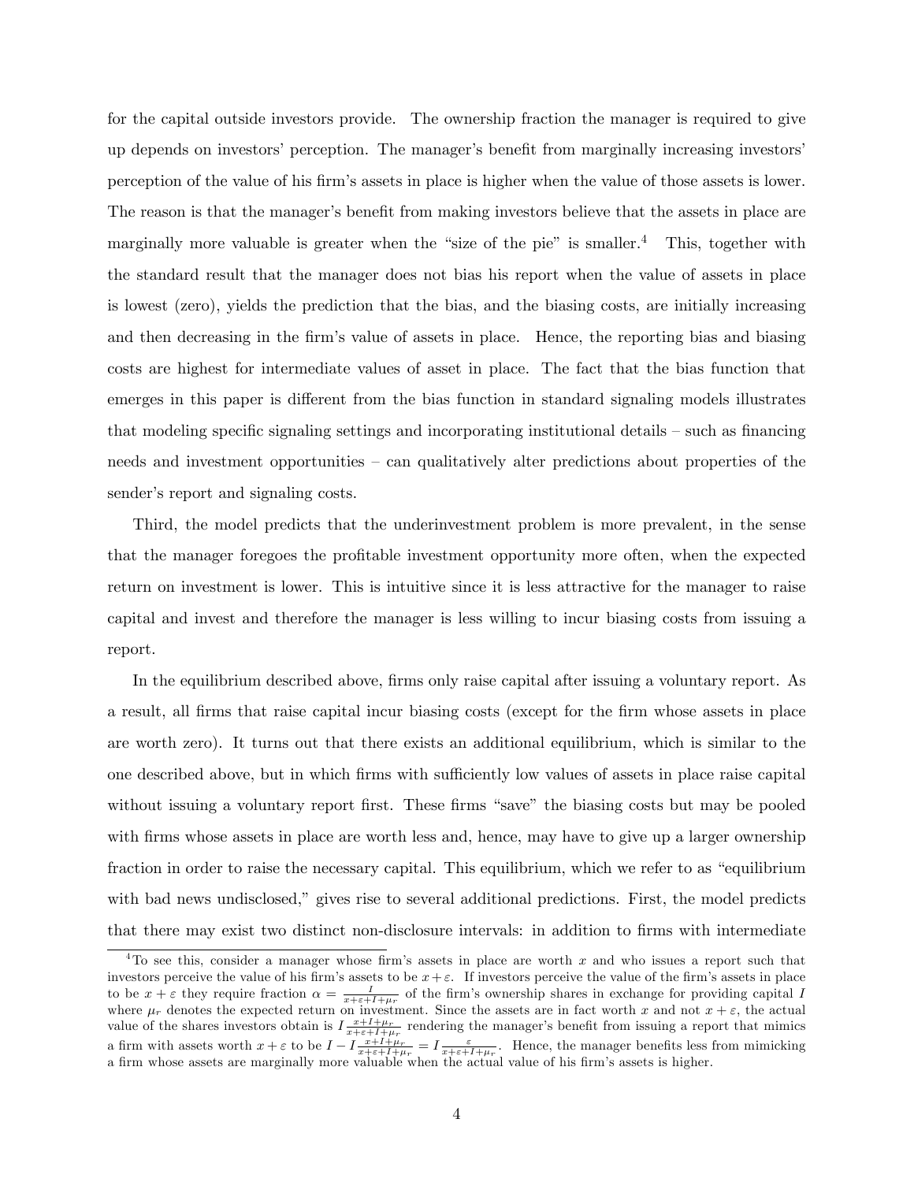for the capital outside investors provide. The ownership fraction the manager is required to give up depends on investors' perception. The manager's benefit from marginally increasing investors' perception of the value of his firm's assets in place is higher when the value of those assets is lower. The reason is that the manager's benefit from making investors believe that the assets in place are marginally more valuable is greater when the "size of the pie" is smaller.[4] This, together with the standard result that the manager does not bias his report when the value of assets in place is lowest (zero), yields the prediction that the bias, and the biasing costs, are initially increasing and then decreasing in the firm's value of assets in place. Hence, the reporting bias and biasing costs are highest for intermediate values of asset in place. The fact that the bias function that emerges in this paper is different from the bias function in standard signaling models illustrates that modeling specific signaling settings and incorporating institutional details – such as financing needs and investment opportunities – can qualitatively alter predictions about properties of the sender's report and signaling costs.

Third, the model predicts that the underinvestment problem is more prevalent, in the sense that the manager foregoes the profitable investment opportunity more often, when the expected return on investment is lower. This is intuitive since it is less attractive for the manager to raise capital and invest and therefore the manager is less willing to incur biasing costs from issuing a report.

In the equilibrium described above, firms only raise capital after issuing a voluntary report. As a result, all firms that raise capital incur biasing costs (except for the firm whose assets in place are worth zero). It turns out that there exists an additional equilibrium, which is similar to the one described above, but in which firms with sufficiently low values of assets in place raise capital without issuing a voluntary report first. These firms "save" the biasing costs but may be pooled with firms whose assets in place are worth less and, hence, may have to give up a larger ownership fraction in order to raise the necessary capital. This equilibrium, which we refer to as "equilibrium with bad news undisclosed," gives rise to several additional predictions. First, the model predicts that there may exist two distinct non-disclosure intervals: in addition to firms with intermediate

[4] To see this, consider a manager whose firm's assets in place are worth $x$ and who issues a report such that investors perceive the value of his firm's assets to be $x+\varepsilon$. If investors perceive the value of the firm's assets in place to be $x+\varepsilon$ they require fraction $\alpha = \frac{I}{x+\varepsilon+I+\mu_r}$ of the firm's ownership shares in exchange for providing capital $I$ where $\mu_r$ denotes the expected return on investment. Since the assets are in fact worth $x$ and not $x+\varepsilon$, the actual value of the shares investors obtain is $I\frac{x+I+\mu_r}{x+\varepsilon+I+\mu_r}$ rendering the manager's benefit from issuing a report that mimics a firm with assets worth $x+\varepsilon$ to be $I - I\frac{x+I+\mu_r}{x+\varepsilon+I+\mu_r} = I\frac{\varepsilon}{x+\varepsilon+I+\mu_r}$. Hence, the manager benefits less from mimicking a firm whose assets are marginally more valuable when the actual value of his firm's assets is higher.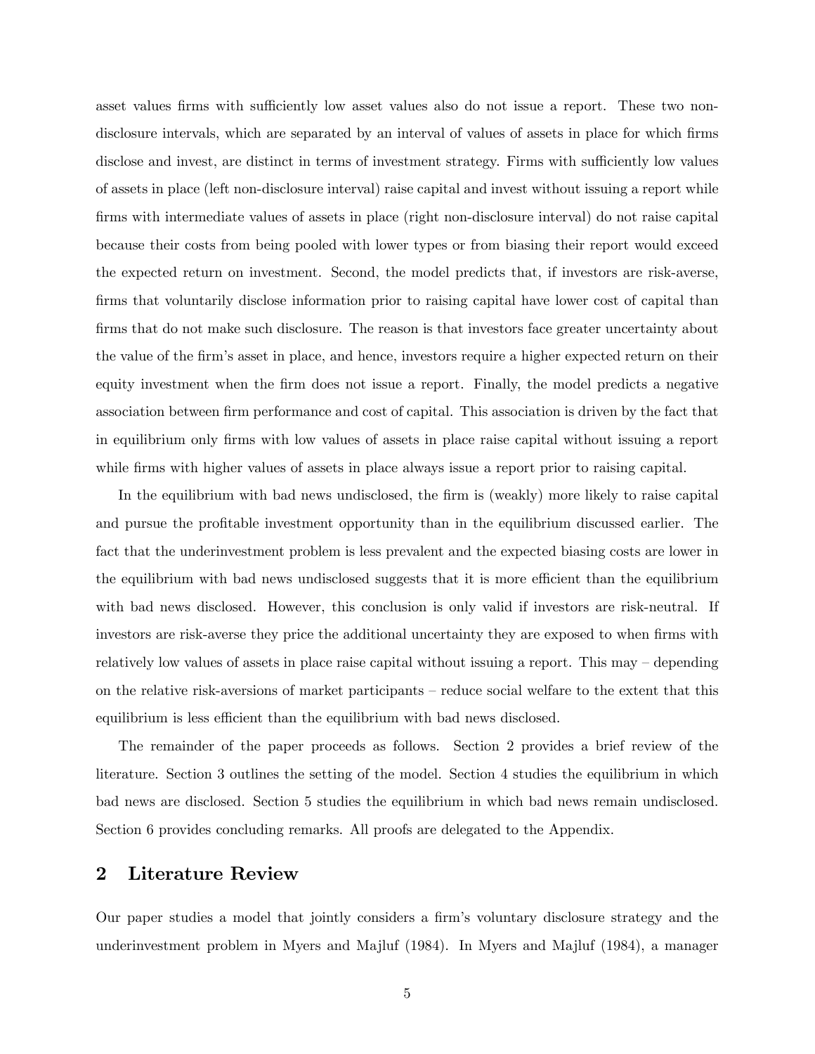asset values firms with sufficiently low asset values also do not issue a report. These two non-disclosure intervals, which are separated by an interval of values of assets in place for which firms disclose and invest, are distinct in terms of investment strategy. Firms with sufficiently low values of assets in place (left non-disclosure interval) raise capital and invest without issuing a report while firms with intermediate values of assets in place (right non-disclosure interval) do not raise capital because their costs from being pooled with lower types or from biasing their report would exceed the expected return on investment. Second, the model predicts that, if investors are risk-averse, firms that voluntarily disclose information prior to raising capital have lower cost of capital than firms that do not make such disclosure. The reason is that investors face greater uncertainty about the value of the firm's asset in place, and hence, investors require a higher expected return on their equity investment when the firm does not issue a report. Finally, the model predicts a negative association between firm performance and cost of capital. This association is driven by the fact that in equilibrium only firms with low values of assets in place raise capital without issuing a report while firms with higher values of assets in place always issue a report prior to raising capital.

In the equilibrium with bad news undisclosed, the firm is (weakly) more likely to raise capital and pursue the profitable investment opportunity than in the equilibrium discussed earlier. The fact that the underinvestment problem is less prevalent and the expected biasing costs are lower in the equilibrium with bad news undisclosed suggests that it is more efficient than the equilibrium with bad news disclosed. However, this conclusion is only valid if investors are risk-neutral. If investors are risk-averse they price the additional uncertainty they are exposed to when firms with relatively low values of assets in place raise capital without issuing a report. This may – depending on the relative risk-aversions of market participants – reduce social welfare to the extent that this equilibrium is less efficient than the equilibrium with bad news disclosed.

The remainder of the paper proceeds as follows. Section 2 provides a brief review of the literature. Section 3 outlines the setting of the model. Section 4 studies the equilibrium in which bad news are disclosed. Section 5 studies the equilibrium in which bad news remain undisclosed. Section 6 provides concluding remarks. All proofs are delegated to the Appendix.

## 2 Literature Review

Our paper studies a model that jointly considers a firm's voluntary disclosure strategy and the underinvestment problem in Myers and Majluf (1984). In Myers and Majluf (1984), a manager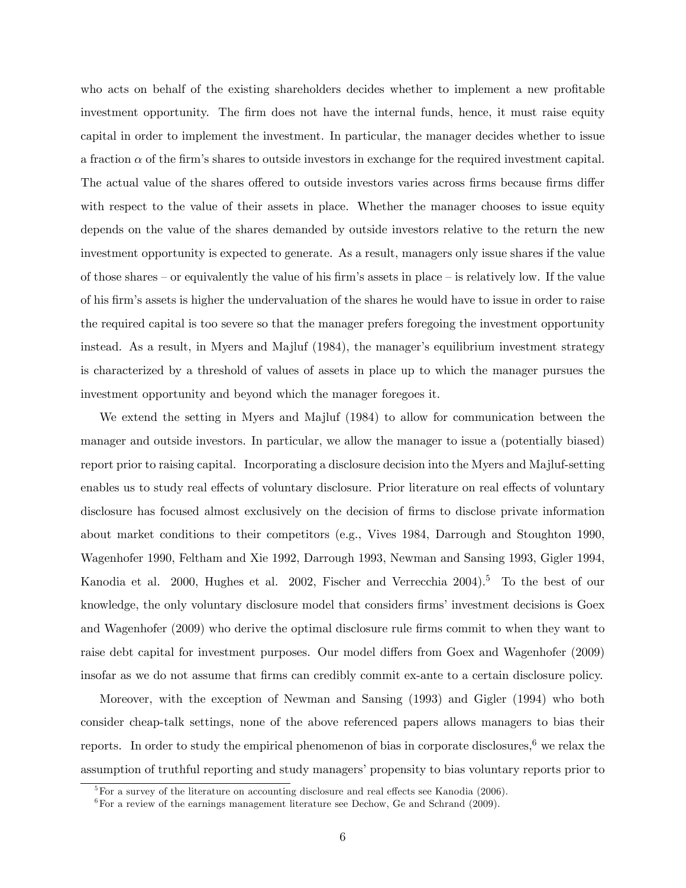who acts on behalf of the existing shareholders decides whether to implement a new profitable investment opportunity. The firm does not have the internal funds, hence, it must raise equity capital in order to implement the investment. In particular, the manager decides whether to issue a fraction $\alpha$ of the firm's shares to outside investors in exchange for the required investment capital. The actual value of the shares offered to outside investors varies across firms because firms differ with respect to the value of their assets in place. Whether the manager chooses to issue equity depends on the value of the shares demanded by outside investors relative to the return the new investment opportunity is expected to generate. As a result, managers only issue shares if the value of those shares – or equivalently the value of his firm's assets in place – is relatively low. If the value of his firm's assets is higher the undervaluation of the shares he would have to issue in order to raise the required capital is too severe so that the manager prefers foregoing the investment opportunity instead. As a result, in Myers and Majluf (1984), the manager's equilibrium investment strategy is characterized by a threshold of values of assets in place up to which the manager pursues the investment opportunity and beyond which the manager foregoes it.

We extend the setting in Myers and Majluf (1984) to allow for communication between the manager and outside investors. In particular, we allow the manager to issue a (potentially biased) report prior to raising capital. Incorporating a disclosure decision into the Myers and Majluf-setting enables us to study real effects of voluntary disclosure. Prior literature on real effects of voluntary disclosure has focused almost exclusively on the decision of firms to disclose private information about market conditions to their competitors (e.g., Vives 1984, Darrough and Stoughton 1990, Wagenhofer 1990, Feltham and Xie 1992, Darrough 1993, Newman and Sansing 1993, Gigler 1994, Kanodia et al. 2000, Hughes et al. 2002, Fischer and Verrecchia 2004).[5] To the best of our knowledge, the only voluntary disclosure model that considers firms' investment decisions is Goex and Wagenhofer (2009) who derive the optimal disclosure rule firms commit to when they want to raise debt capital for investment purposes. Our model differs from Goex and Wagenhofer (2009) insofar as we do not assume that firms can credibly commit ex-ante to a certain disclosure policy.

Moreover, with the exception of Newman and Sansing (1993) and Gigler (1994) who both consider cheap-talk settings, none of the above referenced papers allows managers to bias their reports. In order to study the empirical phenomenon of bias in corporate disclosures,[6] we relax the assumption of truthful reporting and study managers' propensity to bias voluntary reports prior to

[5] For a survey of the literature on accounting disclosure and real effects see Kanodia (2006).

[6] For a review of the earnings management literature see Dechow, Ge and Schrand (2009).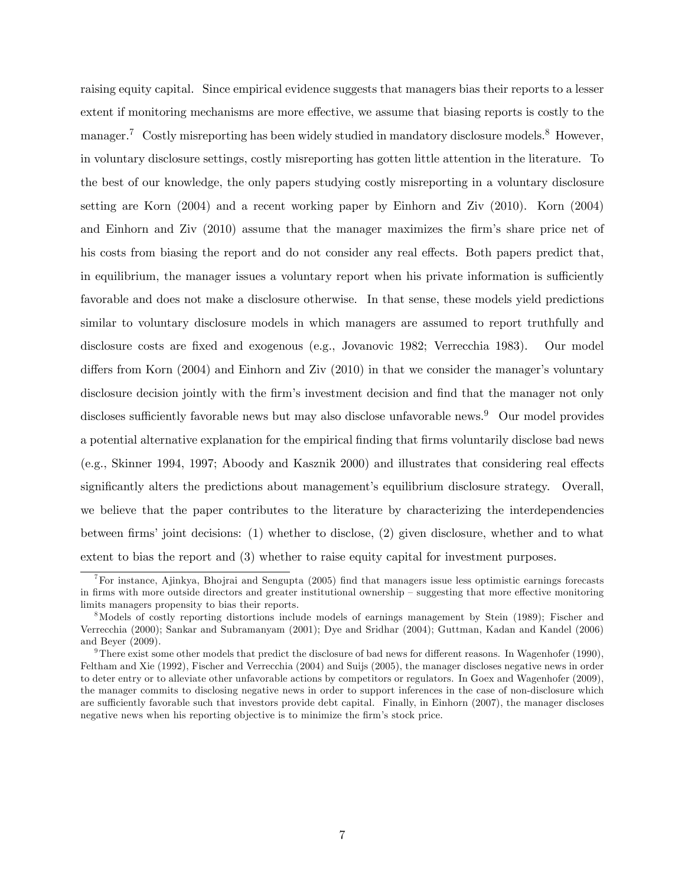raising equity capital. Since empirical evidence suggests that managers bias their reports to a lesser extent if monitoring mechanisms are more effective, we assume that biasing reports is costly to the manager.[7] Costly misreporting has been widely studied in mandatory disclosure models.[8] However, in voluntary disclosure settings, costly misreporting has gotten little attention in the literature. To the best of our knowledge, the only papers studying costly misreporting in a voluntary disclosure setting are Korn (2004) and a recent working paper by Einhorn and Ziv (2010). Korn (2004) and Einhorn and Ziv (2010) assume that the manager maximizes the firm's share price net of his costs from biasing the report and do not consider any real effects. Both papers predict that, in equilibrium, the manager issues a voluntary report when his private information is sufficiently favorable and does not make a disclosure otherwise. In that sense, these models yield predictions similar to voluntary disclosure models in which managers are assumed to report truthfully and disclosure costs are fixed and exogenous (e.g., Jovanovic 1982; Verrecchia 1983). Our model differs from Korn (2004) and Einhorn and Ziv (2010) in that we consider the manager's voluntary disclosure decision jointly with the firm's investment decision and find that the manager not only discloses sufficiently favorable news but may also disclose unfavorable news.[9] Our model provides a potential alternative explanation for the empirical finding that firms voluntarily disclose bad news (e.g., Skinner 1994, 1997; Aboody and Kasznik 2000) and illustrates that considering real effects significantly alters the predictions about management's equilibrium disclosure strategy. Overall, we believe that the paper contributes to the literature by characterizing the interdependencies between firms' joint decisions: (1) whether to disclose, (2) given disclosure, whether and to what extent to bias the report and (3) whether to raise equity capital for investment purposes.

[7] For instance, Ajinkya, Bhojrai and Sengupta (2005) find that managers issue less optimistic earnings forecasts in firms with more outside directors and greater institutional ownership – suggesting that more effective monitoring limits managers propensity to bias their reports.

[8] Models of costly reporting distortions include models of earnings management by Stein (1989); Fischer and Verrecchia (2000); Sankar and Subramanyam (2001); Dye and Sridhar (2004); Guttman, Kadan and Kandel (2006) and Beyer (2009).

[9] There exist some other models that predict the disclosure of bad news for different reasons. In Wagenhofer (1990), Feltham and Xie (1992), Fischer and Verrecchia (2004) and Suijs (2005), the manager discloses negative news in order to deter entry or to alleviate other unfavorable actions by competitors or regulators. In Goex and Wagenhofer (2009), the manager commits to disclosing negative news in order to support inferences in the case of non-disclosure which are sufficiently favorable such that investors provide debt capital. Finally, in Einhorn (2007), the manager discloses negative news when his reporting objective is to minimize the firm's stock price.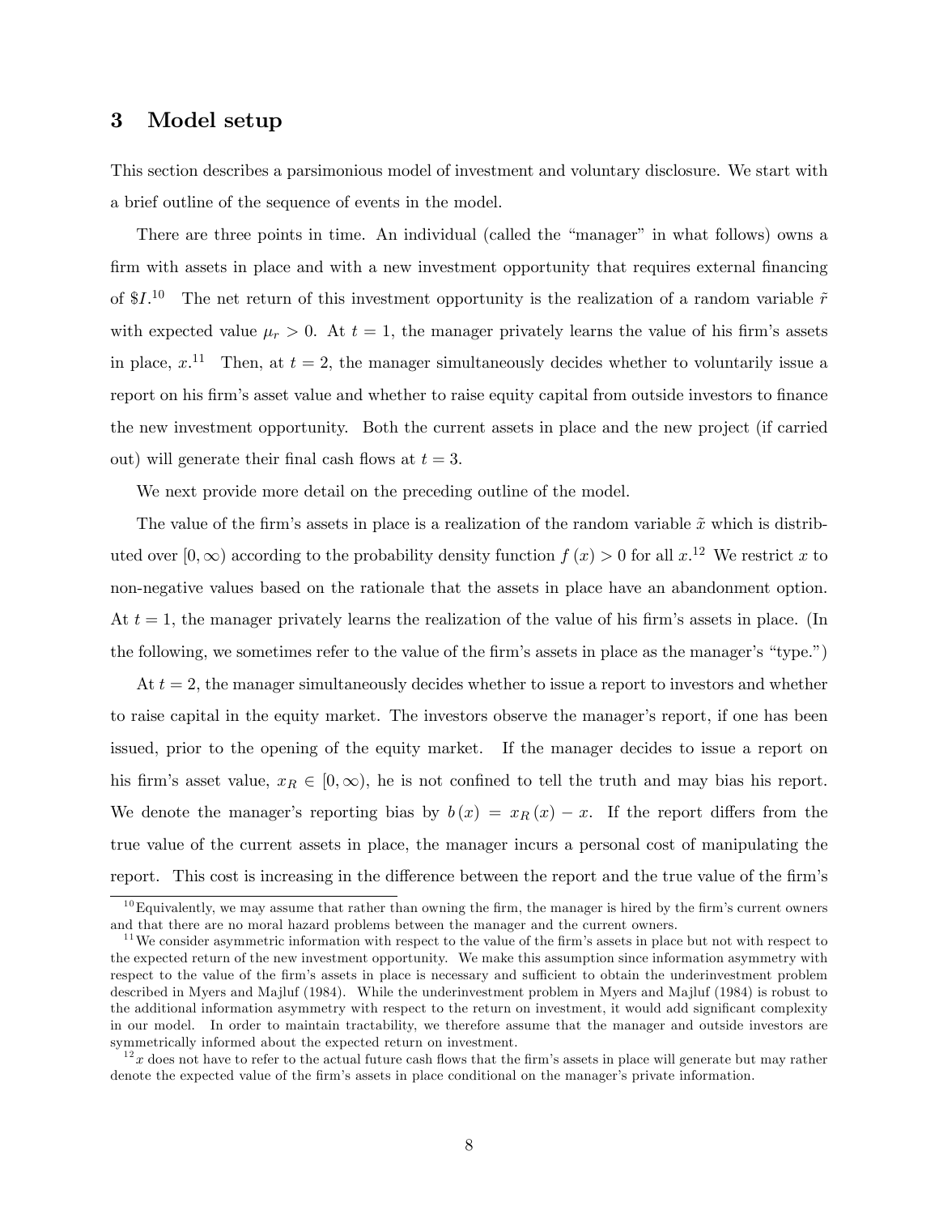## 3 Model setup

This section describes a parsimonious model of investment and voluntary disclosure. We start with a brief outline of the sequence of events in the model.

There are three points in time. An individual (called the "manager" in what follows) owns a firm with assets in place and with a new investment opportunity that requires external financing of \$$I$.[10] The net return of this investment opportunity is the realization of a random variable $\tilde{r}$ with expected value $\mu_r > 0$. At $t = 1$, the manager privately learns the value of his firm's assets in place, $x$.[11] Then, at $t = 2$, the manager simultaneously decides whether to voluntarily issue a report on his firm's asset value and whether to raise equity capital from outside investors to finance the new investment opportunity. Both the current assets in place and the new project (if carried out) will generate their final cash flows at $t = 3$.

We next provide more detail on the preceding outline of the model.

The value of the firm's assets in place is a realization of the random variable $\tilde{x}$ which is distributed over $[0, \infty)$ according to the probability density function $f(x) > 0$ for all $x$.[12] We restrict $x$ to non-negative values based on the rationale that the assets in place have an abandonment option. At $t = 1$, the manager privately learns the realization of the value of his firm's assets in place. (In the following, we sometimes refer to the value of the firm's assets in place as the manager's "type.")

At $t = 2$, the manager simultaneously decides whether to issue a report to investors and whether to raise capital in the equity market. The investors observe the manager's report, if one has been issued, prior to the opening of the equity market. If the manager decides to issue a report on his firm's asset value, $x_R \in [0, \infty)$, he is not confined to tell the truth and may bias his report. We denote the manager's reporting bias by $b(x) = x_R(x) - x$. If the report differs from the true value of the current assets in place, the manager incurs a personal cost of manipulating the report. This cost is increasing in the difference between the report and the true value of the firm's

[10] Equivalently, we may assume that rather than owning the firm, the manager is hired by the firm's current owners and that there are no moral hazard problems between the manager and the current owners.

[11] We consider asymmetric information with respect to the value of the firm's assets in place but not with respect to the expected return of the new investment opportunity. We make this assumption since information asymmetry with respect to the value of the firm's assets in place is necessary and sufficient to obtain the underinvestment problem described in Myers and Majluf (1984). While the underinvestment problem in Myers and Majluf (1984) is robust to the additional information asymmetry with respect to the return on investment, it would add significant complexity in our model. In order to maintain tractability, we therefore assume that the manager and outside investors are symmetrically informed about the expected return on investment.

[12] $x$ does not have to refer to the actual future cash flows that the firm's assets in place will generate but may rather denote the expected value of the firm's assets in place conditional on the manager's private information.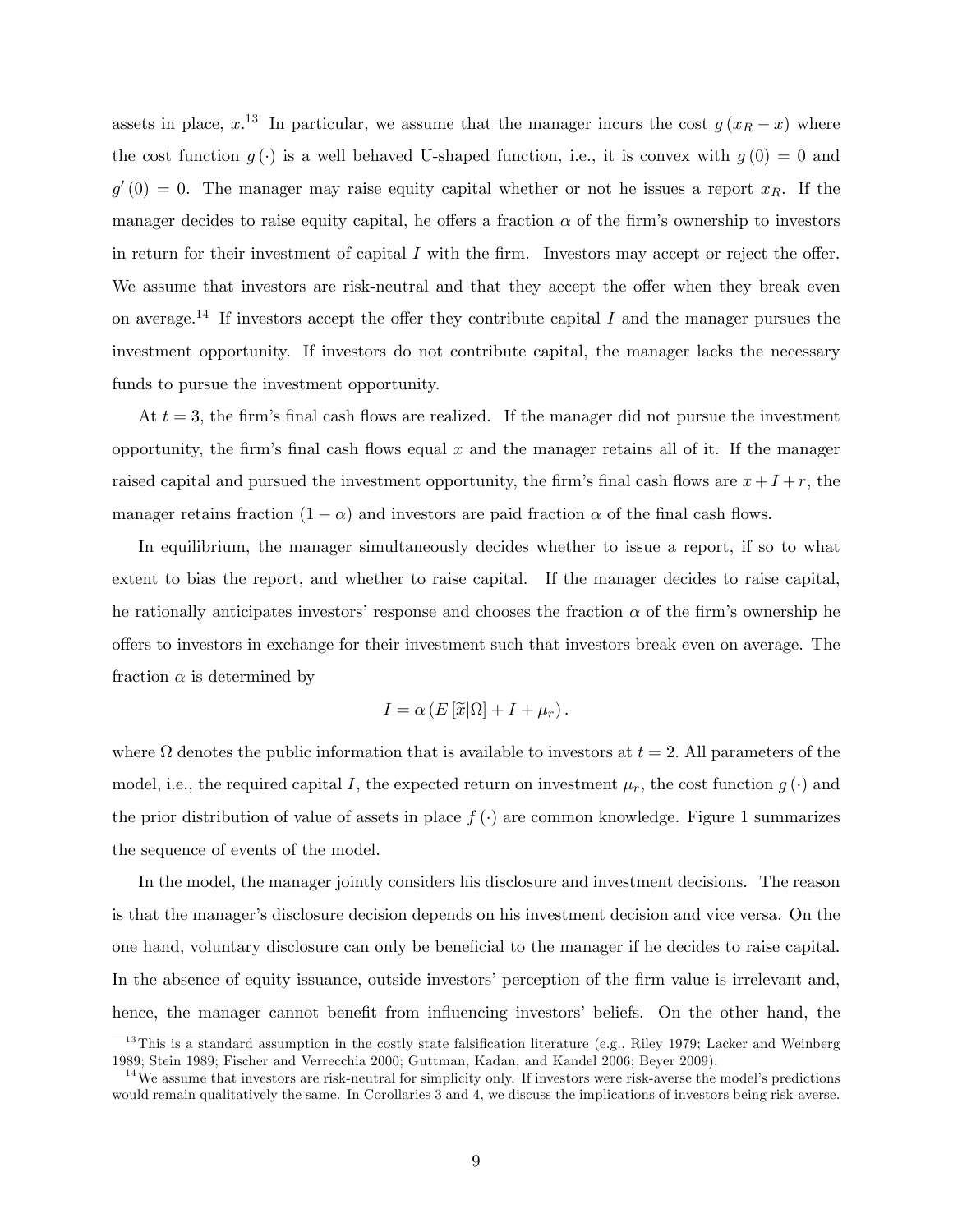assets in place, $x$.[13] In particular, we assume that the manager incurs the cost $g(x_R - x)$ where the cost function $g(\cdot)$ is a well behaved U-shaped function, i.e., it is convex with $g(0) = 0$ and $g'(0) = 0$. The manager may raise equity capital whether or not he issues a report $x_R$. If the manager decides to raise equity capital, he offers a fraction $\alpha$ of the firm's ownership to investors in return for their investment of capital $I$ with the firm. Investors may accept or reject the offer. We assume that investors are risk-neutral and that they accept the offer when they break even on average.[14] If investors accept the offer they contribute capital $I$ and the manager pursues the investment opportunity. If investors do not contribute capital, the manager lacks the necessary funds to pursue the investment opportunity.

At $t = 3$, the firm's final cash flows are realized. If the manager did not pursue the investment opportunity, the firm's final cash flows equal $x$ and the manager retains all of it. If the manager raised capital and pursued the investment opportunity, the firm's final cash flows are $x + I + r$, the manager retains fraction $(1 - \alpha)$ and investors are paid fraction $\alpha$ of the final cash flows.

In equilibrium, the manager simultaneously decides whether to issue a report, if so to what extent to bias the report, and whether to raise capital. If the manager decides to raise capital, he rationally anticipates investors' response and chooses the fraction $\alpha$ of the firm's ownership he offers to investors in exchange for their investment such that investors break even on average. The fraction $\alpha$ is determined by

$$I = \alpha \left( E\left[\widetilde{x}|\Omega\right] + I + \mu_r \right).$$

where $\Omega$ denotes the public information that is available to investors at $t = 2$. All parameters of the model, i.e., the required capital $I$, the expected return on investment $\mu_r$, the cost function $g(\cdot)$ and the prior distribution of value of assets in place $f(\cdot)$ are common knowledge. Figure 1 summarizes the sequence of events of the model.

In the model, the manager jointly considers his disclosure and investment decisions. The reason is that the manager's disclosure decision depends on his investment decision and vice versa. On the one hand, voluntary disclosure can only be beneficial to the manager if he decides to raise capital. In the absence of equity issuance, outside investors' perception of the firm value is irrelevant and, hence, the manager cannot benefit from influencing investors' beliefs. On the other hand, the

[13] This is a standard assumption in the costly state falsification literature (e.g., Riley 1979; Lacker and Weinberg 1989; Stein 1989; Fischer and Verrecchia 2000; Guttman, Kadan, and Kandel 2006; Beyer 2009).

[14] We assume that investors are risk-neutral for simplicity only. If investors were risk-averse the model's predictions would remain qualitatively the same. In Corollaries 3 and 4, we discuss the implications of investors being risk-averse.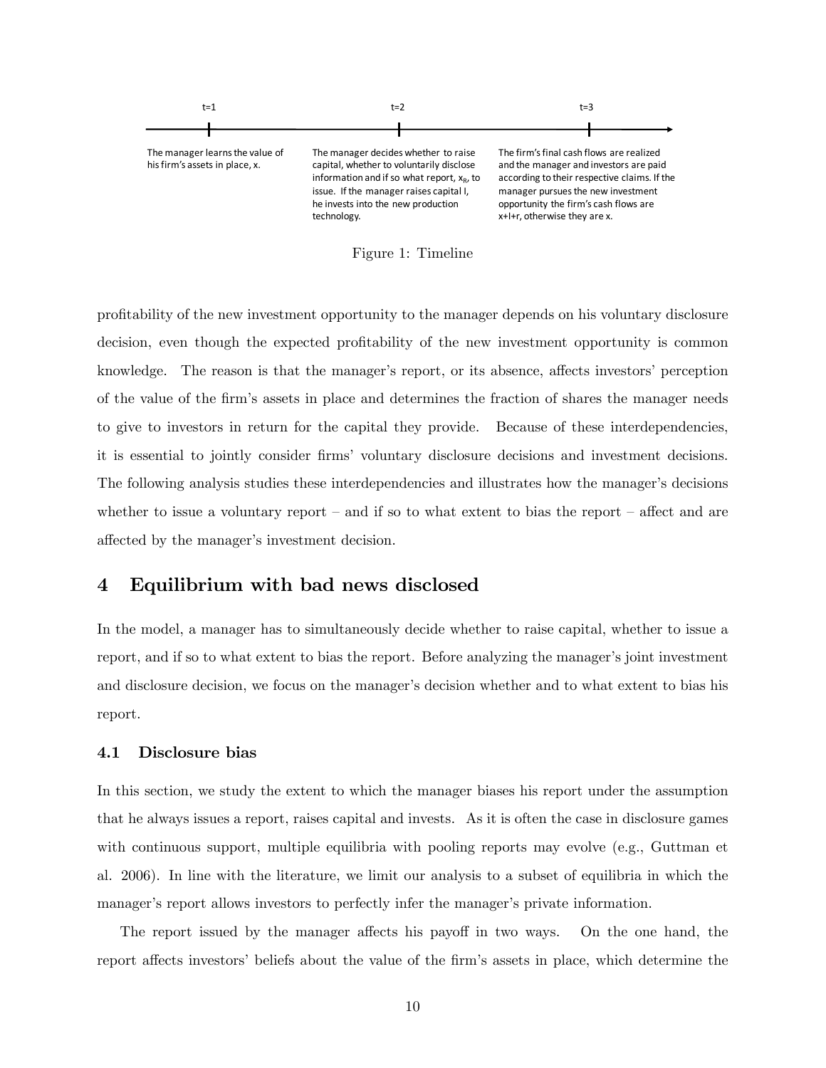t=1

The manager learns the value of his firm's assets in place, x.

t=2

The manager decides whether to raise capital, whether to voluntarily disclose information and if so what report, $x_R$, to issue. If the manager raises capital I, he invests into the new production technology.

t=3

The firm's final cash flows are realized and the manager and investors are paid according to their respective claims. If the manager pursues the new investment opportunity the firm's cash flows are x+I+r, otherwise they are x.

Figure 1: Timeline

profitability of the new investment opportunity to the manager depends on his voluntary disclosure decision, even though the expected profitability of the new investment opportunity is common knowledge. The reason is that the manager's report, or its absence, affects investors' perception of the value of the firm's assets in place and determines the fraction of shares the manager needs to give to investors in return for the capital they provide. Because of these interdependencies, it is essential to jointly consider firms' voluntary disclosure decisions and investment decisions. The following analysis studies these interdependencies and illustrates how the manager's decisions whether to issue a voluntary report – and if so to what extent to bias the report – affect and are affected by the manager's investment decision.

## 4 Equilibrium with bad news disclosed

In the model, a manager has to simultaneously decide whether to raise capital, whether to issue a report, and if so to what extent to bias the report. Before analyzing the manager's joint investment and disclosure decision, we focus on the manager's decision whether and to what extent to bias his report.

### 4.1 Disclosure bias

In this section, we study the extent to which the manager biases his report under the assumption that he always issues a report, raises capital and invests. As it is often the case in disclosure games with continuous support, multiple equilibria with pooling reports may evolve (e.g., Guttman et al. 2006). In line with the literature, we limit our analysis to a subset of equilibria in which the manager's report allows investors to perfectly infer the manager's private information.

The report issued by the manager affects his payoff in two ways. On the one hand, the report affects investors' beliefs about the value of the firm's assets in place, which determine the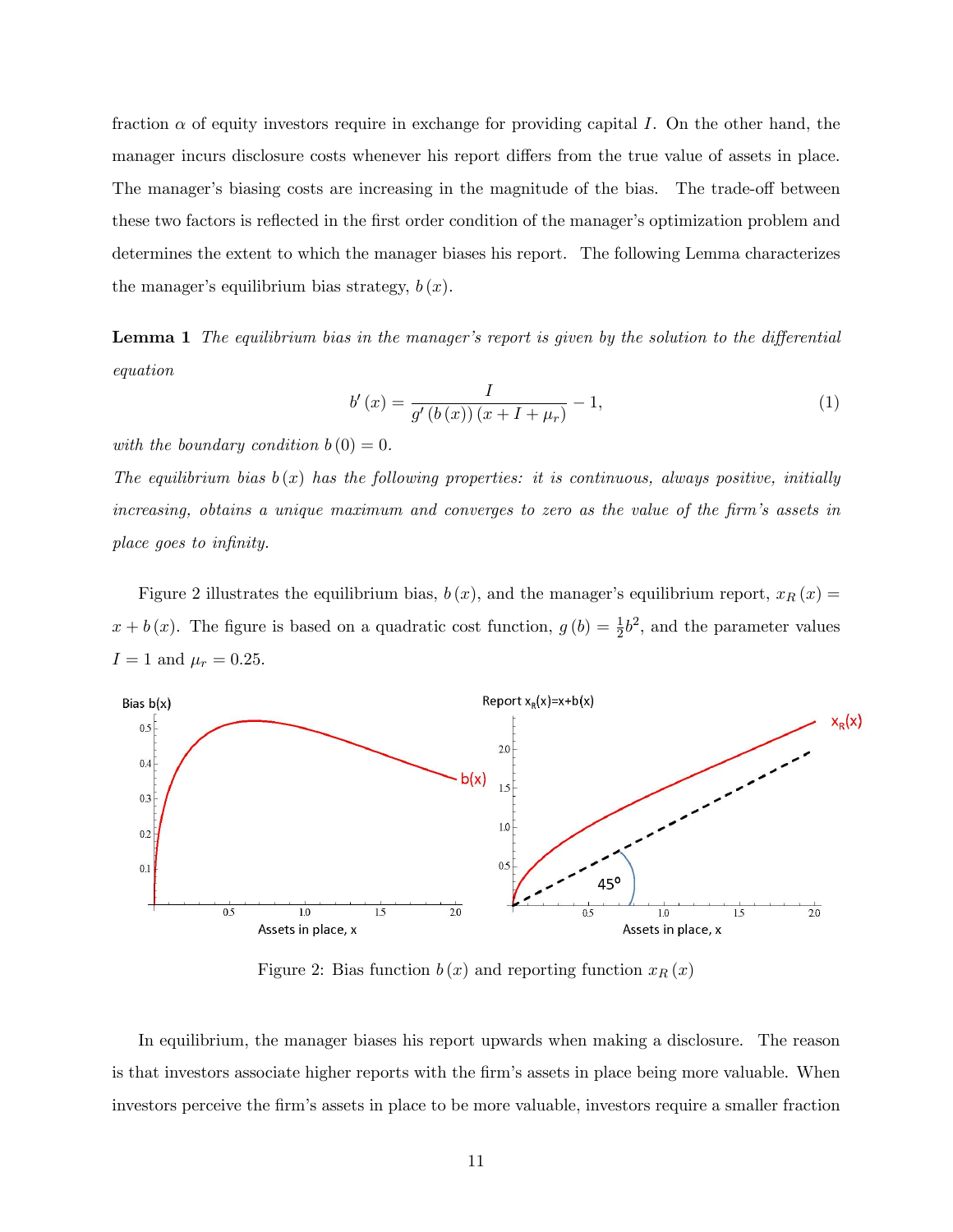fraction $\alpha$ of equity investors require in exchange for providing capital $I$. On the other hand, the manager incurs disclosure costs whenever his report differs from the true value of assets in place. The manager's biasing costs are increasing in the magnitude of the bias. The trade-off between these two factors is reflected in the first order condition of the manager's optimization problem and determines the extent to which the manager biases his report. The following Lemma characterizes the manager's equilibrium bias strategy, $b(x)$.

**Lemma 1** *The equilibrium bias in the manager's report is given by the solution to the differential equation*

$$b'(x) = \frac{I}{g'(b(x))(x + I + \mu_r)} - 1, \tag{1}$$

*with the boundary condition* $b(0) = 0$.

*The equilibrium bias* $b(x)$ *has the following properties: it is continuous, always positive, initially increasing, obtains a unique maximum and converges to zero as the value of the firm's assets in place goes to infinity.*

Figure 2 illustrates the equilibrium bias, $b(x)$, and the manager's equilibrium report, $x_R(x) = x + b(x)$. The figure is based on a quadratic cost function, $g(b) = \frac{1}{2}b^2$, and the parameter values $I = 1$ and $\mu_r = 0.25$.

Bias b(x)

0.5
0.4
0.3
0.2
0.1

0.5 1.0 1.5 2.0

Assets in place, x

b(x)

Report $x_R(x)$=x+b(x)

2.0
1.5
1.0
0.5

0.5 1.0 1.5 2.0

Assets in place, x

45°

$x_R(x)$

Figure 2: Bias function $b(x)$ and reporting function $x_R(x)$

In equilibrium, the manager biases his report upwards when making a disclosure. The reason is that investors associate higher reports with the firm's assets in place being more valuable. When investors perceive the firm's assets in place to be more valuable, investors require a smaller fraction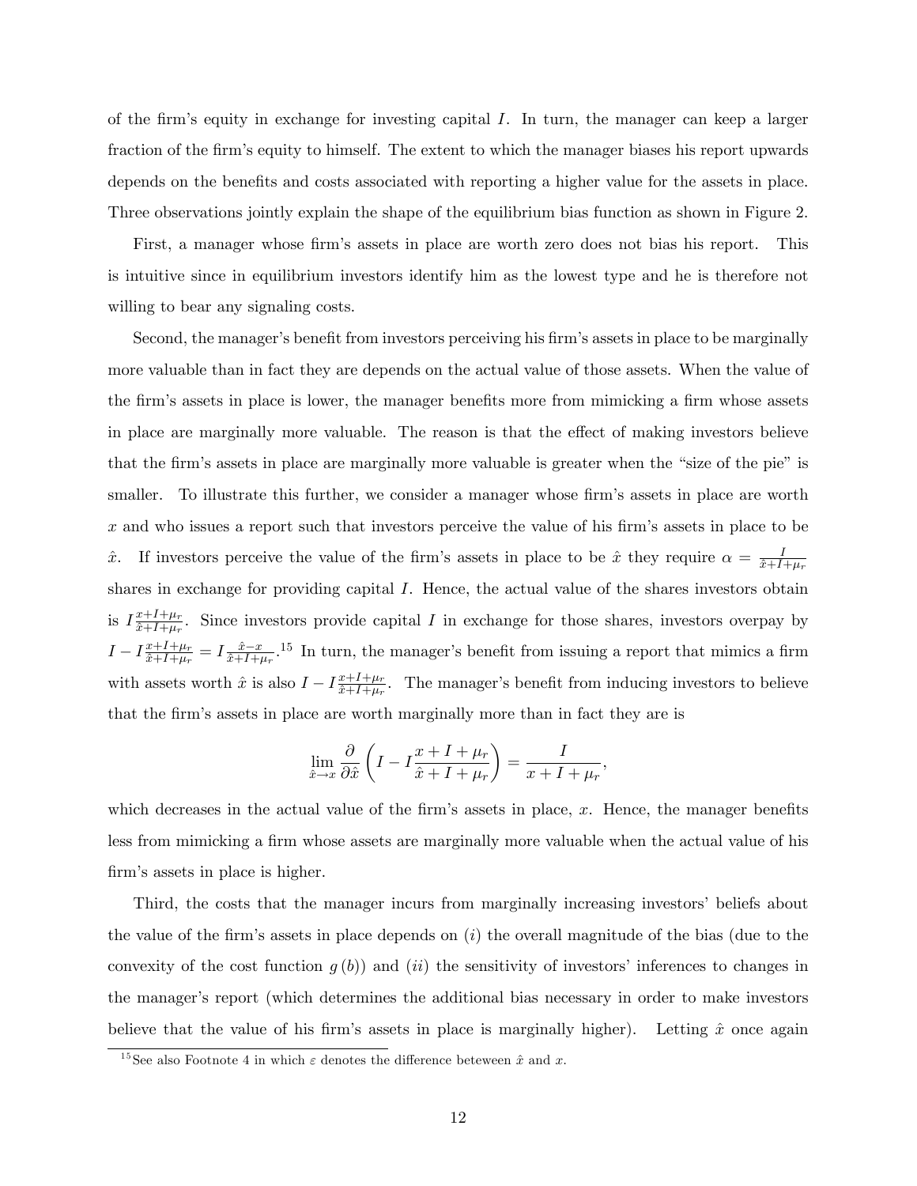of the firm's equity in exchange for investing capital $I$. In turn, the manager can keep a larger fraction of the firm's equity to himself. The extent to which the manager biases his report upwards depends on the benefits and costs associated with reporting a higher value for the assets in place. Three observations jointly explain the shape of the equilibrium bias function as shown in Figure 2.

First, a manager whose firm's assets in place are worth zero does not bias his report. This is intuitive since in equilibrium investors identify him as the lowest type and he is therefore not willing to bear any signaling costs.

Second, the manager's benefit from investors perceiving his firm's assets in place to be marginally more valuable than in fact they are depends on the actual value of those assets. When the value of the firm's assets in place is lower, the manager benefits more from mimicking a firm whose assets in place are marginally more valuable. The reason is that the effect of making investors believe that the firm's assets in place are marginally more valuable is greater when the "size of the pie" is smaller. To illustrate this further, we consider a manager whose firm's assets in place are worth $x$ and who issues a report such that investors perceive the value of his firm's assets in place to be $\hat{x}$. If investors perceive the value of the firm's assets in place to be $\hat{x}$ they require $\alpha = \frac{I}{\hat{x}+I+\mu_r}$ shares in exchange for providing capital $I$. Hence, the actual value of the shares investors obtain is $I\frac{x+I+\mu_r}{\hat{x}+I+\mu_r}$. Since investors provide capital $I$ in exchange for those shares, investors overpay by $I - I\frac{x+I+\mu_r}{\hat{x}+I+\mu_r} = I\frac{\hat{x}-x}{\hat{x}+I+\mu_r}$.[15] In turn, the manager's benefit from issuing a report that mimics a firm with assets worth $\hat{x}$ is also $I - I\frac{x+I+\mu_r}{\hat{x}+I+\mu_r}$. The manager's benefit from inducing investors to believe that the firm's assets in place are worth marginally more than in fact they are is

$$\lim_{\hat{x}\to x} \frac{\partial}{\partial \hat{x}} \left( I - I\frac{x+I+\mu_r}{\hat{x}+I+\mu_r} \right) = \frac{I}{x+I+\mu_r},$$

which decreases in the actual value of the firm's assets in place, $x$. Hence, the manager benefits less from mimicking a firm whose assets are marginally more valuable when the actual value of his firm's assets in place is higher.

Third, the costs that the manager incurs from marginally increasing investors' beliefs about the value of the firm's assets in place depends on $(i)$ the overall magnitude of the bias (due to the convexity of the cost function $g(b)$) and $(ii)$ the sensitivity of investors' inferences to changes in the manager's report (which determines the additional bias necessary in order to make investors believe that the value of his firm's assets in place is marginally higher). Letting $\hat{x}$ once again

[15] See also Footnote 4 in which $\varepsilon$ denotes the difference beteween $\hat{x}$ and $x$.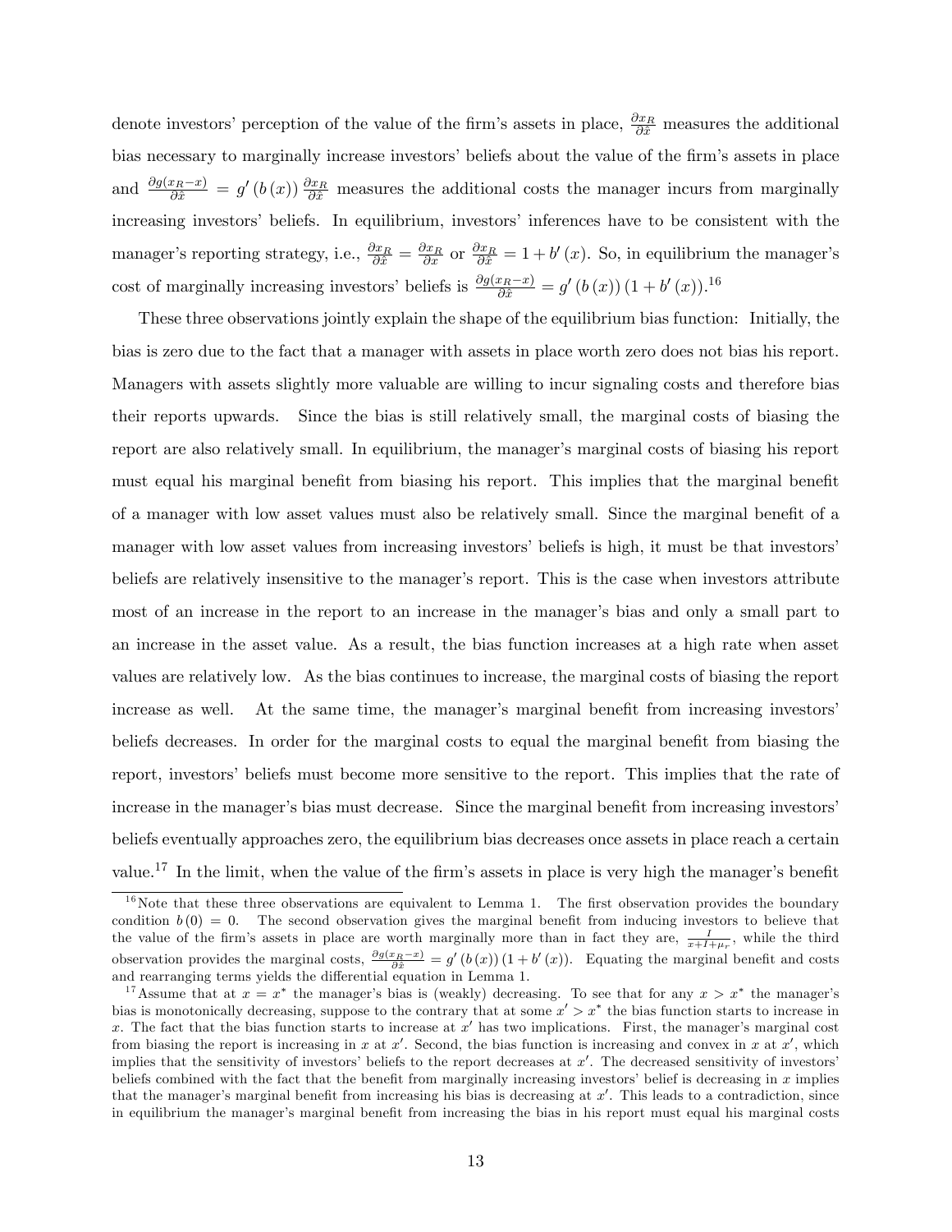denote investors' perception of the value of the firm's assets in place, $\frac{\partial x_R}{\partial \hat{x}}$ measures the additional bias necessary to marginally increase investors' beliefs about the value of the firm's assets in place and $\frac{\partial g(x_R - x)}{\partial \hat{x}} = g'(b(x)) \frac{\partial x_R}{\partial \hat{x}}$ measures the additional costs the manager incurs from marginally increasing investors' beliefs. In equilibrium, investors' inferences have to be consistent with the manager's reporting strategy, i.e., $\frac{\partial x_R}{\partial \hat{x}} = \frac{\partial x_R}{\partial x}$ or $\frac{\partial x_R}{\partial \hat{x}} = 1 + b'(x)$. So, in equilibrium the manager's cost of marginally increasing investors' beliefs is $\frac{\partial g(x_R - x)}{\partial \hat{x}} = g'(b(x))(1 + b'(x))$.[16]

These three observations jointly explain the shape of the equilibrium bias function: Initially, the bias is zero due to the fact that a manager with assets in place worth zero does not bias his report. Managers with assets slightly more valuable are willing to incur signaling costs and therefore bias their reports upwards. Since the bias is still relatively small, the marginal costs of biasing the report are also relatively small. In equilibrium, the manager's marginal costs of biasing his report must equal his marginal benefit from biasing his report. This implies that the marginal benefit of a manager with low asset values must also be relatively small. Since the marginal benefit of a manager with low asset values from increasing investors' beliefs is high, it must be that investors' beliefs are relatively insensitive to the manager's report. This is the case when investors attribute most of an increase in the report to an increase in the manager's bias and only a small part to an increase in the asset value. As a result, the bias function increases at a high rate when asset values are relatively low. As the bias continues to increase, the marginal costs of biasing the report increase as well. At the same time, the manager's marginal benefit from increasing investors' beliefs decreases. In order for the marginal costs to equal the marginal benefit from biasing the report, investors' beliefs must become more sensitive to the report. This implies that the rate of increase in the manager's bias must decrease. Since the marginal benefit from increasing investors' beliefs eventually approaches zero, the equilibrium bias decreases once assets in place reach a certain value.[17] In the limit, when the value of the firm's assets in place is very high the manager's benefit

---

[16] Note that these three observations are equivalent to Lemma 1. The first observation provides the boundary condition $b(0) = 0$. The second observation gives the marginal benefit from inducing investors to believe that the value of the firm's assets in place are worth marginally more than in fact they are, $\frac{I}{x + I + \mu_r}$, while the third observation provides the marginal costs, $\frac{\partial g(x_R - x)}{\partial \hat{x}} = g'(b(x))(1 + b'(x))$. Equating the marginal benefit and costs and rearranging terms yields the differential equation in Lemma 1.

[17] Assume that at $x = x^*$ the manager's bias is (weakly) decreasing. To see that for any $x > x^*$ the manager's bias is monotonically decreasing, suppose to the contrary that at some $x' > x^*$ the bias function starts to increase in $x$. The fact that the bias function starts to increase at $x'$ has two implications. First, the manager's marginal cost from biasing the report is increasing in $x$ at $x'$. Second, the bias function is increasing and convex in $x$ at $x'$, which implies that the sensitivity of investors' beliefs to the report decreases at $x'$. The decreased sensitivity of investors' beliefs combined with the fact that the benefit from marginally increasing investors' belief is decreasing in $x$ implies that the manager's marginal benefit from increasing his bias is decreasing at $x'$. This leads to a contradiction, since in equilibrium the manager's marginal benefit from increasing the bias in his report must equal his marginal costs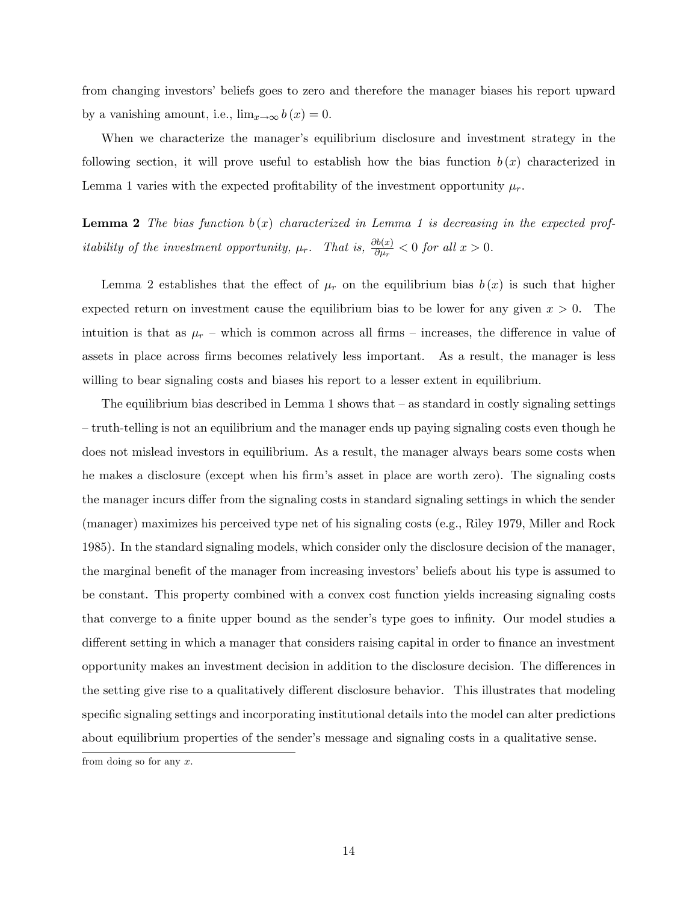from changing investors' beliefs goes to zero and therefore the manager biases his report upward by a vanishing amount, i.e., $\lim_{x\to\infty} b(x) = 0$.

When we characterize the manager's equilibrium disclosure and investment strategy in the following section, it will prove useful to establish how the bias function $b(x)$ characterized in Lemma 1 varies with the expected profitability of the investment opportunity $\mu_r$.

**Lemma 2** *The bias function $b(x)$ characterized in Lemma 1 is decreasing in the expected profitability of the investment opportunity, $\mu_r$. That is, $\frac{\partial b(x)}{\partial \mu_r} < 0$ for all $x > 0$.*

Lemma 2 establishes that the effect of $\mu_r$ on the equilibrium bias $b(x)$ is such that higher expected return on investment cause the equilibrium bias to be lower for any given $x > 0$. The intuition is that as $\mu_r$ – which is common across all firms – increases, the difference in value of assets in place across firms becomes relatively less important. As a result, the manager is less willing to bear signaling costs and biases his report to a lesser extent in equilibrium.

The equilibrium bias described in Lemma 1 shows that – as standard in costly signaling settings – truth-telling is not an equilibrium and the manager ends up paying signaling costs even though he does not mislead investors in equilibrium. As a result, the manager always bears some costs when he makes a disclosure (except when his firm's asset in place are worth zero). The signaling costs the manager incurs differ from the signaling costs in standard signaling settings in which the sender (manager) maximizes his perceived type net of his signaling costs (e.g., Riley 1979, Miller and Rock 1985). In the standard signaling models, which consider only the disclosure decision of the manager, the marginal benefit of the manager from increasing investors' beliefs about his type is assumed to be constant. This property combined with a convex cost function yields increasing signaling costs that converge to a finite upper bound as the sender's type goes to infinity. Our model studies a different setting in which a manager that considers raising capital in order to finance an investment opportunity makes an investment decision in addition to the disclosure decision. The differences in the setting give rise to a qualitatively different disclosure behavior. This illustrates that modeling specific signaling settings and incorporating institutional details into the model can alter predictions about equilibrium properties of the sender's message and signaling costs in a qualitative sense.

from doing so for any $x$.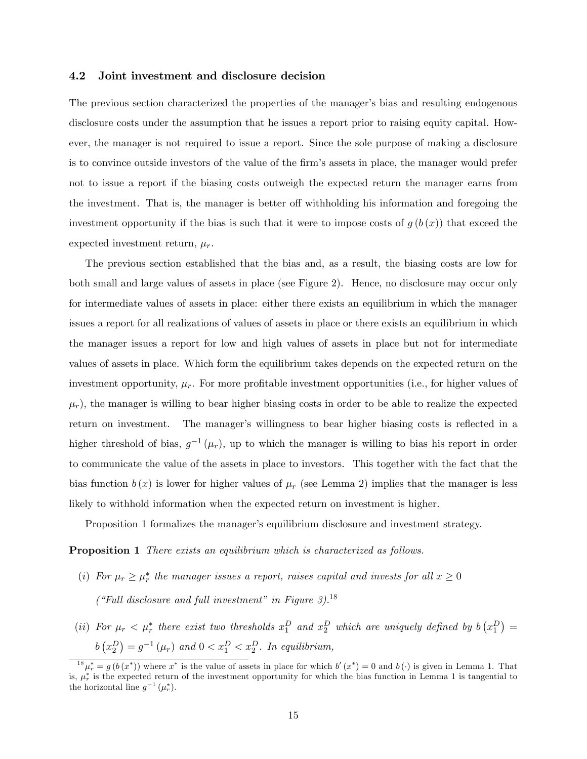### 4.2 Joint investment and disclosure decision

The previous section characterized the properties of the manager's bias and resulting endogenous disclosure costs under the assumption that he issues a report prior to raising equity capital. However, the manager is not required to issue a report. Since the sole purpose of making a disclosure is to convince outside investors of the value of the firm's assets in place, the manager would prefer not to issue a report if the biasing costs outweigh the expected return the manager earns from the investment. That is, the manager is better off withholding his information and foregoing the investment opportunity if the bias is such that it were to impose costs of $g(b(x))$ that exceed the expected investment return, $\mu_r$.

The previous section established that the bias and, as a result, the biasing costs are low for both small and large values of assets in place (see Figure 2). Hence, no disclosure may occur only for intermediate values of assets in place: either there exists an equilibrium in which the manager issues a report for all realizations of values of assets in place or there exists an equilibrium in which the manager issues a report for low and high values of assets in place but not for intermediate values of assets in place. Which form the equilibrium takes depends on the expected return on the investment opportunity, $\mu_r$. For more profitable investment opportunities (i.e., for higher values of $\mu_r$), the manager is willing to bear higher biasing costs in order to be able to realize the expected return on investment. The manager's willingness to bear higher biasing costs is reflected in a higher threshold of bias, $g^{-1}(\mu_r)$, up to which the manager is willing to bias his report in order to communicate the value of the assets in place to investors. This together with the fact that the bias function $b(x)$ is lower for higher values of $\mu_r$ (see Lemma 2) implies that the manager is less likely to withhold information when the expected return on investment is higher.

Proposition 1 formalizes the manager's equilibrium disclosure and investment strategy.

**Proposition 1** *There exists an equilibrium which is characterized as follows.*

*(i) For $\mu_r \geq \mu_r^*$ the manager issues a report, raises capital and invests for all $x \geq 0$ ("Full disclosure and full investment" in Figure 3).*[18]

*(ii) For $\mu_r < \mu_r^*$ there exist two thresholds $x_1^D$ and $x_2^D$ which are uniquely defined by $b(x_1^D) = b(x_2^D) = g^{-1}(\mu_r)$ and $0 < x_1^D < x_2^D$. In equilibrium,*

[18] $\mu_r^* = g(b(x^*))$ where $x^*$ is the value of assets in place for which $b'(x^*) = 0$ and $b(\cdot)$ is given in Lemma 1. That is, $\mu_r^*$ is the expected return of the investment opportunity for which the bias function in Lemma 1 is tangential to the horizontal line $g^{-1}(\mu_r^*)$.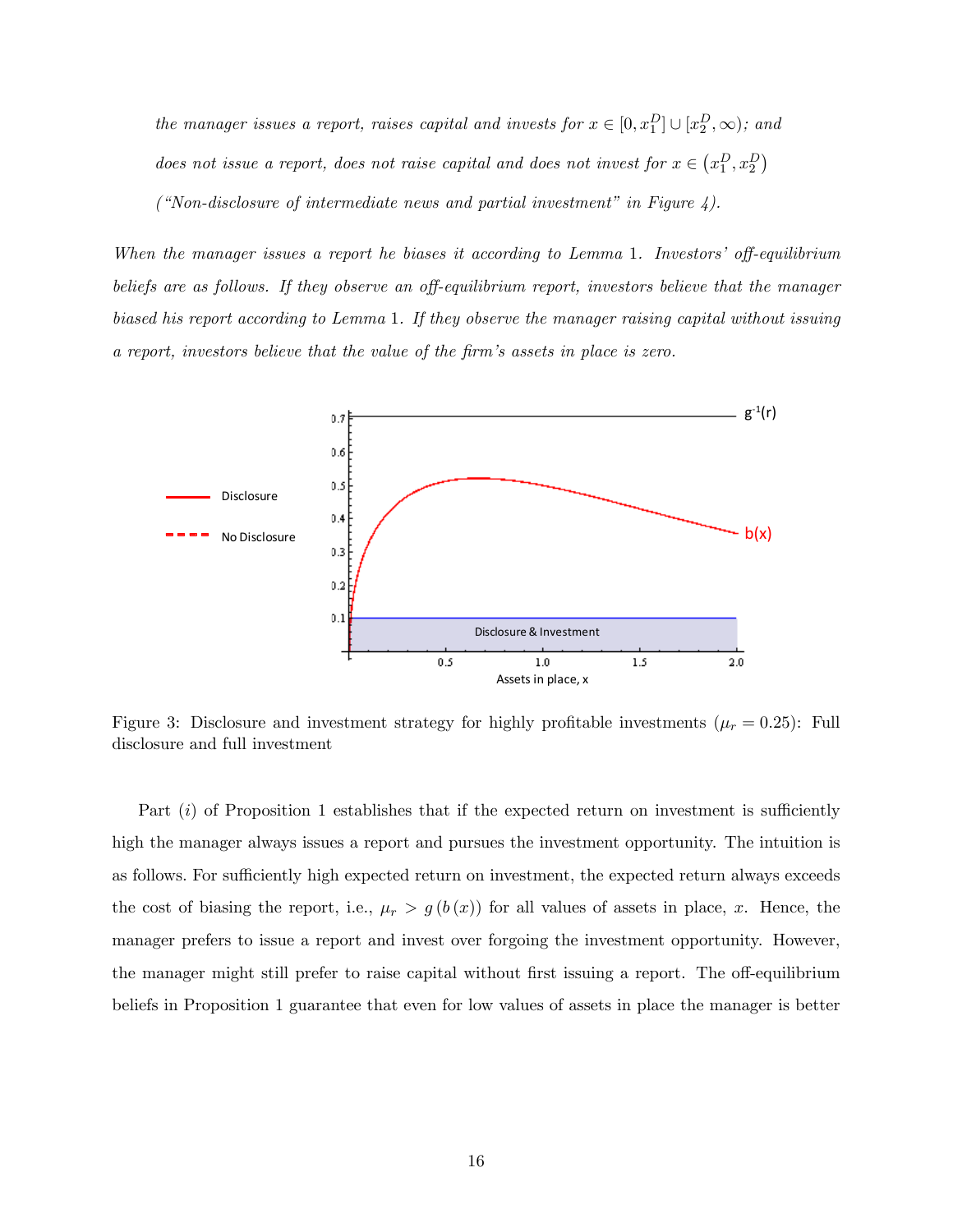*the manager issues a report, raises capital and invests for* $x \in [0, x_1^D] \cup [x_2^D, \infty)$*; and*

*does not issue a report, does not raise capital and does not invest for* $x \in (x_1^D, x_2^D)$

*("Non-disclosure of intermediate news and partial investment" in Figure 4).*

*When the manager issues a report he biases it according to Lemma 1. Investors' off-equilibrium beliefs are as follows. If they observe an off-equilibrium report, investors believe that the manager biased his report according to Lemma 1. If they observe the manager raising capital without issuing a report, investors believe that the value of the firm's assets in place is zero.*

Disclosure

No Disclosure

$g^{-1}(r)$

$b(x)$

Disclosure & Investment

0.1
0.2
0.3
0.4
0.5
0.6
0.7

0.5
1.0
1.5
2.0

Assets in place, x

Figure 3: Disclosure and investment strategy for highly profitable investments ($\mu_r = 0.25$): Full disclosure and full investment

Part $(i)$ of Proposition 1 establishes that if the expected return on investment is sufficiently high the manager always issues a report and pursues the investment opportunity. The intuition is as follows. For sufficiently high expected return on investment, the expected return always exceeds the cost of biasing the report, i.e., $\mu_r > g(b(x))$ for all values of assets in place, $x$. Hence, the manager prefers to issue a report and invest over forgoing the investment opportunity. However, the manager might still prefer to raise capital without first issuing a report. The off-equilibrium beliefs in Proposition 1 guarantee that even for low values of assets in place the manager is better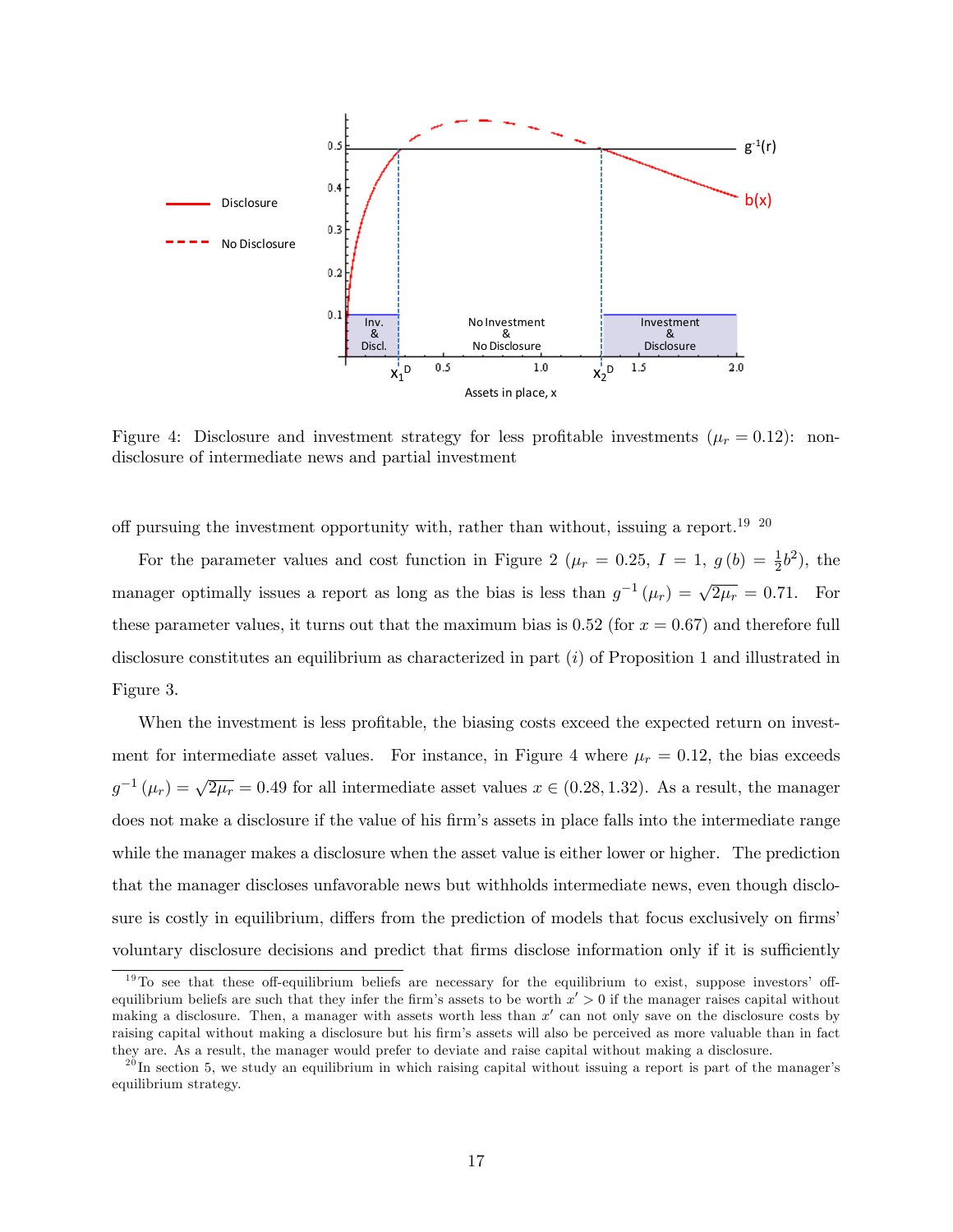Disclosure

No Disclosure

0.5

0.4

0.3

0.2

0.1

$g^{-1}(r)$

$b(x)$

Inv. & Discl.

No Investment & No Disclosure

Investment & Disclosure

$x_1^D$ 0.5 1.0 $x_2^D$ 1.5 2.0

Assets in place, x

Figure 4: Disclosure and investment strategy for less profitable investments ($\mu_r = 0.12$): non-disclosure of intermediate news and partial investment

off pursuing the investment opportunity with, rather than without, issuing a report.[19] [20]

For the parameter values and cost function in Figure 2 ($\mu_r = 0.25$, $I = 1$, $g(b) = \frac{1}{2}b^2$), the manager optimally issues a report as long as the bias is less than $g^{-1}(\mu_r) = \sqrt{2\mu_r} = 0.71$. For these parameter values, it turns out that the maximum bias is 0.52 (for $x = 0.67$) and therefore full disclosure constitutes an equilibrium as characterized in part ($i$) of Proposition 1 and illustrated in Figure 3.

When the investment is less profitable, the biasing costs exceed the expected return on investment for intermediate asset values. For instance, in Figure 4 where $\mu_r = 0.12$, the bias exceeds $g^{-1}(\mu_r) = \sqrt{2\mu_r} = 0.49$ for all intermediate asset values $x \in (0.28, 1.32)$. As a result, the manager does not make a disclosure if the value of his firm's assets in place falls into the intermediate range while the manager makes a disclosure when the asset value is either lower or higher. The prediction that the manager discloses unfavorable news but withholds intermediate news, even though disclosure is costly in equilibrium, differs from the prediction of models that focus exclusively on firms' voluntary disclosure decisions and predict that firms disclose information only if it is sufficiently

[19] To see that these off-equilibrium beliefs are necessary for the equilibrium to exist, suppose investors' off-equilibrium beliefs are such that they infer the firm's assets to be worth $x' > 0$ if the manager raises capital without making a disclosure. Then, a manager with assets worth less than $x'$ can not only save on the disclosure costs by raising capital without making a disclosure but his firm's assets will also be perceived as more valuable than in fact they are. As a result, the manager would prefer to deviate and raise capital without making a disclosure.

[20] In section 5, we study an equilibrium in which raising capital without issuing a report is part of the manager's equilibrium strategy.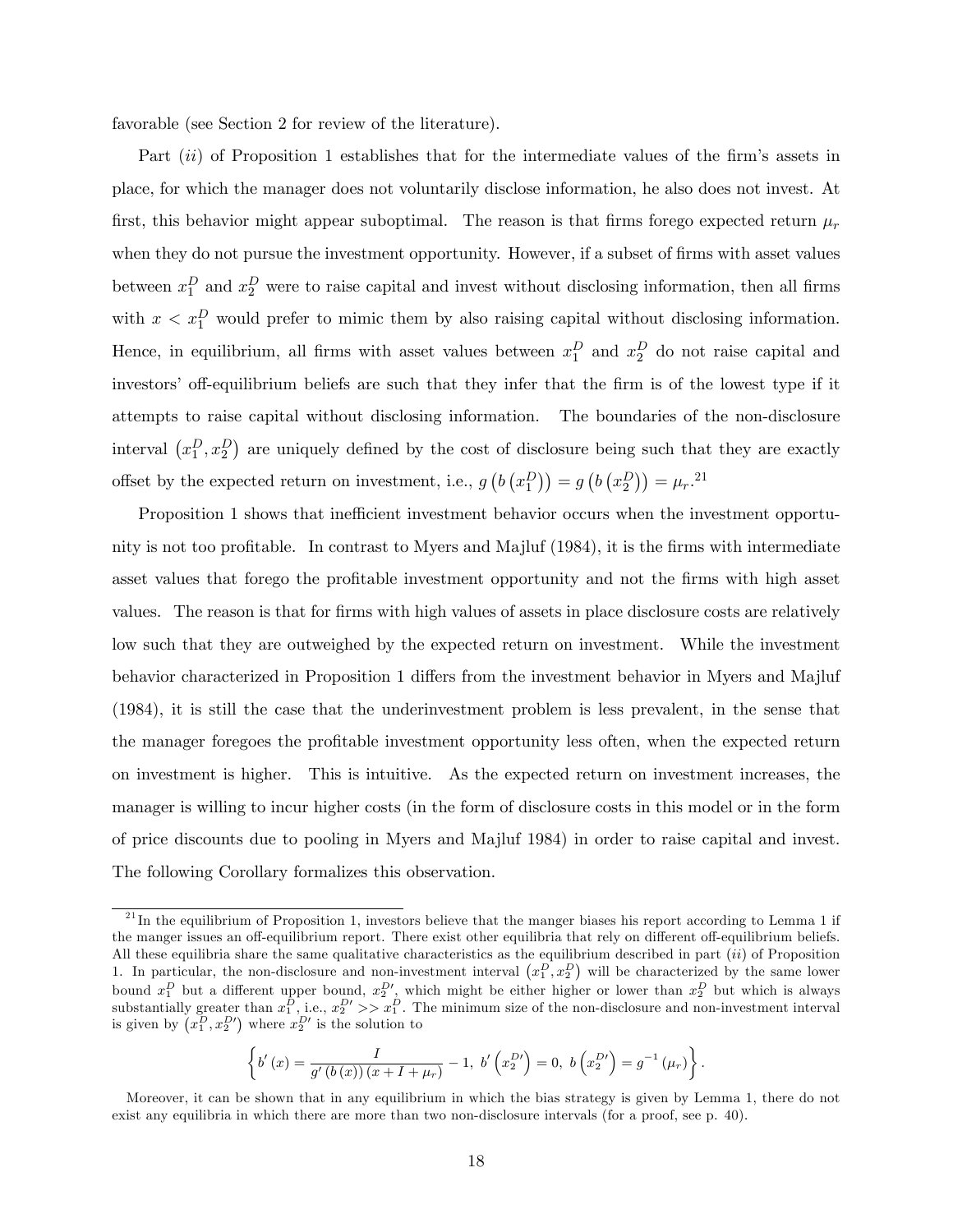favorable (see Section 2 for review of the literature).

Part (*ii*) of Proposition 1 establishes that for the intermediate values of the firm's assets in place, for which the manager does not voluntarily disclose information, he also does not invest. At first, this behavior might appear suboptimal. The reason is that firms forego expected return $\mu_r$ when they do not pursue the investment opportunity. However, if a subset of firms with asset values between $x_1^D$ and $x_2^D$ were to raise capital and invest without disclosing information, then all firms with $x < x_1^D$ would prefer to mimic them by also raising capital without disclosing information. Hence, in equilibrium, all firms with asset values between $x_1^D$ and $x_2^D$ do not raise capital and investors' off-equilibrium beliefs are such that they infer that the firm is of the lowest type if it attempts to raise capital without disclosing information. The boundaries of the non-disclosure interval $\left(x_1^D, x_2^D\right)$ are uniquely defined by the cost of disclosure being such that they are exactly offset by the expected return on investment, i.e., $g\left(b\left(x_1^D\right)\right) = g\left(b\left(x_2^D\right)\right) = \mu_r$.[21]

Proposition 1 shows that inefficient investment behavior occurs when the investment opportunity is not too profitable. In contrast to Myers and Majluf (1984), it is the firms with intermediate asset values that forego the profitable investment opportunity and not the firms with high asset values. The reason is that for firms with high values of assets in place disclosure costs are relatively low such that they are outweighed by the expected return on investment. While the investment behavior characterized in Proposition 1 differs from the investment behavior in Myers and Majluf (1984), it is still the case that the underinvestment problem is less prevalent, in the sense that the manager foregoes the profitable investment opportunity less often, when the expected return on investment is higher. This is intuitive. As the expected return on investment increases, the manager is willing to incur higher costs (in the form of disclosure costs in this model or in the form of price discounts due to pooling in Myers and Majluf 1984) in order to raise capital and invest. The following Corollary formalizes this observation.

---

[21] In the equilibrium of Proposition 1, investors believe that the manger biases his report according to Lemma 1 if the manger issues an off-equilibrium report. There exist other equilibria that rely on different off-equilibrium beliefs. All these equilibria share the same qualitative characteristics as the equilibrium described in part (*ii*) of Proposition 1. In particular, the non-disclosure and non-investment interval $\left(x_1^D, x_2^D\right)$ will be characterized by the same lower bound $x_1^D$ but a different upper bound, $x_2^{D\prime}$, which might be either higher or lower than $x_2^D$ but which is always substantially greater than $x_1^D$, i.e., $x_2^{D\prime} >> x_1^D$. The minimum size of the non-disclosure and non-investment interval is given by $\left(x_1^D, x_2^{D\prime}\right)$ where $x_2^{D\prime}$ is the solution to

$$\left\{ b'(x) = \frac{I}{g'(b(x))(x + I + \mu_r)} - 1,\ b'\left(x_2^{D\prime}\right) = 0,\ b\left(x_2^{D\prime}\right) = g^{-1}(\mu_r) \right\}.$$

Moreover, it can be shown that in any equilibrium in which the bias strategy is given by Lemma 1, there do not exist any equilibria in which there are more than two non-disclosure intervals (for a proof, see p. 40).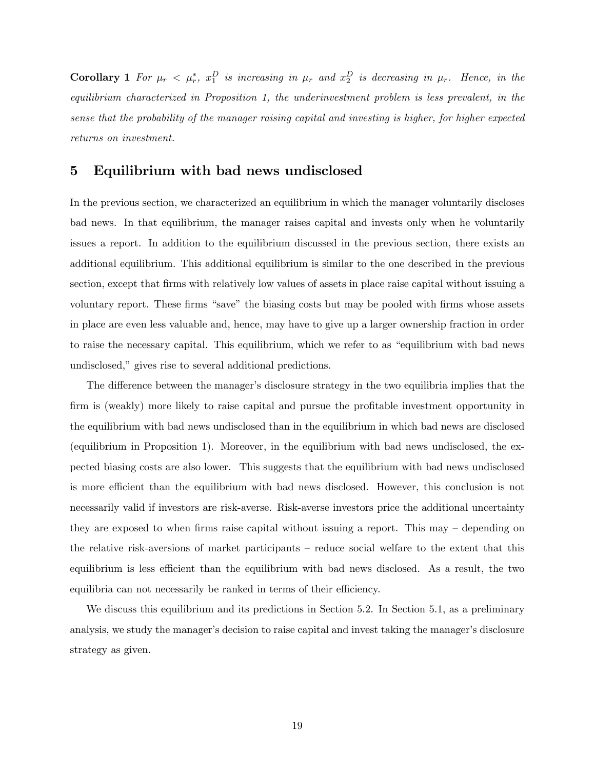**Corollary 1** *For $\mu_r < \mu_r^*$, $x_1^D$ is increasing in $\mu_r$ and $x_2^D$ is decreasing in $\mu_r$. Hence, in the equilibrium characterized in Proposition 1, the underinvestment problem is less prevalent, in the sense that the probability of the manager raising capital and investing is higher, for higher expected returns on investment.*

# 5 Equilibrium with bad news undisclosed

In the previous section, we characterized an equilibrium in which the manager voluntarily discloses bad news. In that equilibrium, the manager raises capital and invests only when he voluntarily issues a report. In addition to the equilibrium discussed in the previous section, there exists an additional equilibrium. This additional equilibrium is similar to the one described in the previous section, except that firms with relatively low values of assets in place raise capital without issuing a voluntary report. These firms "save" the biasing costs but may be pooled with firms whose assets in place are even less valuable and, hence, may have to give up a larger ownership fraction in order to raise the necessary capital. This equilibrium, which we refer to as "equilibrium with bad news undisclosed," gives rise to several additional predictions.

The difference between the manager's disclosure strategy in the two equilibria implies that the firm is (weakly) more likely to raise capital and pursue the profitable investment opportunity in the equilibrium with bad news undisclosed than in the equilibrium in which bad news are disclosed (equilibrium in Proposition 1). Moreover, in the equilibrium with bad news undisclosed, the expected biasing costs are also lower. This suggests that the equilibrium with bad news undisclosed is more efficient than the equilibrium with bad news disclosed. However, this conclusion is not necessarily valid if investors are risk-averse. Risk-averse investors price the additional uncertainty they are exposed to when firms raise capital without issuing a report. This may – depending on the relative risk-aversions of market participants – reduce social welfare to the extent that this equilibrium is less efficient than the equilibrium with bad news disclosed. As a result, the two equilibria can not necessarily be ranked in terms of their efficiency.

We discuss this equilibrium and its predictions in Section 5.2. In Section 5.1, as a preliminary analysis, we study the manager's decision to raise capital and invest taking the manager's disclosure strategy as given.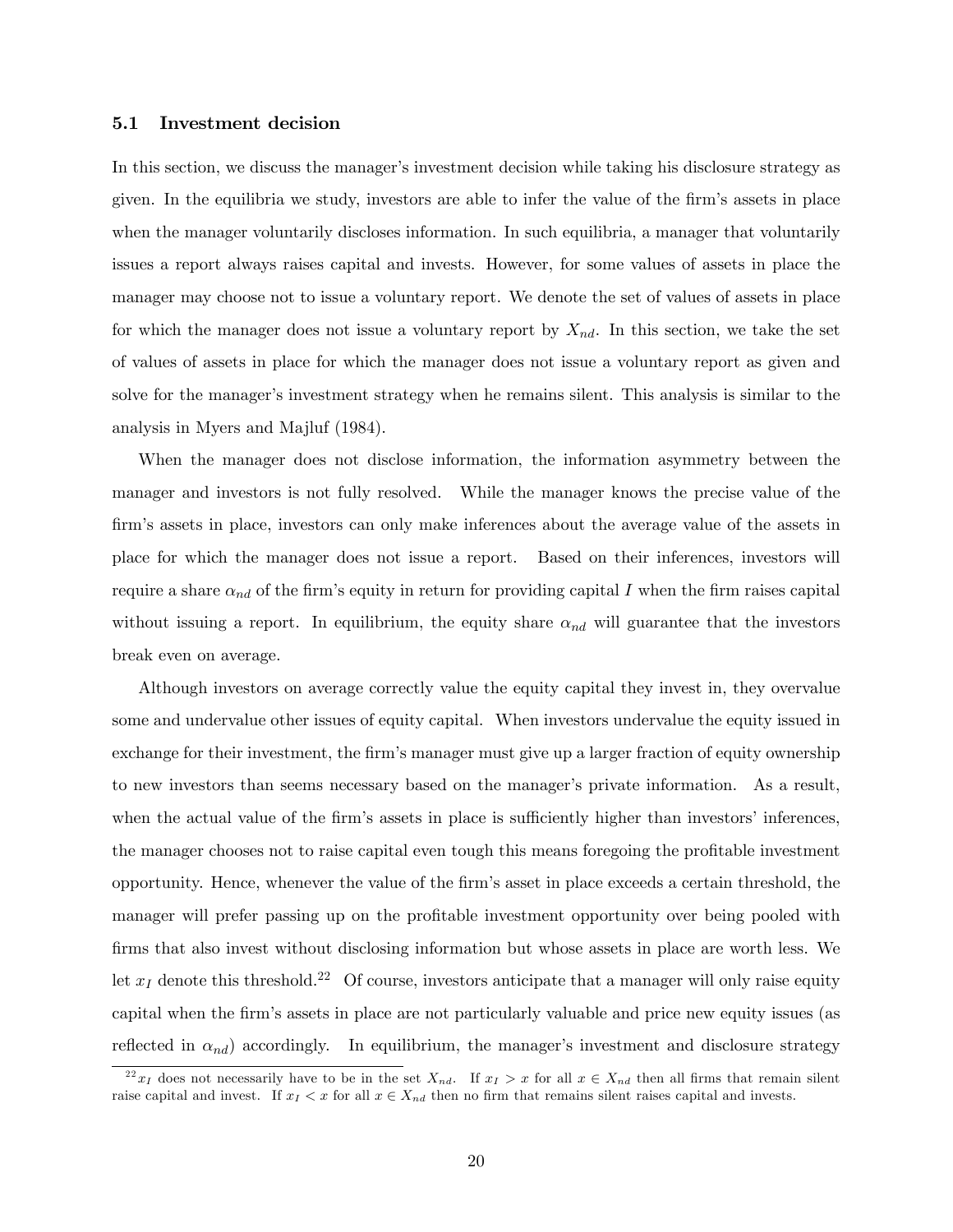### 5.1 Investment decision

In this section, we discuss the manager's investment decision while taking his disclosure strategy as given. In the equilibria we study, investors are able to infer the value of the firm's assets in place when the manager voluntarily discloses information. In such equilibria, a manager that voluntarily issues a report always raises capital and invests. However, for some values of assets in place the manager may choose not to issue a voluntary report. We denote the set of values of assets in place for which the manager does not issue a voluntary report by $X_{nd}$. In this section, we take the set of values of assets in place for which the manager does not issue a voluntary report as given and solve for the manager's investment strategy when he remains silent. This analysis is similar to the analysis in Myers and Majluf (1984).

When the manager does not disclose information, the information asymmetry between the manager and investors is not fully resolved. While the manager knows the precise value of the firm's assets in place, investors can only make inferences about the average value of the assets in place for which the manager does not issue a report. Based on their inferences, investors will require a share $\alpha_{nd}$ of the firm's equity in return for providing capital $I$ when the firm raises capital without issuing a report. In equilibrium, the equity share $\alpha_{nd}$ will guarantee that the investors break even on average.

Although investors on average correctly value the equity capital they invest in, they overvalue some and undervalue other issues of equity capital. When investors undervalue the equity issued in exchange for their investment, the firm's manager must give up a larger fraction of equity ownership to new investors than seems necessary based on the manager's private information. As a result, when the actual value of the firm's assets in place is sufficiently higher than investors' inferences, the manager chooses not to raise capital even tough this means foregoing the profitable investment opportunity. Hence, whenever the value of the firm's asset in place exceeds a certain threshold, the manager will prefer passing up on the profitable investment opportunity over being pooled with firms that also invest without disclosing information but whose assets in place are worth less. We let $x_I$ denote this threshold.[22] Of course, investors anticipate that a manager will only raise equity capital when the firm's assets in place are not particularly valuable and price new equity issues (as reflected in $\alpha_{nd}$) accordingly. In equilibrium, the manager's investment and disclosure strategy

[22] $x_I$ does not necessarily have to be in the set $X_{nd}$. If $x_I > x$ for all $x \in X_{nd}$ then all firms that remain silent raise capital and invest. If $x_I < x$ for all $x \in X_{nd}$ then no firm that remains silent raises capital and invests.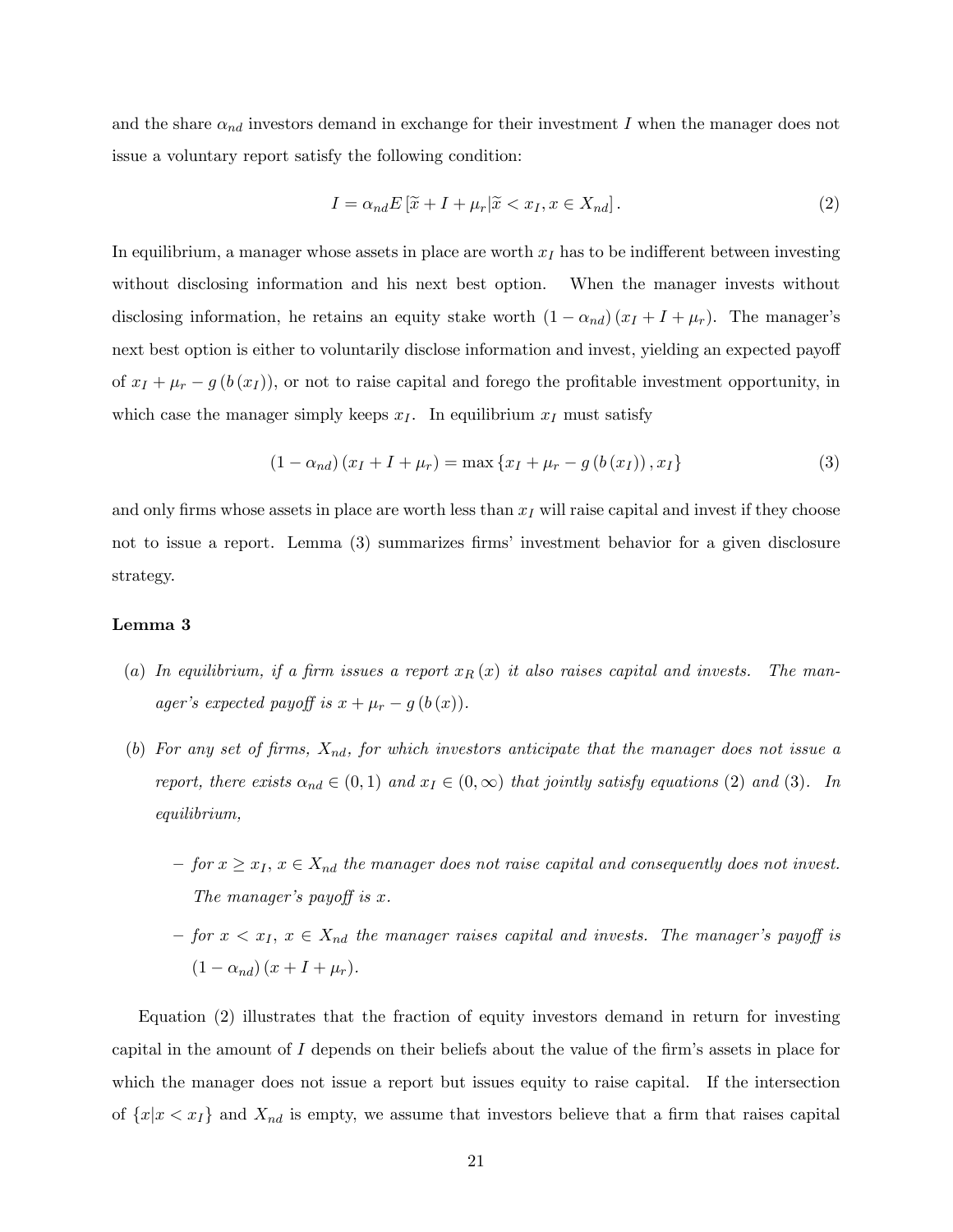and the share $\alpha_{nd}$ investors demand in exchange for their investment $I$ when the manager does not issue a voluntary report satisfy the following condition:

$$I = \alpha_{nd} E \left[ \widetilde{x} + I + \mu_r | \widetilde{x} < x_I, x \in X_{nd} \right]. \tag{2}$$

In equilibrium, a manager whose assets in place are worth $x_I$ has to be indifferent between investing without disclosing information and his next best option. When the manager invests without disclosing information, he retains an equity stake worth $(1 - \alpha_{nd})(x_I + I + \mu_r)$. The manager's next best option is either to voluntarily disclose information and invest, yielding an expected payoff of $x_I + \mu_r - g(b(x_I))$, or not to raise capital and forego the profitable investment opportunity, in which case the manager simply keeps $x_I$. In equilibrium $x_I$ must satisfy

$$(1 - \alpha_{nd})(x_I + I + \mu_r) = \max \{ x_I + \mu_r - g(b(x_I)), x_I \} \tag{3}$$

and only firms whose assets in place are worth less than $x_I$ will raise capital and invest if they choose not to issue a report. Lemma (3) summarizes firms' investment behavior for a given disclosure strategy.

**Lemma 3**

(a) *In equilibrium, if a firm issues a report $x_R(x)$ it also raises capital and invests. The manager's expected payoff is $x + \mu_r - g(b(x))$.*

(b) *For any set of firms, $X_{nd}$, for which investors anticipate that the manager does not issue a report, there exists $\alpha_{nd} \in (0, 1)$ and $x_I \in (0, \infty)$ that jointly satisfy equations (2) and (3). In equilibrium,*

- *for $x \geq x_I$, $x \in X_{nd}$ the manager does not raise capital and consequently does not invest. The manager's payoff is $x$.*
- *for $x < x_I$, $x \in X_{nd}$ the manager raises capital and invests. The manager's payoff is $(1 - \alpha_{nd})(x + I + \mu_r)$.*

Equation (2) illustrates that the fraction of equity investors demand in return for investing capital in the amount of $I$ depends on their beliefs about the value of the firm's assets in place for which the manager does not issue a report but issues equity to raise capital. If the intersection of $\{x | x < x_I\}$ and $X_{nd}$ is empty, we assume that investors believe that a firm that raises capital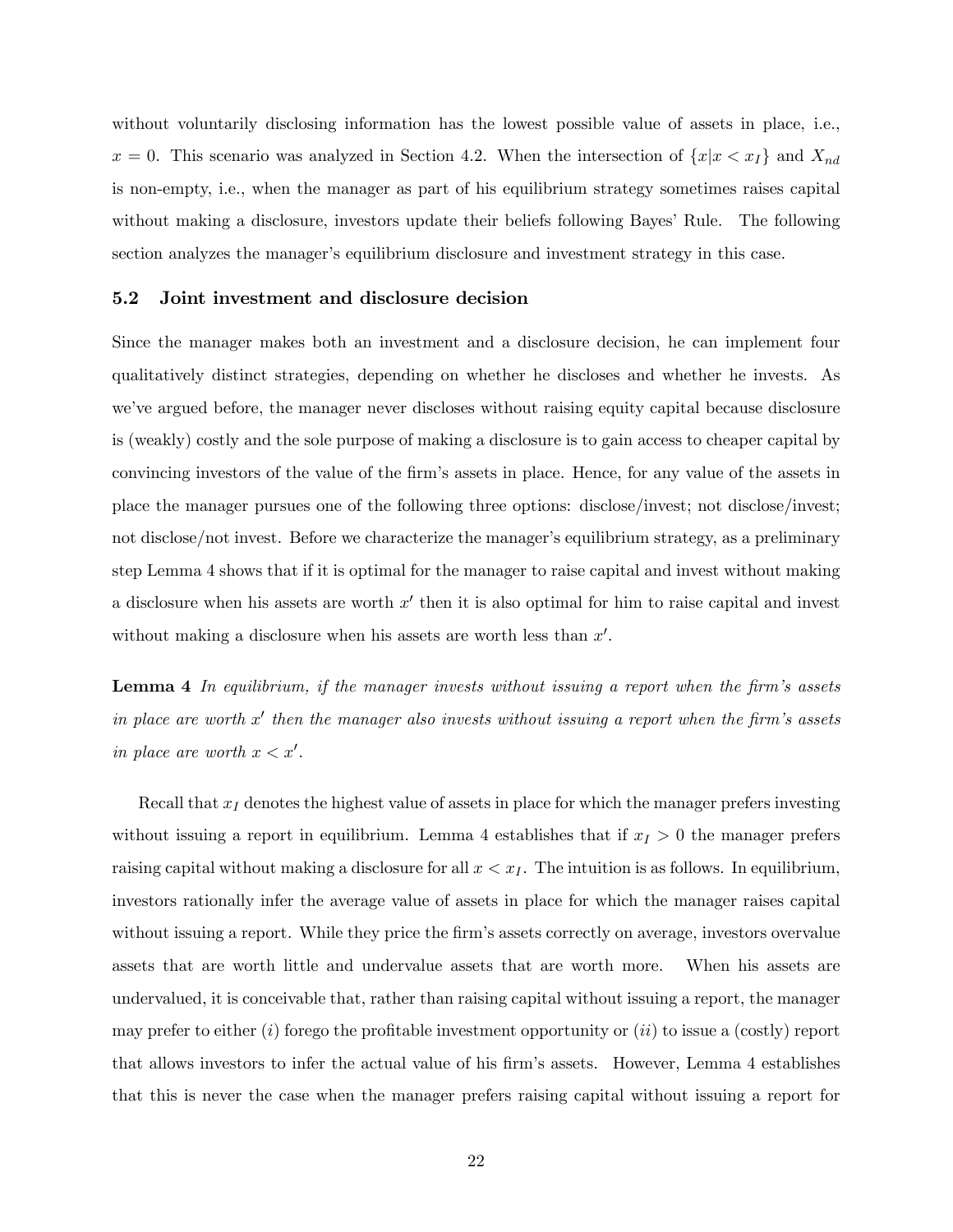without voluntarily disclosing information has the lowest possible value of assets in place, i.e., $x = 0$. This scenario was analyzed in Section 4.2. When the intersection of $\{x|x < x_I\}$ and $X_{nd}$ is non-empty, i.e., when the manager as part of his equilibrium strategy sometimes raises capital without making a disclosure, investors update their beliefs following Bayes' Rule. The following section analyzes the manager's equilibrium disclosure and investment strategy in this case.

### 5.2 Joint investment and disclosure decision

Since the manager makes both an investment and a disclosure decision, he can implement four qualitatively distinct strategies, depending on whether he discloses and whether he invests. As we've argued before, the manager never discloses without raising equity capital because disclosure is (weakly) costly and the sole purpose of making a disclosure is to gain access to cheaper capital by convincing investors of the value of the firm's assets in place. Hence, for any value of the assets in place the manager pursues one of the following three options: disclose/invest; not disclose/invest; not disclose/not invest. Before we characterize the manager's equilibrium strategy, as a preliminary step Lemma 4 shows that if it is optimal for the manager to raise capital and invest without making a disclosure when his assets are worth $x'$ then it is also optimal for him to raise capital and invest without making a disclosure when his assets are worth less than $x'$.

**Lemma 4** *In equilibrium, if the manager invests without issuing a report when the firm's assets in place are worth $x'$ then the manager also invests without issuing a report when the firm's assets in place are worth $x < x'$.*

Recall that $x_I$ denotes the highest value of assets in place for which the manager prefers investing without issuing a report in equilibrium. Lemma 4 establishes that if $x_I > 0$ the manager prefers raising capital without making a disclosure for all $x < x_I$. The intuition is as follows. In equilibrium, investors rationally infer the average value of assets in place for which the manager raises capital without issuing a report. While they price the firm's assets correctly on average, investors overvalue assets that are worth little and undervalue assets that are worth more. When his assets are undervalued, it is conceivable that, rather than raising capital without issuing a report, the manager may prefer to either $(i)$ forego the profitable investment opportunity or $(ii)$ to issue a (costly) report that allows investors to infer the actual value of his firm's assets. However, Lemma 4 establishes that this is never the case when the manager prefers raising capital without issuing a report for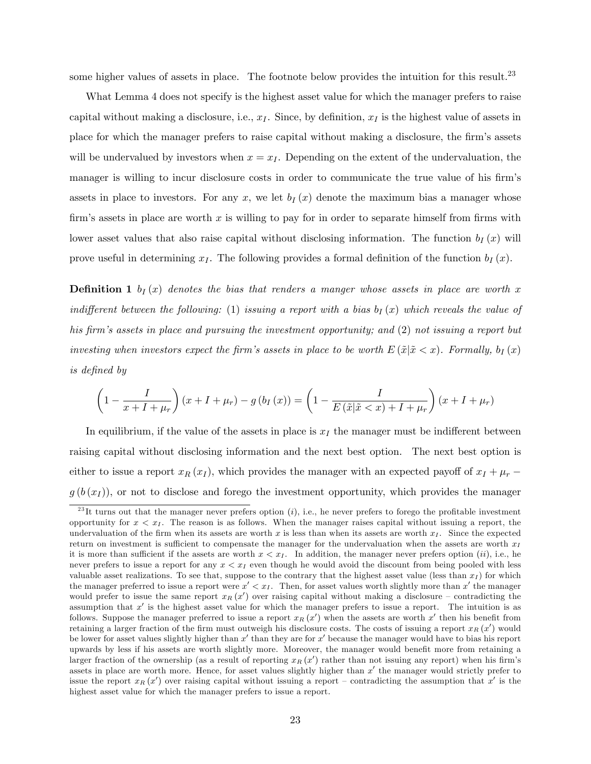some higher values of assets in place. The footnote below provides the intuition for this result.[23]

What Lemma 4 does not specify is the highest asset value for which the manager prefers to raise capital without making a disclosure, i.e., $x_I$. Since, by definition, $x_I$ is the highest value of assets in place for which the manager prefers to raise capital without making a disclosure, the firm's assets will be undervalued by investors when $x = x_I$. Depending on the extent of the undervaluation, the manager is willing to incur disclosure costs in order to communicate the true value of his firm's assets in place to investors. For any $x$, we let $b_I(x)$ denote the maximum bias a manager whose firm's assets in place are worth $x$ is willing to pay for in order to separate himself from firms with lower asset values that also raise capital without disclosing information. The function $b_I(x)$ will prove useful in determining $x_I$. The following provides a formal definition of the function $b_I(x)$.

**Definition 1** *$b_I(x)$ denotes the bias that renders a manger whose assets in place are worth $x$ indifferent between the following: (1) issuing a report with a bias $b_I(x)$ which reveals the value of his firm's assets in place and pursuing the investment opportunity; and (2) not issuing a report but investing when investors expect the firm's assets in place to be worth $E(\tilde{x}|\tilde{x} < x)$. Formally, $b_I(x)$ is defined by*

$$\left(1 - \frac{I}{x + I + \mu_r}\right)(x + I + \mu_r) - g(b_I(x)) = \left(1 - \frac{I}{E(\tilde{x}|\tilde{x} < x) + I + \mu_r}\right)(x + I + \mu_r)$$

In equilibrium, if the value of the assets in place is $x_I$ the manager must be indifferent between raising capital without disclosing information and the next best option. The next best option is either to issue a report $x_R(x_I)$, which provides the manager with an expected payoff of $x_I + \mu_r - g(b(x_I))$, or not to disclose and forego the investment opportunity, which provides the manager

[23] It turns out that the manager never prefers option $(i)$, i.e., he never prefers to forego the profitable investment opportunity for $x < x_I$. The reason is as follows. When the manager raises capital without issuing a report, the undervaluation of the firm when its assets are worth $x$ is less than when its assets are worth $x_I$. Since the expected return on investment is sufficient to compensate the manager for the undervaluation when the assets are worth $x_I$ it is more than sufficient if the assets are worth $x < x_I$. In addition, the manager never prefers option $(ii)$, i.e., he never prefers to issue a report for any $x < x_I$ even though he would avoid the discount from being pooled with less valuable asset realizations. To see that, suppose to the contrary that the highest asset value (less than $x_I$) for which the manager preferred to issue a report were $x' < x_I$. Then, for asset values worth slightly more than $x'$ the manager would prefer to issue the same report $x_R(x')$ over raising capital without making a disclosure – contradicting the assumption that $x'$ is the highest asset value for which the manager prefers to issue a report. The intuition is as follows. Suppose the manager preferred to issue a report $x_R(x')$ when the assets are worth $x'$ then his benefit from retaining a larger fraction of the firm must outweigh his disclosure costs. The costs of issuing a report $x_R(x')$ would be lower for asset values slightly higher than $x'$ than they are for $x'$ because the manager would have to bias his report upwards by less if his assets are worth slightly more. Moreover, the manager would benefit more from retaining a larger fraction of the ownership (as a result of reporting $x_R(x')$ rather than not issuing any report) when his firm's assets in place are worth more. Hence, for asset values slightly higher than $x'$ the manager would strictly prefer to issue the report $x_R(x')$ over raising capital without issuing a report – contradicting the assumption that $x'$ is the highest asset value for which the manager prefers to issue a report.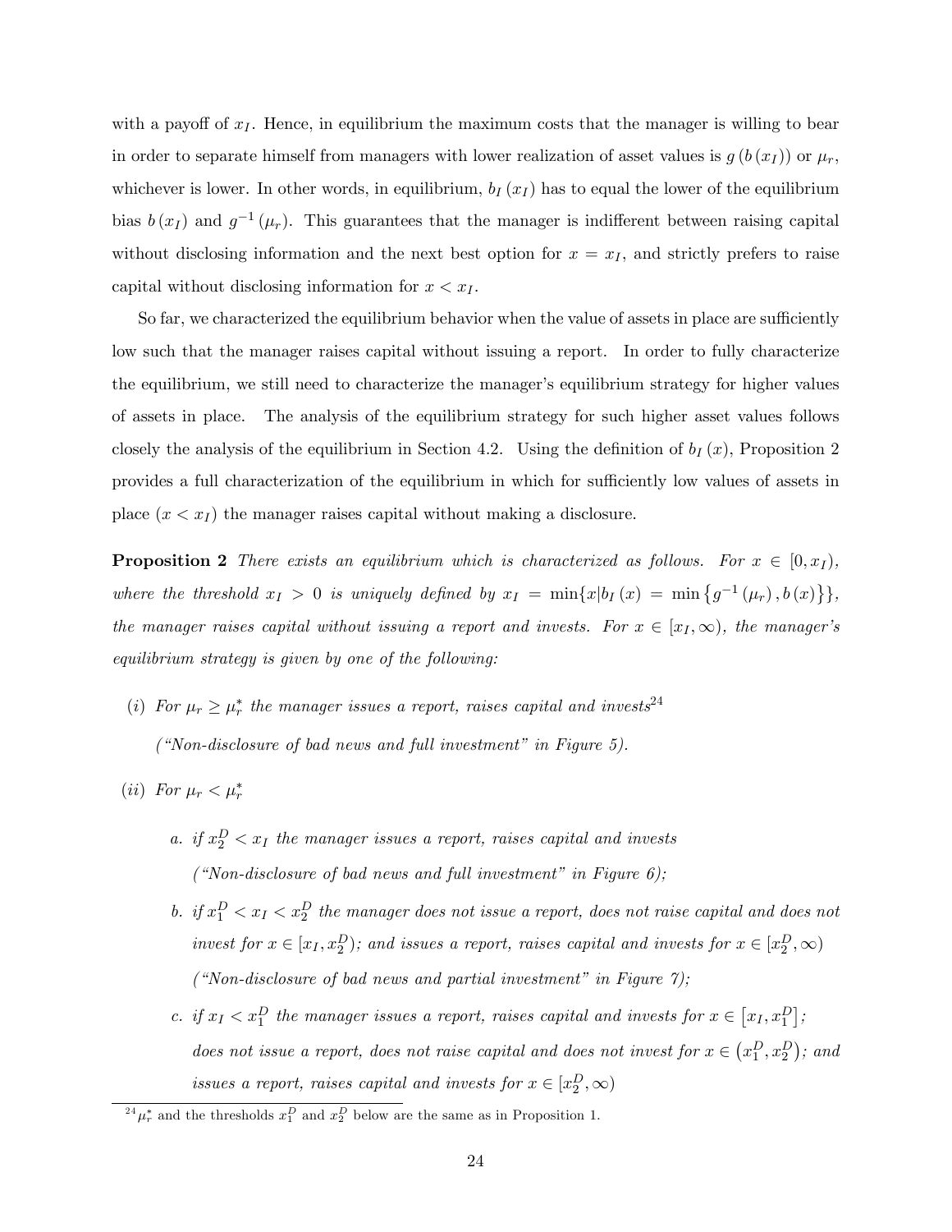with a payoff of $x_I$. Hence, in equilibrium the maximum costs that the manager is willing to bear in order to separate himself from managers with lower realization of asset values is $g(b(x_I))$ or $\mu_r$, whichever is lower. In other words, in equilibrium, $b_I(x_I)$ has to equal the lower of the equilibrium bias $b(x_I)$ and $g^{-1}(\mu_r)$. This guarantees that the manager is indifferent between raising capital without disclosing information and the next best option for $x = x_I$, and strictly prefers to raise capital without disclosing information for $x < x_I$.

So far, we characterized the equilibrium behavior when the value of assets in place are sufficiently low such that the manager raises capital without issuing a report. In order to fully characterize the equilibrium, we still need to characterize the manager's equilibrium strategy for higher values of assets in place. The analysis of the equilibrium strategy for such higher asset values follows closely the analysis of the equilibrium in Section 4.2. Using the definition of $b_I(x)$, Proposition 2 provides a full characterization of the equilibrium in which for sufficiently low values of assets in place ($x < x_I$) the manager raises capital without making a disclosure.

**Proposition 2** *There exists an equilibrium which is characterized as follows. For $x \in [0, x_I)$, where the threshold $x_I > 0$ is uniquely defined by $x_I = \min\{x | b_I(x) = \min\{g^{-1}(\mu_r), b(x)\}\}$, the manager raises capital without issuing a report and invests. For $x \in [x_I, \infty)$, the manager's equilibrium strategy is given by one of the following:*

(*i*) *For $\mu_r \geq \mu_r^*$ the manager issues a report, raises capital and invests*[24]

*("Non-disclosure of bad news and full investment" in Figure 5).*

(*ii*) *For $\mu_r < \mu_r^*$*

*a. if $x_2^D < x_I$ the manager issues a report, raises capital and invests*

*("Non-disclosure of bad news and full investment" in Figure 6);*

*b. if $x_1^D < x_I < x_2^D$ the manager does not issue a report, does not raise capital and does not invest for $x \in [x_I, x_2^D)$; and issues a report, raises capital and invests for $x \in [x_2^D, \infty)$*

*("Non-disclosure of bad news and partial investment" in Figure 7);*

*c. if $x_I < x_1^D$ the manager issues a report, raises capital and invests for $x \in [x_I, x_1^D]$; does not issue a report, does not raise capital and does not invest for $x \in (x_1^D, x_2^D)$; and issues a report, raises capital and invests for $x \in [x_2^D, \infty)$*

[24] $\mu_r^*$ and the thresholds $x_1^D$ and $x_2^D$ below are the same as in Proposition 1.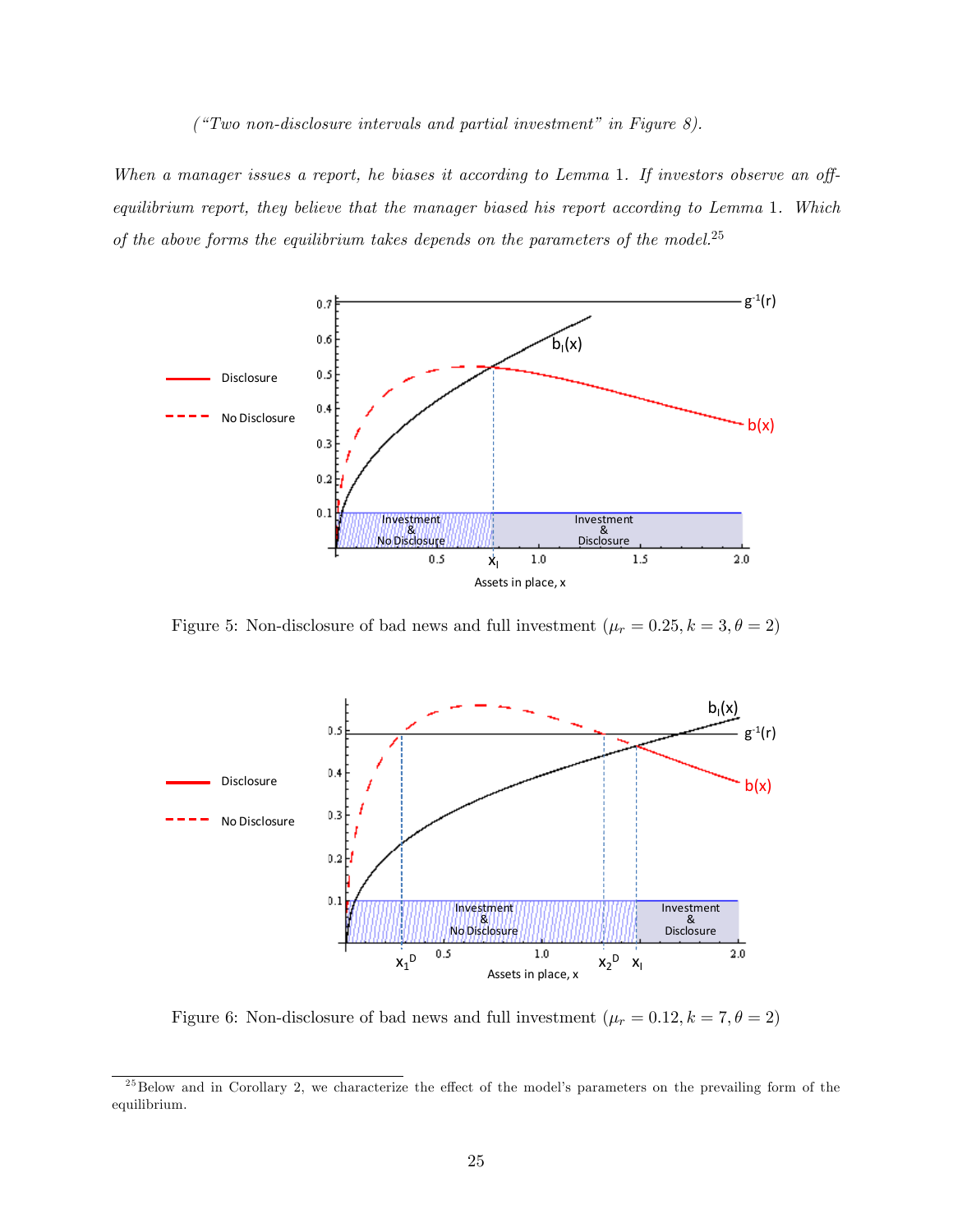*("Two non-disclosure intervals and partial investment" in Figure 8).*

*When a manager issues a report, he biases it according to Lemma 1. If investors observe an off-equilibrium report, they believe that the manager biased his report according to Lemma 1. Which of the above forms the equilibrium takes depends on the parameters of the model.*[25]

0.7
0.6
0.5
0.4
0.3
0.2
0.1
$g^{-1}(r)$
$b_I(x)$
$b(x)$
Disclosure
No Disclosure
Investment & No Disclosure
Investment & Disclosure
0.5
$x_I$
1.0
1.5
2.0
Assets in place, x

Figure 5: Non-disclosure of bad news and full investment ($\mu_r = 0.25, k = 3, \theta = 2$)

0.5
0.4
0.3
0.2
0.1
$b_I(x)$
$g^{-1}(r)$
$b(x)$
Disclosure
No Disclosure
Investment & No Disclosure
Investment & Disclosure
$x_1^D$
0.5
1.0
$x_2^D$
$x_I$
2.0
Assets in place, x

Figure 6: Non-disclosure of bad news and full investment ($\mu_r = 0.12, k = 7, \theta = 2$)

[25] Below and in Corollary 2, we characterize the effect of the model's parameters on the prevailing form of the equilibrium.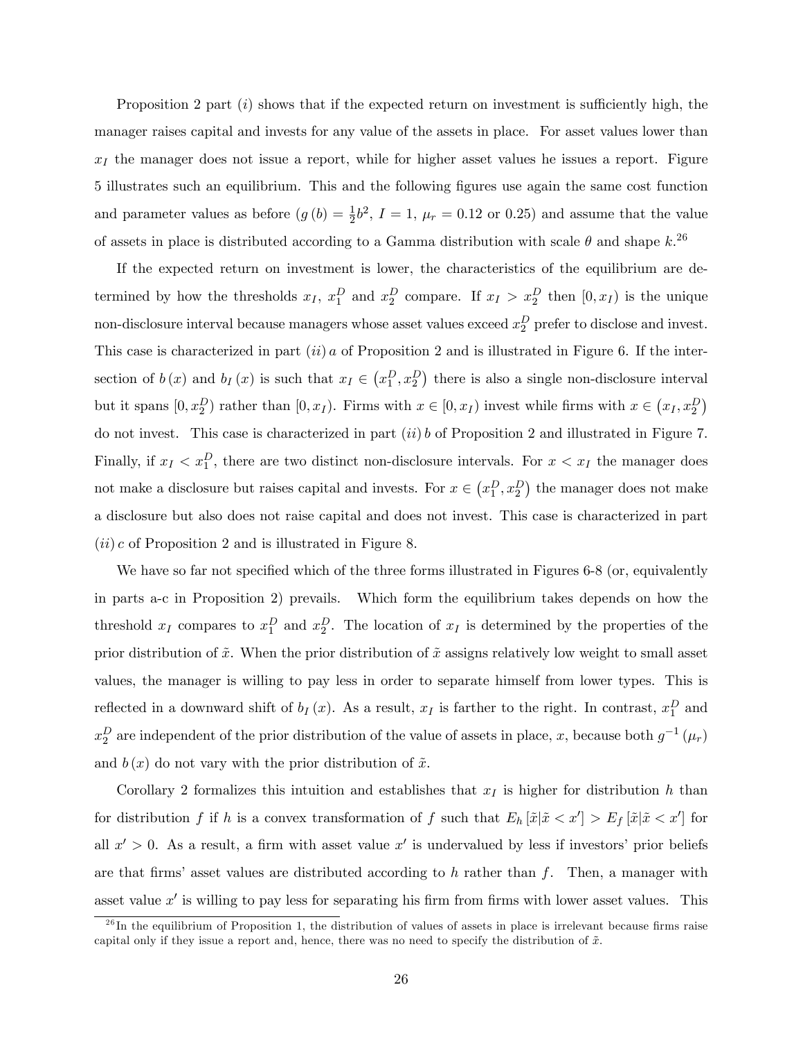Proposition 2 part $(i)$ shows that if the expected return on investment is sufficiently high, the manager raises capital and invests for any value of the assets in place. For asset values lower than $x_I$ the manager does not issue a report, while for higher asset values he issues a report. Figure 5 illustrates such an equilibrium. This and the following figures use again the same cost function and parameter values as before ($g(b) = \frac{1}{2}b^2$, $I = 1$, $\mu_r = 0.12$ or $0.25$) and assume that the value of assets in place is distributed according to a Gamma distribution with scale $\theta$ and shape $k$.[26]

If the expected return on investment is lower, the characteristics of the equilibrium are determined by how the thresholds $x_I$, $x_1^D$ and $x_2^D$ compare. If $x_I > x_2^D$ then $[0, x_I)$ is the unique non-disclosure interval because managers whose asset values exceed $x_2^D$ prefer to disclose and invest. This case is characterized in part $(ii)\,a$ of Proposition 2 and is illustrated in Figure 6. If the intersection of $b(x)$ and $b_I(x)$ is such that $x_I \in (x_1^D, x_2^D)$ there is also a single non-disclosure interval but it spans $[0, x_2^D)$ rather than $[0, x_I)$. Firms with $x \in [0, x_I)$ invest while firms with $x \in (x_I, x_2^D)$ do not invest. This case is characterized in part $(ii)\,b$ of Proposition 2 and illustrated in Figure 7. Finally, if $x_I < x_1^D$, there are two distinct non-disclosure intervals. For $x < x_I$ the manager does not make a disclosure but raises capital and invests. For $x \in (x_1^D, x_2^D)$ the manager does not make a disclosure but also does not raise capital and does not invest. This case is characterized in part $(ii)\,c$ of Proposition 2 and is illustrated in Figure 8.

We have so far not specified which of the three forms illustrated in Figures 6-8 (or, equivalently in parts a-c in Proposition 2) prevails. Which form the equilibrium takes depends on how the threshold $x_I$ compares to $x_1^D$ and $x_2^D$. The location of $x_I$ is determined by the properties of the prior distribution of $\tilde{x}$. When the prior distribution of $\tilde{x}$ assigns relatively low weight to small asset values, the manager is willing to pay less in order to separate himself from lower types. This is reflected in a downward shift of $b_I(x)$. As a result, $x_I$ is farther to the right. In contrast, $x_1^D$ and $x_2^D$ are independent of the prior distribution of the value of assets in place, $x$, because both $g^{-1}(\mu_r)$ and $b(x)$ do not vary with the prior distribution of $\tilde{x}$.

Corollary 2 formalizes this intuition and establishes that $x_I$ is higher for distribution $h$ than for distribution $f$ if $h$ is a convex transformation of $f$ such that $E_h[\tilde{x}|\tilde{x} < x'] > E_f[\tilde{x}|\tilde{x} < x']$ for all $x' > 0$. As a result, a firm with asset value $x'$ is undervalued by less if investors' prior beliefs are that firms' asset values are distributed according to $h$ rather than $f$. Then, a manager with asset value $x'$ is willing to pay less for separating his firm from firms with lower asset values. This

[26] In the equilibrium of Proposition 1, the distribution of values of assets in place is irrelevant because firms raise capital only if they issue a report and, hence, there was no need to specify the distribution of $\tilde{x}$.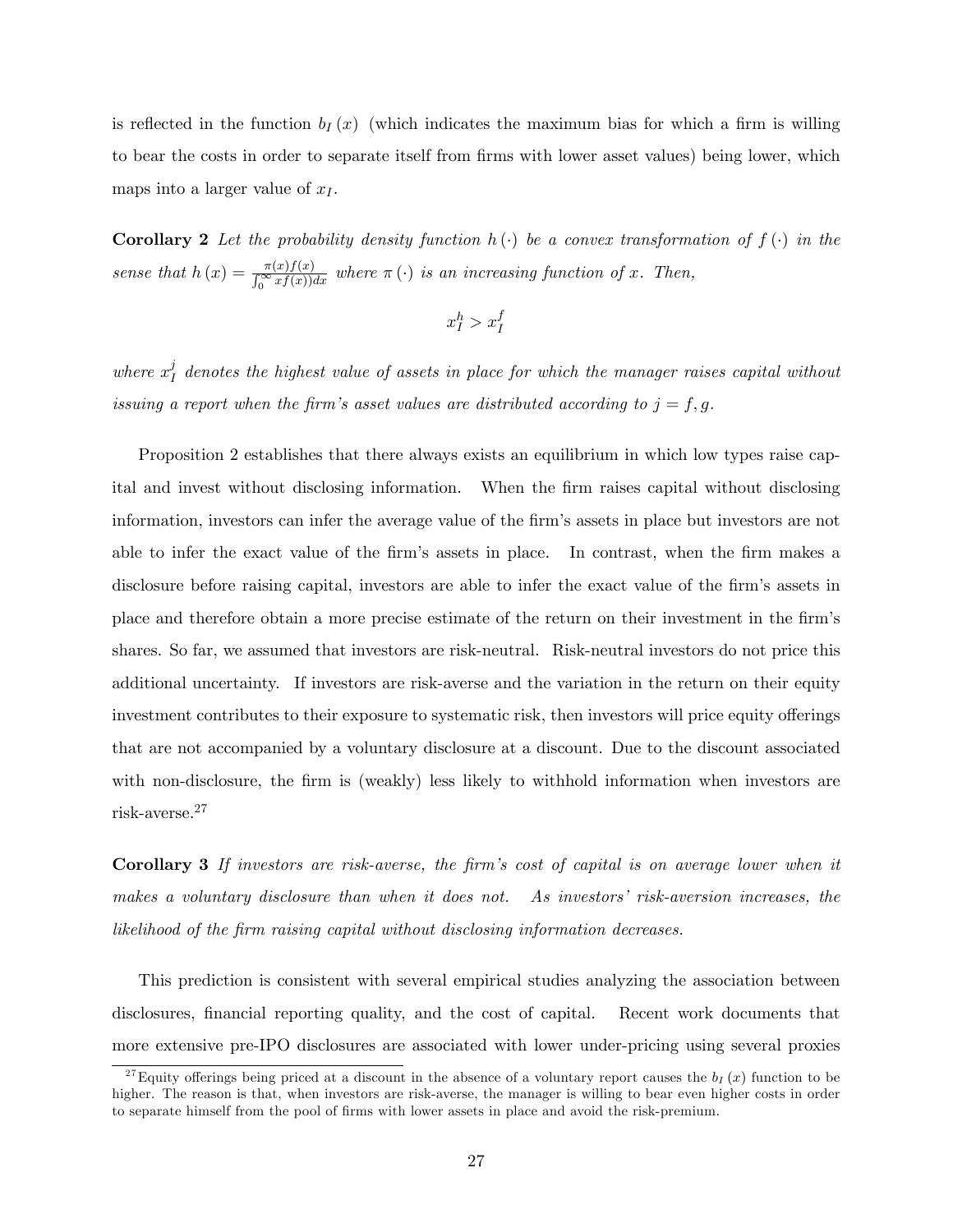is reflected in the function $b_I(x)$ (which indicates the maximum bias for which a firm is willing to bear the costs in order to separate itself from firms with lower asset values) being lower, which maps into a larger value of $x_I$.

**Corollary 2** *Let the probability density function $h(\cdot)$ be a convex transformation of $f(\cdot)$ in the sense that $h(x) = \frac{\pi(x)f(x)}{\int_0^\infty xf(x))dx}$ where $\pi(\cdot)$ is an increasing function of $x$. Then,*

$$x_I^h > x_I^f$$

*where $x_I^j$ denotes the highest value of assets in place for which the manager raises capital without issuing a report when the firm's asset values are distributed according to $j = f, g$.*

Proposition 2 establishes that there always exists an equilibrium in which low types raise capital and invest without disclosing information. When the firm raises capital without disclosing information, investors can infer the average value of the firm's assets in place but investors are not able to infer the exact value of the firm's assets in place. In contrast, when the firm makes a disclosure before raising capital, investors are able to infer the exact value of the firm's assets in place and therefore obtain a more precise estimate of the return on their investment in the firm's shares. So far, we assumed that investors are risk-neutral. Risk-neutral investors do not price this additional uncertainty. If investors are risk-averse and the variation in the return on their equity investment contributes to their exposure to systematic risk, then investors will price equity offerings that are not accompanied by a voluntary disclosure at a discount. Due to the discount associated with non-disclosure, the firm is (weakly) less likely to withhold information when investors are risk-averse.[27]

**Corollary 3** *If investors are risk-averse, the firm's cost of capital is on average lower when it makes a voluntary disclosure than when it does not. As investors' risk-aversion increases, the likelihood of the firm raising capital without disclosing information decreases.*

This prediction is consistent with several empirical studies analyzing the association between disclosures, financial reporting quality, and the cost of capital. Recent work documents that more extensive pre-IPO disclosures are associated with lower under-pricing using several proxies

[27] Equity offerings being priced at a discount in the absence of a voluntary report causes the $b_I(x)$ function to be higher. The reason is that, when investors are risk-averse, the manager is willing to bear even higher costs in order to separate himself from the pool of firms with lower assets in place and avoid the risk-premium.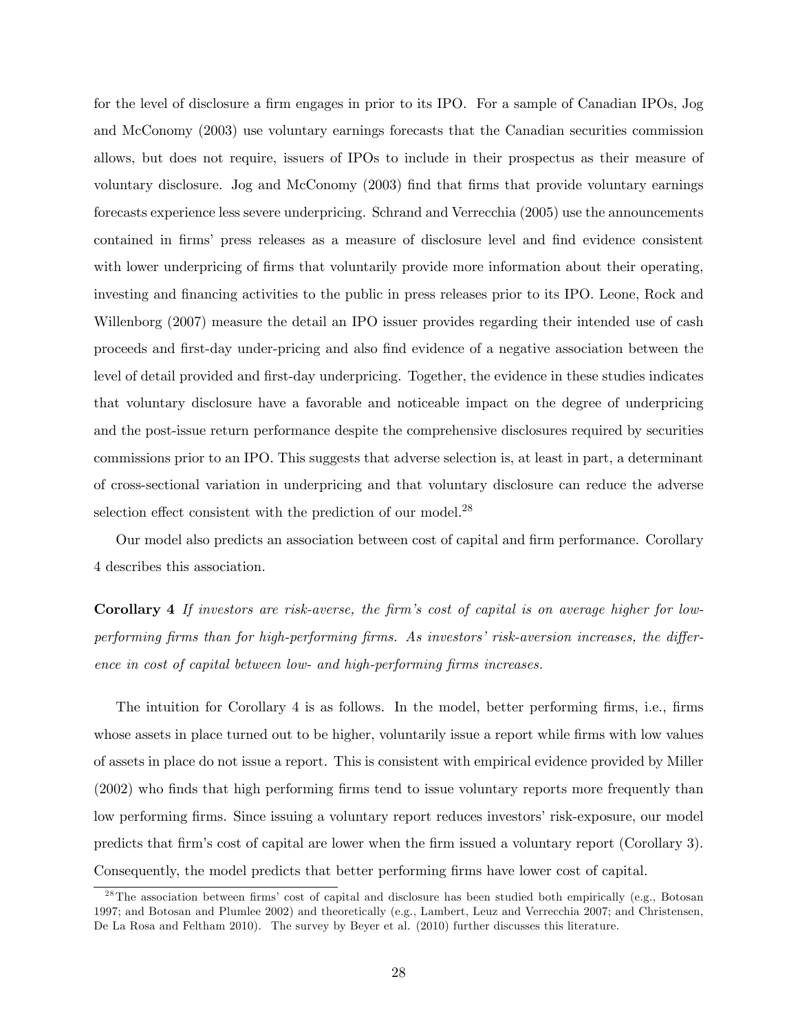for the level of disclosure a firm engages in prior to its IPO. For a sample of Canadian IPOs, Jog and McConomy (2003) use voluntary earnings forecasts that the Canadian securities commission allows, but does not require, issuers of IPOs to include in their prospectus as their measure of voluntary disclosure. Jog and McConomy (2003) find that firms that provide voluntary earnings forecasts experience less severe underpricing. Schrand and Verrecchia (2005) use the announcements contained in firms' press releases as a measure of disclosure level and find evidence consistent with lower underpricing of firms that voluntarily provide more information about their operating, investing and financing activities to the public in press releases prior to its IPO. Leone, Rock and Willenborg (2007) measure the detail an IPO issuer provides regarding their intended use of cash proceeds and first-day under-pricing and also find evidence of a negative association between the level of detail provided and first-day underpricing. Together, the evidence in these studies indicates that voluntary disclosure have a favorable and noticeable impact on the degree of underpricing and the post-issue return performance despite the comprehensive disclosures required by securities commissions prior to an IPO. This suggests that adverse selection is, at least in part, a determinant of cross-sectional variation in underpricing and that voluntary disclosure can reduce the adverse selection effect consistent with the prediction of our model.[28]

Our model also predicts an association between cost of capital and firm performance. Corollary 4 describes this association.

**Corollary 4** *If investors are risk-averse, the firm's cost of capital is on average higher for low-performing firms than for high-performing firms. As investors' risk-aversion increases, the difference in cost of capital between low- and high-performing firms increases.*

The intuition for Corollary 4 is as follows. In the model, better performing firms, i.e., firms whose assets in place turned out to be higher, voluntarily issue a report while firms with low values of assets in place do not issue a report. This is consistent with empirical evidence provided by Miller (2002) who finds that high performing firms tend to issue voluntary reports more frequently than low performing firms. Since issuing a voluntary report reduces investors' risk-exposure, our model predicts that firm's cost of capital are lower when the firm issued a voluntary report (Corollary 3). Consequently, the model predicts that better performing firms have lower cost of capital.

[28] The association between firms' cost of capital and disclosure has been studied both empirically (e.g., Botosan 1997; and Botosan and Plumlee 2002) and theoretically (e.g., Lambert, Leuz and Verrecchia 2007; and Christensen, De La Rosa and Feltham 2010). The survey by Beyer et al. (2010) further discusses this literature.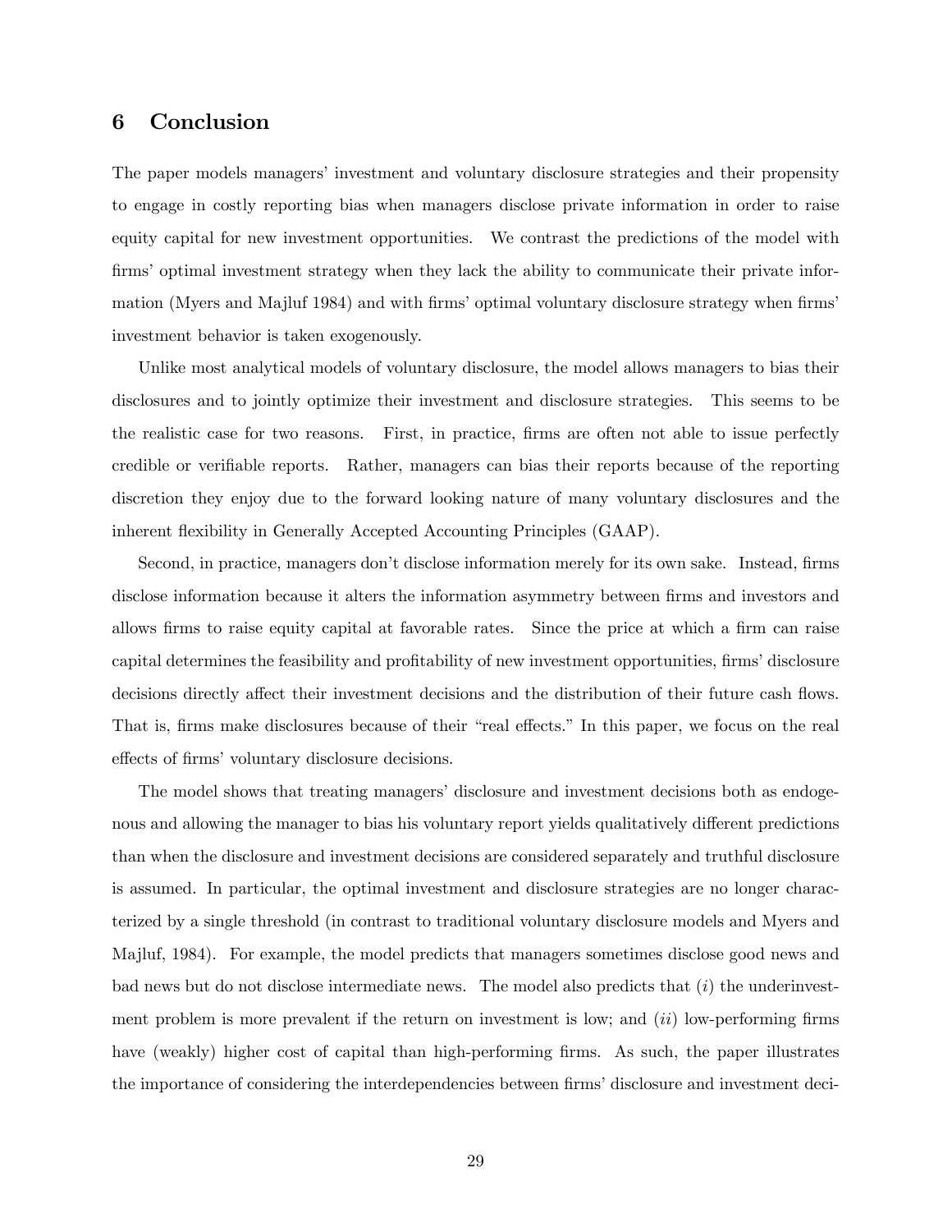## 6 Conclusion

The paper models managers' investment and voluntary disclosure strategies and their propensity to engage in costly reporting bias when managers disclose private information in order to raise equity capital for new investment opportunities. We contrast the predictions of the model with firms' optimal investment strategy when they lack the ability to communicate their private information (Myers and Majluf 1984) and with firms' optimal voluntary disclosure strategy when firms' investment behavior is taken exogenously.

Unlike most analytical models of voluntary disclosure, the model allows managers to bias their disclosures and to jointly optimize their investment and disclosure strategies. This seems to be the realistic case for two reasons. First, in practice, firms are often not able to issue perfectly credible or verifiable reports. Rather, managers can bias their reports because of the reporting discretion they enjoy due to the forward looking nature of many voluntary disclosures and the inherent flexibility in Generally Accepted Accounting Principles (GAAP).

Second, in practice, managers don't disclose information merely for its own sake. Instead, firms disclose information because it alters the information asymmetry between firms and investors and allows firms to raise equity capital at favorable rates. Since the price at which a firm can raise capital determines the feasibility and profitability of new investment opportunities, firms' disclosure decisions directly affect their investment decisions and the distribution of their future cash flows. That is, firms make disclosures because of their "real effects." In this paper, we focus on the real effects of firms' voluntary disclosure decisions.

The model shows that treating managers' disclosure and investment decisions both as endogenous and allowing the manager to bias his voluntary report yields qualitatively different predictions than when the disclosure and investment decisions are considered separately and truthful disclosure is assumed. In particular, the optimal investment and disclosure strategies are no longer characterized by a single threshold (in contrast to traditional voluntary disclosure models and Myers and Majluf, 1984). For example, the model predicts that managers sometimes disclose good news and bad news but do not disclose intermediate news. The model also predicts that (*i*) the underinvestment problem is more prevalent if the return on investment is low; and (*ii*) low-performing firms have (weakly) higher cost of capital than high-performing firms. As such, the paper illustrates the importance of considering the interdependencies between firms' disclosure and investment deci-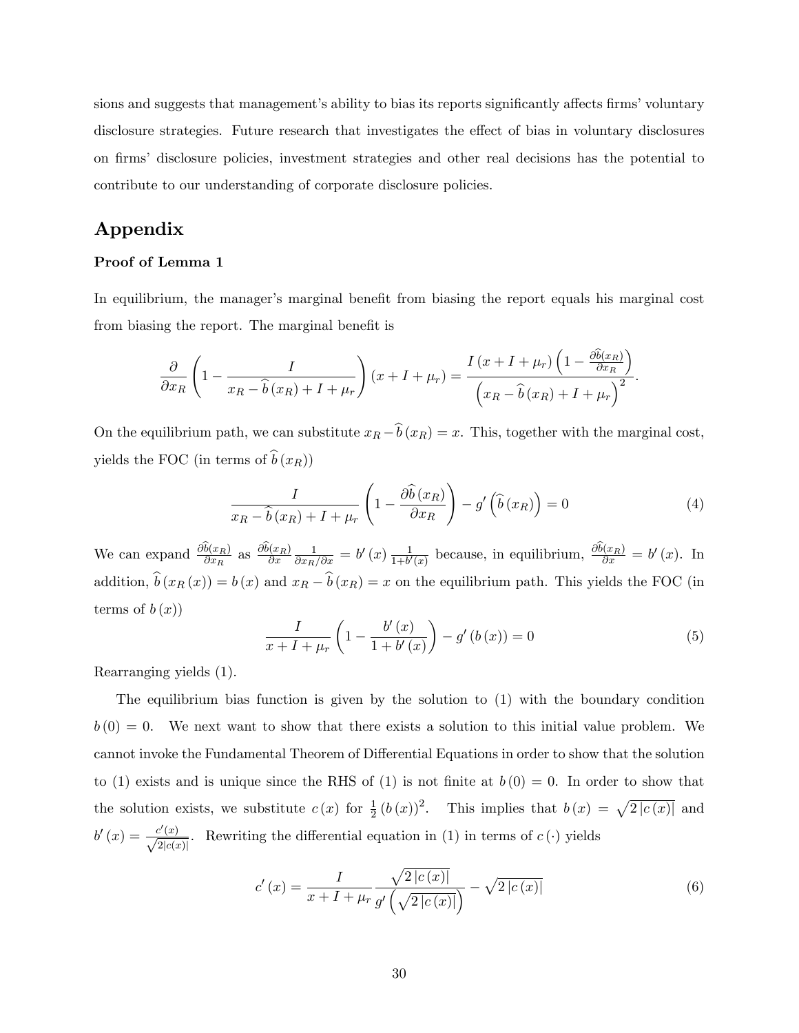sions and suggests that management's ability to bias its reports significantly affects firms' voluntary disclosure strategies. Future research that investigates the effect of bias in voluntary disclosures on firms' disclosure policies, investment strategies and other real decisions has the potential to contribute to our understanding of corporate disclosure policies.

# Appendix

**Proof of Lemma 1**

In equilibrium, the manager's marginal benefit from biasing the report equals his marginal cost from biasing the report. The marginal benefit is

$$\frac{\partial}{\partial x_R}\left(1-\frac{I}{x_R-\widehat{b}\left(x_R\right)+I+\mu_r}\right)\left(x+I+\mu_r\right)=\frac{I\left(x+I+\mu_r\right)\left(1-\frac{\partial\widehat{b}\left(x_R\right)}{\partial x_R}\right)}{\left(x_R-\widehat{b}\left(x_R\right)+I+\mu_r\right)^2}.$$

On the equilibrium path, we can substitute $x_R-\widehat{b}\left(x_R\right)=x$. This, together with the marginal cost, yields the FOC (in terms of $\widehat{b}\left(x_R\right)$)

$$\frac{I}{x_R-\widehat{b}\left(x_R\right)+I+\mu_r}\left(1-\frac{\partial\widehat{b}\left(x_R\right)}{\partial x_R}\right)-g'\left(\widehat{b}\left(x_R\right)\right)=0 \tag{4}$$

We can expand $\frac{\partial\widehat{b}(x_R)}{\partial x_R}$ as $\frac{\partial\widehat{b}(x_R)}{\partial x}\frac{1}{\partial x_R/\partial x}=b'\left(x\right)\frac{1}{1+b'(x)}$ because, in equilibrium, $\frac{\partial\widehat{b}(x_R)}{\partial x}=b'\left(x\right)$. In addition, $\widehat{b}\left(x_R\left(x\right)\right)=b\left(x\right)$ and $x_R-\widehat{b}\left(x_R\right)=x$ on the equilibrium path. This yields the FOC (in terms of $b\left(x\right)$)

$$\frac{I}{x+I+\mu_r}\left(1-\frac{b'\left(x\right)}{1+b'\left(x\right)}\right)-g'\left(b\left(x\right)\right)=0 \tag{5}$$

Rearranging yields (1).

The equilibrium bias function is given by the solution to (1) with the boundary condition $b\left(0\right)=0$. We next want to show that there exists a solution to this initial value problem. We cannot invoke the Fundamental Theorem of Differential Equations in order to show that the solution to (1) exists and is unique since the RHS of (1) is not finite at $b\left(0\right)=0$. In order to show that the solution exists, we substitute $c\left(x\right)$ for $\frac{1}{2}\left(b\left(x\right)\right)^2$. This implies that $b\left(x\right)=\sqrt{2\left|c\left(x\right)\right|}$ and $b'\left(x\right)=\frac{c'(x)}{\sqrt{2|c(x)|}}$. Rewriting the differential equation in (1) in terms of $c\left(\cdot\right)$ yields

$$c'\left(x\right)=\frac{I}{x+I+\mu_r}\frac{\sqrt{2\left|c\left(x\right)\right|}}{g'\left(\sqrt{2\left|c\left(x\right)\right|}\right)}-\sqrt{2\left|c\left(x\right)\right|} \tag{6}$$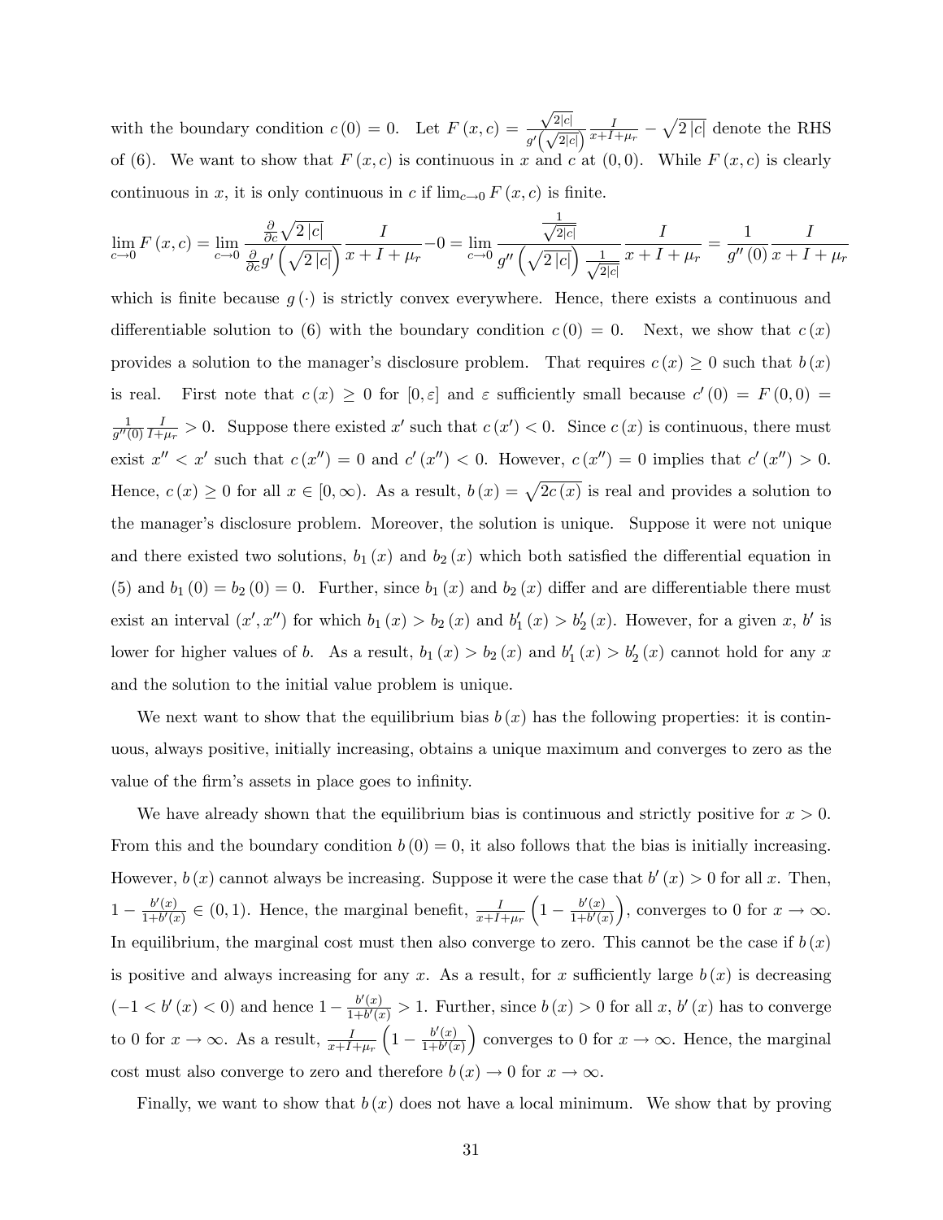with the boundary condition $c(0) = 0$. Let $F(x,c) = \frac{\sqrt{2|c|}}{g'\left(\sqrt{2|c|}\right)} \frac{I}{x+I+\mu_r} - \sqrt{2|c|}$ denote the RHS of (6). We want to show that $F(x,c)$ is continuous in $x$ and $c$ at $(0,0)$. While $F(x,c)$ is clearly continuous in $x$, it is only continuous in $c$ if $\lim_{c\to 0} F(x,c)$ is finite.

$$\lim_{c\to 0} F(x,c) = \lim_{c\to 0} \frac{\frac{\partial}{\partial c}\sqrt{2|c|}}{\frac{\partial}{\partial c} g'\left(\sqrt{2|c|}\right)} \frac{I}{x+I+\mu_r} - 0 = \lim_{c\to 0} \frac{\frac{1}{\sqrt{2|c|}}}{g''\left(\sqrt{2|c|}\right)\frac{1}{\sqrt{2|c|}}} \frac{I}{x+I+\mu_r} = \frac{1}{g''(0)} \frac{I}{x+I+\mu_r}$$

which is finite because $g(\cdot)$ is strictly convex everywhere. Hence, there exists a continuous and differentiable solution to (6) with the boundary condition $c(0) = 0$. Next, we show that $c(x)$ provides a solution to the manager's disclosure problem. That requires $c(x) \geq 0$ such that $b(x)$ is real. First note that $c(x) \geq 0$ for $[0,\varepsilon]$ and $\varepsilon$ sufficiently small because $c'(0) = F(0,0) = \frac{1}{g''(0)} \frac{I}{I+\mu_r} > 0$. Suppose there existed $x'$ such that $c(x') < 0$. Since $c(x)$ is continuous, there must exist $x'' < x'$ such that $c(x'') = 0$ and $c'(x'') < 0$. However, $c(x'') = 0$ implies that $c'(x'') > 0$. Hence, $c(x) \geq 0$ for all $x \in [0,\infty)$. As a result, $b(x) = \sqrt{2c(x)}$ is real and provides a solution to the manager's disclosure problem. Moreover, the solution is unique. Suppose it were not unique and there existed two solutions, $b_1(x)$ and $b_2(x)$ which both satisfied the differential equation in (5) and $b_1(0) = b_2(0) = 0$. Further, since $b_1(x)$ and $b_2(x)$ differ and are differentiable there must exist an interval $(x', x'')$ for which $b_1(x) > b_2(x)$ and $b_1'(x) > b_2'(x)$. However, for a given $x$, $b'$ is lower for higher values of $b$. As a result, $b_1(x) > b_2(x)$ and $b_1'(x) > b_2'(x)$ cannot hold for any $x$ and the solution to the initial value problem is unique.

We next want to show that the equilibrium bias $b(x)$ has the following properties: it is continuous, always positive, initially increasing, obtains a unique maximum and converges to zero as the value of the firm's assets in place goes to infinity.

We have already shown that the equilibrium bias is continuous and strictly positive for $x > 0$. From this and the boundary condition $b(0) = 0$, it also follows that the bias is initially increasing. However, $b(x)$ cannot always be increasing. Suppose it were the case that $b'(x) > 0$ for all $x$. Then, $1 - \frac{b'(x)}{1+b'(x)} \in (0,1)$. Hence, the marginal benefit, $\frac{I}{x+I+\mu_r}\left(1 - \frac{b'(x)}{1+b'(x)}\right)$, converges to 0 for $x \to \infty$. In equilibrium, the marginal cost must then also converge to zero. This cannot be the case if $b(x)$ is positive and always increasing for any $x$. As a result, for $x$ sufficiently large $b(x)$ is decreasing ($-1 < b'(x) < 0$) and hence $1 - \frac{b'(x)}{1+b'(x)} > 1$. Further, since $b(x) > 0$ for all $x$, $b'(x)$ has to converge to 0 for $x \to \infty$. As a result, $\frac{I}{x+I+\mu_r}\left(1 - \frac{b'(x)}{1+b'(x)}\right)$ converges to 0 for $x \to \infty$. Hence, the marginal cost must also converge to zero and therefore $b(x) \to 0$ for $x \to \infty$.

Finally, we want to show that $b(x)$ does not have a local minimum. We show that by proving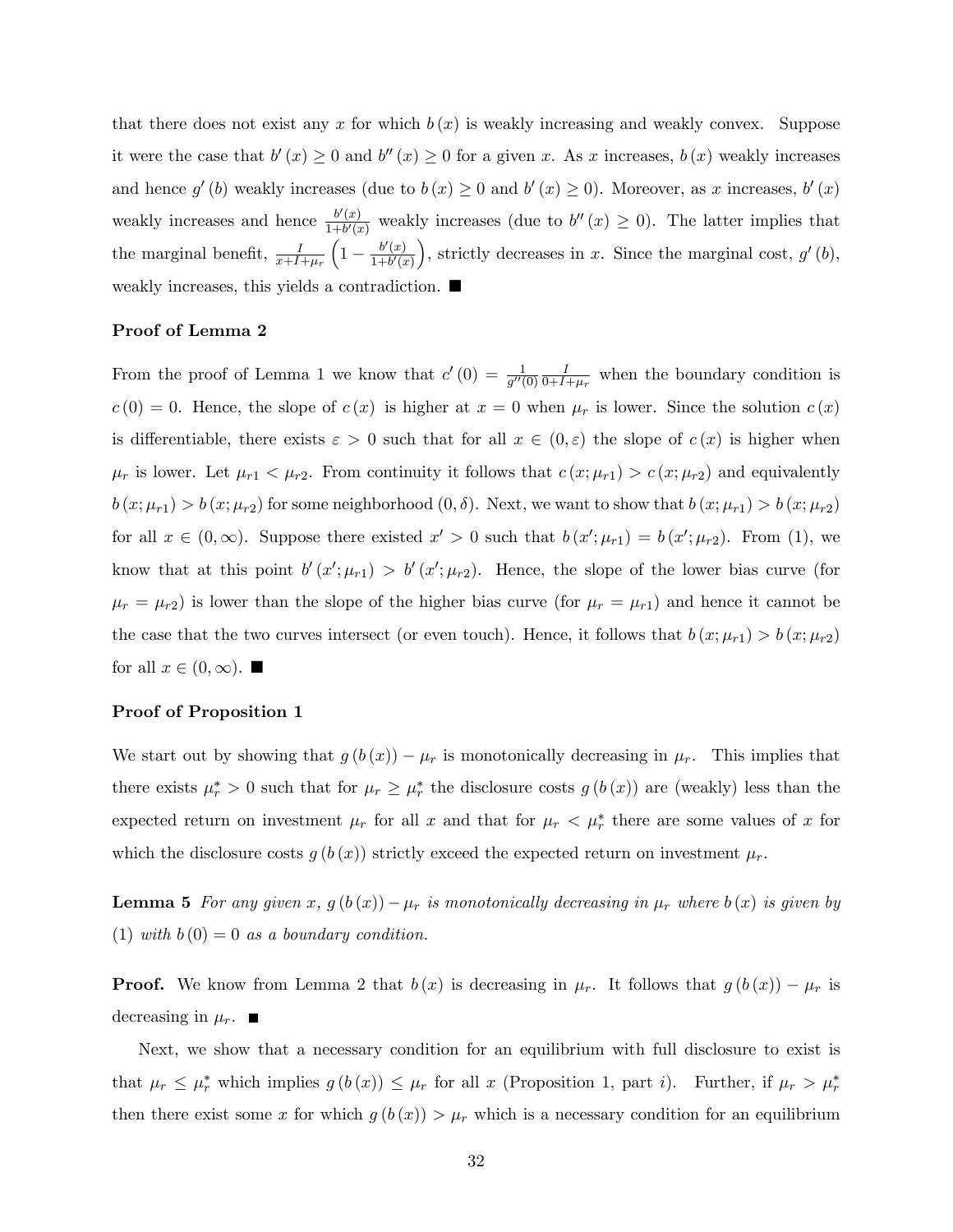that there does not exist any $x$ for which $b(x)$ is weakly increasing and weakly convex. Suppose it were the case that $b'(x) \geq 0$ and $b''(x) \geq 0$ for a given $x$. As $x$ increases, $b(x)$ weakly increases and hence $g'(b)$ weakly increases (due to $b(x) \geq 0$ and $b'(x) \geq 0$). Moreover, as $x$ increases, $b'(x)$ weakly increases and hence $\frac{b'(x)}{1+b'(x)}$ weakly increases (due to $b''(x) \geq 0$). The latter implies that the marginal benefit, $\frac{I}{x+I+\mu_r}\left(1 - \frac{b'(x)}{1+b'(x)}\right)$, strictly decreases in $x$. Since the marginal cost, $g'(b)$, weakly increases, this yields a contradiction. ■

**Proof of Lemma 2**

From the proof of Lemma 1 we know that $c'(0) = \frac{1}{g''(0)} \frac{I}{0+I+\mu_r}$ when the boundary condition is $c(0) = 0$. Hence, the slope of $c(x)$ is higher at $x = 0$ when $\mu_r$ is lower. Since the solution $c(x)$ is differentiable, there exists $\varepsilon > 0$ such that for all $x \in (0, \varepsilon)$ the slope of $c(x)$ is higher when $\mu_r$ is lower. Let $\mu_{r1} < \mu_{r2}$. From continuity it follows that $c(x; \mu_{r1}) > c(x; \mu_{r2})$ and equivalently $b(x; \mu_{r1}) > b(x; \mu_{r2})$ for some neighborhood $(0, \delta)$. Next, we want to show that $b(x; \mu_{r1}) > b(x; \mu_{r2})$ for all $x \in (0, \infty)$. Suppose there existed $x' > 0$ such that $b(x'; \mu_{r1}) = b(x'; \mu_{r2})$. From (1), we know that at this point $b'(x'; \mu_{r1}) > b'(x'; \mu_{r2})$. Hence, the slope of the lower bias curve (for $\mu_r = \mu_{r2}$) is lower than the slope of the higher bias curve (for $\mu_r = \mu_{r1}$) and hence it cannot be the case that the two curves intersect (or even touch). Hence, it follows that $b(x; \mu_{r1}) > b(x; \mu_{r2})$ for all $x \in (0, \infty)$. ■

**Proof of Proposition 1**

We start out by showing that $g(b(x)) - \mu_r$ is monotonically decreasing in $\mu_r$. This implies that there exists $\mu_r^* > 0$ such that for $\mu_r \geq \mu_r^*$ the disclosure costs $g(b(x))$ are (weakly) less than the expected return on investment $\mu_r$ for all $x$ and that for $\mu_r < \mu_r^*$ there are some values of $x$ for which the disclosure costs $g(b(x))$ strictly exceed the expected return on investment $\mu_r$.

**Lemma 5** *For any given $x$, $g(b(x)) - \mu_r$ is monotonically decreasing in $\mu_r$ where $b(x)$ is given by (1) with $b(0) = 0$ as a boundary condition.*

**Proof.** We know from Lemma 2 that $b(x)$ is decreasing in $\mu_r$. It follows that $g(b(x)) - \mu_r$ is decreasing in $\mu_r$. ■

Next, we show that a necessary condition for an equilibrium with full disclosure to exist is that $\mu_r \leq \mu_r^*$ which implies $g(b(x)) \leq \mu_r$ for all $x$ (Proposition 1, part *i*). Further, if $\mu_r > \mu_r^*$ then there exist some $x$ for which $g(b(x)) > \mu_r$ which is a necessary condition for an equilibrium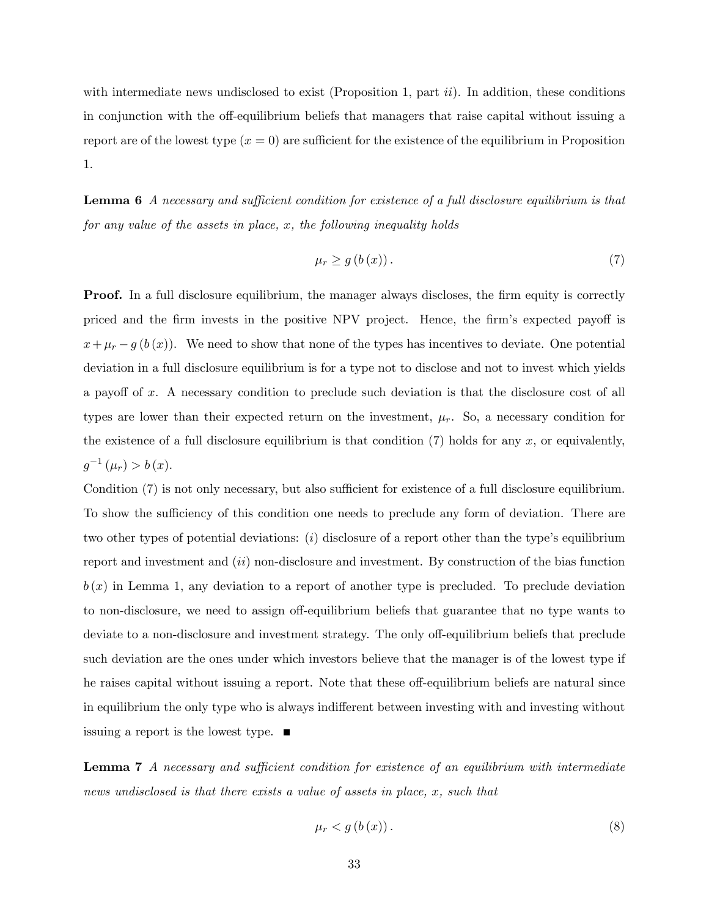with intermediate news undisclosed to exist (Proposition 1, part *ii*). In addition, these conditions in conjunction with the off-equilibrium beliefs that managers that raise capital without issuing a report are of the lowest type ($x = 0$) are sufficient for the existence of the equilibrium in Proposition 1.

**Lemma 6** *A necessary and sufficient condition for existence of a full disclosure equilibrium is that for any value of the assets in place, $x$, the following inequality holds*

$$\mu_r \geq g\left(b\left(x\right)\right). \tag{7}$$

**Proof.** In a full disclosure equilibrium, the manager always discloses, the firm equity is correctly priced and the firm invests in the positive NPV project. Hence, the firm's expected payoff is $x + \mu_r - g\left(b\left(x\right)\right)$. We need to show that none of the types has incentives to deviate. One potential deviation in a full disclosure equilibrium is for a type not to disclose and not to invest which yields a payoff of $x$. A necessary condition to preclude such deviation is that the disclosure cost of all types are lower than their expected return on the investment, $\mu_r$. So, a necessary condition for the existence of a full disclosure equilibrium is that condition (7) holds for any $x$, or equivalently, $g^{-1}\left(\mu_r\right) > b\left(x\right)$.

Condition (7) is not only necessary, but also sufficient for existence of a full disclosure equilibrium. To show the sufficiency of this condition one needs to preclude any form of deviation. There are two other types of potential deviations: (*i*) disclosure of a report other than the type's equilibrium report and investment and (*ii*) non-disclosure and investment. By construction of the bias function $b\left(x\right)$ in Lemma 1, any deviation to a report of another type is precluded. To preclude deviation to non-disclosure, we need to assign off-equilibrium beliefs that guarantee that no type wants to deviate to a non-disclosure and investment strategy. The only off-equilibrium beliefs that preclude such deviation are the ones under which investors believe that the manager is of the lowest type if he raises capital without issuing a report. Note that these off-equilibrium beliefs are natural since in equilibrium the only type who is always indifferent between investing with and investing without issuing a report is the lowest type. ■

**Lemma 7** *A necessary and sufficient condition for existence of an equilibrium with intermediate news undisclosed is that there exists a value of assets in place, $x$, such that*

$$\mu_r < g\left(b\left(x\right)\right). \tag{8}$$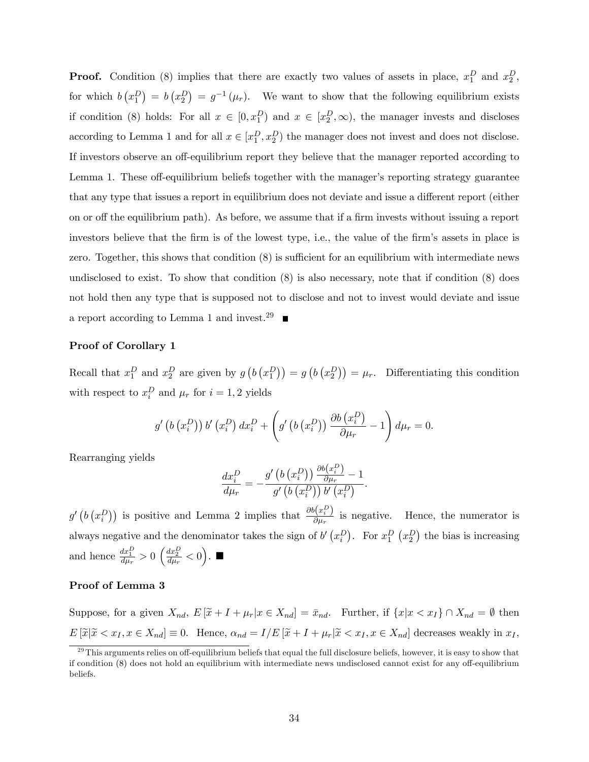**Proof.** Condition (8) implies that there are exactly two values of assets in place, $x_1^D$ and $x_2^D$, for which $b\left(x_1^D\right) = b\left(x_2^D\right) = g^{-1}\left(\mu_r\right)$. We want to show that the following equilibrium exists if condition (8) holds: For all $x \in [0, x_1^D)$ and $x \in [x_2^D, \infty)$, the manager invests and discloses according to Lemma 1 and for all $x \in [x_1^D, x_2^D)$ the manager does not invest and does not disclose. If investors observe an off-equilibrium report they believe that the manager reported according to Lemma 1. These off-equilibrium beliefs together with the manager's reporting strategy guarantee that any type that issues a report in equilibrium does not deviate and issue a different report (either on or off the equilibrium path). As before, we assume that if a firm invests without issuing a report investors believe that the firm is of the lowest type, i.e., the value of the firm's assets in place is zero. Together, this shows that condition (8) is sufficient for an equilibrium with intermediate news undisclosed to exist. To show that condition (8) is also necessary, note that if condition (8) does not hold then any type that is supposed not to disclose and not to invest would deviate and issue a report according to Lemma 1 and invest.[29] ■

### Proof of Corollary 1

Recall that $x_1^D$ and $x_2^D$ are given by $g\left(b\left(x_1^D\right)\right) = g\left(b\left(x_2^D\right)\right) = \mu_r$. Differentiating this condition with respect to $x_i^D$ and $\mu_r$ for $i = 1, 2$ yields

$$g'\left(b\left(x_i^D\right)\right) b'\left(x_i^D\right) dx_i^D + \left(g'\left(b\left(x_i^D\right)\right) \frac{\partial b\left(x_i^D\right)}{\partial \mu_r} - 1\right) d\mu_r = 0.$$

Rearranging yields

$$\frac{dx_i^D}{d\mu_r} = -\frac{g'\left(b\left(x_i^D\right)\right) \frac{\partial b\left(x_i^D\right)}{\partial \mu_r} - 1}{g'\left(b\left(x_i^D\right)\right) b'\left(x_i^D\right)}.$$

$g'\left(b\left(x_i^D\right)\right)$ is positive and Lemma 2 implies that $\frac{\partial b\left(x_i^D\right)}{\partial \mu_r}$ is negative. Hence, the numerator is always negative and the denominator takes the sign of $b'\left(x_i^D\right)$. For $x_1^D$ $\left(x_2^D\right)$ the bias is increasing and hence $\frac{dx_1^D}{d\mu_r} > 0$ $\left(\frac{dx_2^D}{d\mu_r} < 0\right)$. ■

### Proof of Lemma 3

Suppose, for a given $X_{nd}$, $E\left[\widetilde{x} + I + \mu_r | x \in X_{nd}\right] = \bar{x}_{nd}$. Further, if $\{x | x < x_I\} \cap X_{nd} = \emptyset$ then $E\left[\widetilde{x} | \widetilde{x} < x_I, x \in X_{nd}\right] \equiv 0$. Hence, $\alpha_{nd} = I / E\left[\widetilde{x} + I + \mu_r | \widetilde{x} < x_I, x \in X_{nd}\right]$ decreases weakly in $x_I$,

[29] This arguments relies on off-equilibrium beliefs that equal the full disclosure beliefs, however, it is easy to show that if condition (8) does not hold an equilibrium with intermediate news undisclosed cannot exist for any off-equilibrium beliefs.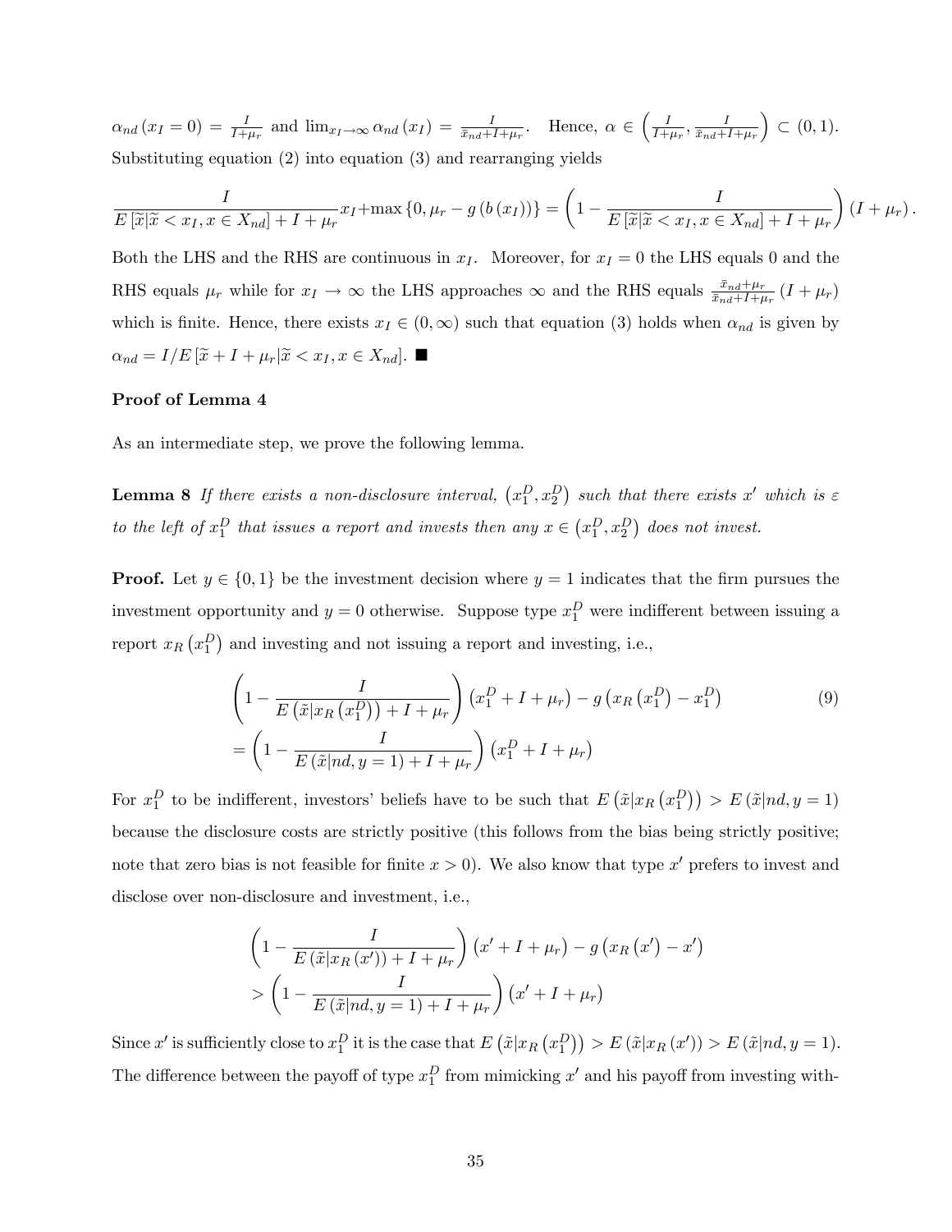$\alpha_{nd}(x_I = 0) = \frac{I}{I+\mu_r}$ and $\lim_{x_I \to \infty} \alpha_{nd}(x_I) = \frac{I}{\bar{x}_{nd}+I+\mu_r}$. Hence, $\alpha \in \left(\frac{I}{I+\mu_r}, \frac{I}{\bar{x}_{nd}+I+\mu_r}\right) \subset (0,1)$. Substituting equation (2) into equation (3) and rearranging yields

$$\frac{I}{E\left[\widetilde{x}|\widetilde{x} < x_I, x \in X_{nd}\right] + I + \mu_r} x_I + \max\left\{0, \mu_r - g\left(b\left(x_I\right)\right)\right\} = \left(1 - \frac{I}{E\left[\widetilde{x}|\widetilde{x} < x_I, x \in X_{nd}\right] + I + \mu_r}\right)(I + \mu_r).$$

Both the LHS and the RHS are continuous in $x_I$. Moreover, for $x_I = 0$ the LHS equals 0 and the RHS equals $\mu_r$ while for $x_I \to \infty$ the LHS approaches $\infty$ and the RHS equals $\frac{\bar{x}_{nd}+\mu_r}{\bar{x}_{nd}+I+\mu_r}(I + \mu_r)$ which is finite. Hence, there exists $x_I \in (0, \infty)$ such that equation (3) holds when $\alpha_{nd}$ is given by $\alpha_{nd} = I/E\left[\widetilde{x} + I + \mu_r|\widetilde{x} < x_I, x \in X_{nd}\right]$. ■

**Proof of Lemma 4**

As an intermediate step, we prove the following lemma.

**Lemma 8** *If there exists a non-disclosure interval, $\left(x_1^D, x_2^D\right)$ such that there exists $x'$ which is $\varepsilon$ to the left of $x_1^D$ that issues a report and invests then any $x \in \left(x_1^D, x_2^D\right)$ does not invest.*

**Proof.** Let $y \in \{0, 1\}$ be the investment decision where $y = 1$ indicates that the firm pursues the investment opportunity and $y = 0$ otherwise. Suppose type $x_1^D$ were indifferent between issuing a report $x_R\left(x_1^D\right)$ and investing and not issuing a report and investing, i.e.,

$$\begin{aligned}
&\left(1 - \frac{I}{E\left(\tilde{x}|x_R\left(x_1^D\right)\right) + I + \mu_r}\right)\left(x_1^D + I + \mu_r\right) - g\left(x_R\left(x_1^D\right) - x_1^D\right) \\
&= \left(1 - \frac{I}{E\left(\tilde{x}|nd, y = 1\right) + I + \mu_r}\right)\left(x_1^D + I + \mu_r\right)
\end{aligned} \tag{9}$$

For $x_1^D$ to be indifferent, investors' beliefs have to be such that $E\left(\tilde{x}|x_R\left(x_1^D\right)\right) > E\left(\tilde{x}|nd, y = 1\right)$ because the disclosure costs are strictly positive (this follows from the bias being strictly positive; note that zero bias is not feasible for finite $x > 0$). We also know that type $x'$ prefers to invest and disclose over non-disclosure and investment, i.e.,

$$\begin{aligned}
&\left(1 - \frac{I}{E\left(\tilde{x}|x_R\left(x'\right)\right) + I + \mu_r}\right)\left(x' + I + \mu_r\right) - g\left(x_R\left(x'\right) - x'\right) \\
&> \left(1 - \frac{I}{E\left(\tilde{x}|nd, y = 1\right) + I + \mu_r}\right)\left(x' + I + \mu_r\right)
\end{aligned}$$

Since $x'$ is sufficiently close to $x_1^D$ it is the case that $E\left(\tilde{x}|x_R\left(x_1^D\right)\right) > E\left(\tilde{x}|x_R\left(x'\right)\right) > E\left(\tilde{x}|nd, y = 1\right)$. The difference between the payoff of type $x_1^D$ from mimicking $x'$ and his payoff from investing with-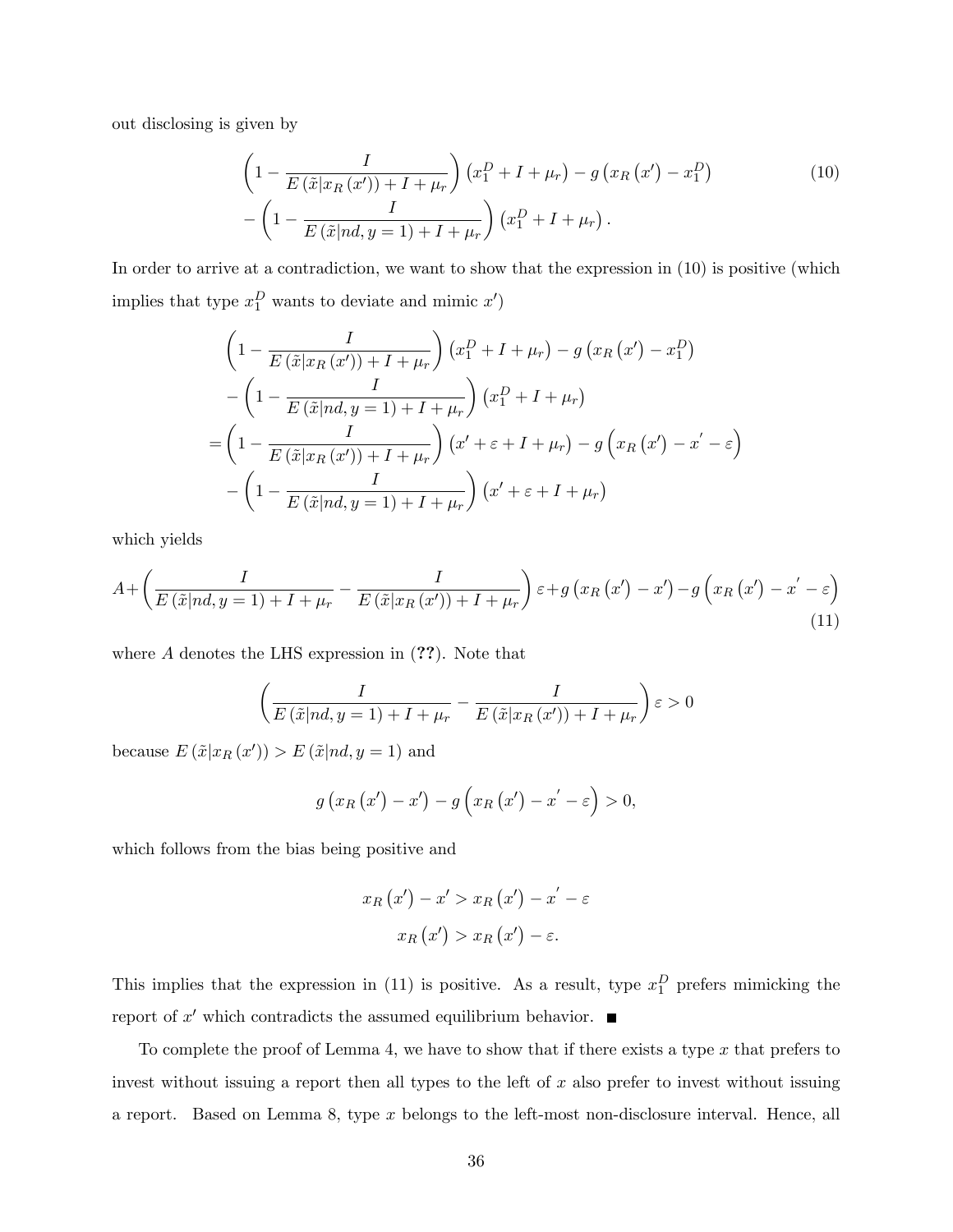out disclosing is given by

$$
\begin{aligned}
&\left(1-\frac{I}{E\left(\tilde{x}|x_R\left(x'\right)\right)+I+\mu_r}\right)\left(x_1^D+I+\mu_r\right)-g\left(x_R\left(x'\right)-x_1^D\right) \\
&-\left(1-\frac{I}{E\left(\tilde{x}|nd,y=1\right)+I+\mu_r}\right)\left(x_1^D+I+\mu_r\right).
\end{aligned}
\tag{10}
$$

In order to arrive at a contradiction, we want to show that the expression in (10) is positive (which implies that type $x_1^D$ wants to deviate and mimic $x'$)

$$
\begin{aligned}
&\left(1-\frac{I}{E\left(\tilde{x}|x_R\left(x'\right)\right)+I+\mu_r}\right)\left(x_1^D+I+\mu_r\right)-g\left(x_R\left(x'\right)-x_1^D\right) \\
&-\left(1-\frac{I}{E\left(\tilde{x}|nd,y=1\right)+I+\mu_r}\right)\left(x_1^D+I+\mu_r\right) \\
=&\left(1-\frac{I}{E\left(\tilde{x}|x_R\left(x'\right)\right)+I+\mu_r}\right)\left(x'+\varepsilon+I+\mu_r\right)-g\left(x_R\left(x'\right)-x'-\varepsilon\right) \\
&-\left(1-\frac{I}{E\left(\tilde{x}|nd,y=1\right)+I+\mu_r}\right)\left(x'+\varepsilon+I+\mu_r\right)
\end{aligned}
$$

which yields

$$
A+\left(\frac{I}{E\left(\tilde{x}|nd,y=1\right)+I+\mu_r}-\frac{I}{E\left(\tilde{x}|x_R\left(x'\right)\right)+I+\mu_r}\right)\varepsilon+g\left(x_R\left(x'\right)-x'\right)-g\left(x_R\left(x'\right)-x'-\varepsilon\right)
\tag{11}
$$

where $A$ denotes the LHS expression in (**??**). Note that

$$
\left(\frac{I}{E\left(\tilde{x}|nd,y=1\right)+I+\mu_r}-\frac{I}{E\left(\tilde{x}|x_R\left(x'\right)\right)+I+\mu_r}\right)\varepsilon>0
$$

because $E\left(\tilde{x}|x_R\left(x'\right)\right)>E\left(\tilde{x}|nd,y=1\right)$ and

$$
g\left(x_R\left(x'\right)-x'\right)-g\left(x_R\left(x'\right)-x'-\varepsilon\right)>0,
$$

which follows from the bias being positive and

$$
\begin{aligned}
x_R\left(x'\right)-x' &> x_R\left(x'\right)-x'-\varepsilon \\
x_R\left(x'\right) &> x_R\left(x'\right)-\varepsilon.
\end{aligned}
$$

This implies that the expression in (11) is positive. As a result, type $x_1^D$ prefers mimicking the report of $x'$ which contradicts the assumed equilibrium behavior. ■

To complete the proof of Lemma 4, we have to show that if there exists a type $x$ that prefers to invest without issuing a report then all types to the left of $x$ also prefer to invest without issuing a report. Based on Lemma 8, type $x$ belongs to the left-most non-disclosure interval. Hence, all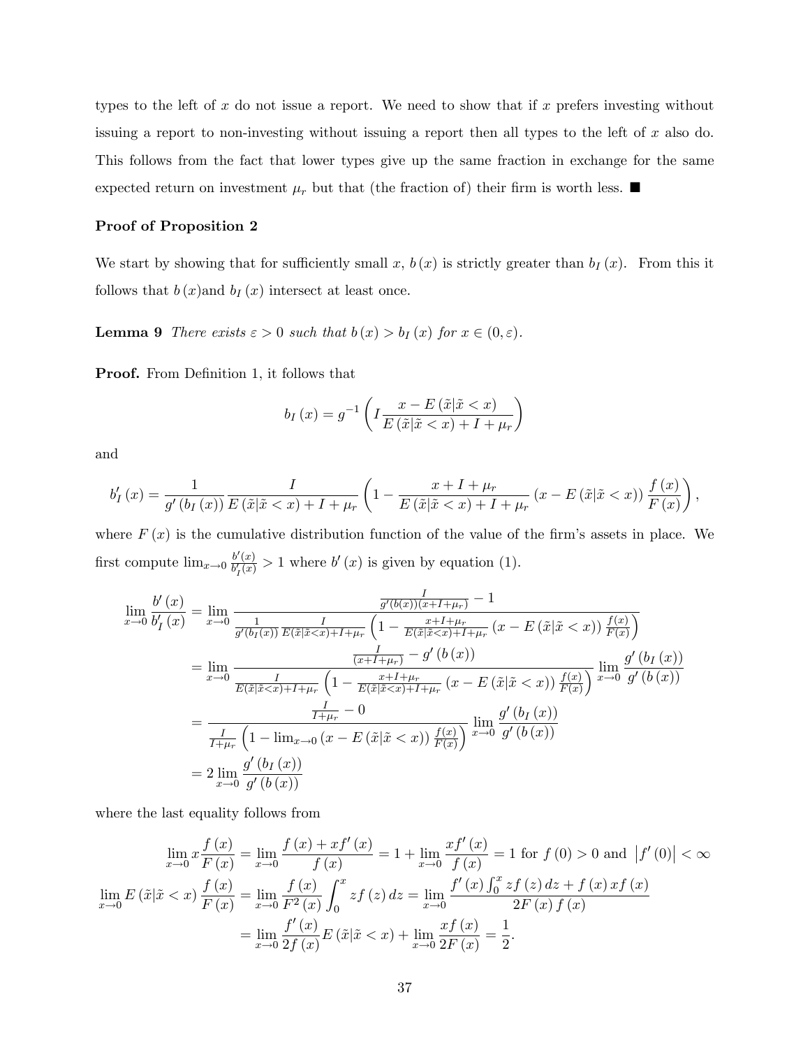types to the left of $x$ do not issue a report. We need to show that if $x$ prefers investing without issuing a report to non-investing without issuing a report then all types to the left of $x$ also do. This follows from the fact that lower types give up the same fraction in exchange for the same expected return on investment $\mu_r$ but that (the fraction of) their firm is worth less. ■

**Proof of Proposition 2**

We start by showing that for sufficiently small $x$, $b(x)$ is strictly greater than $b_I(x)$. From this it follows that $b(x)$and $b_I(x)$ intersect at least once.

**Lemma 9** *There exists $\varepsilon > 0$ such that $b(x) > b_I(x)$ for $x \in (0, \varepsilon)$.*

**Proof.** From Definition 1, it follows that

$$b_I(x) = g^{-1}\left(I \frac{x - E(\tilde{x}|\tilde{x} < x)}{E(\tilde{x}|\tilde{x} < x) + I + \mu_r}\right)$$

and

$$b_I'(x) = \frac{1}{g'(b_I(x))} \frac{I}{E(\tilde{x}|\tilde{x} < x) + I + \mu_r}\left(1 - \frac{x + I + \mu_r}{E(\tilde{x}|\tilde{x} < x) + I + \mu_r}(x - E(\tilde{x}|\tilde{x} < x))\frac{f(x)}{F(x)}\right),$$

where $F(x)$ is the cumulative distribution function of the value of the firm's assets in place. We first compute $\lim_{x\to 0} \frac{b'(x)}{b_I'(x)} > 1$ where $b'(x)$ is given by equation (1).

$$\begin{aligned}
\lim_{x\to 0} \frac{b'(x)}{b_I'(x)} &= \lim_{x\to 0} \frac{\frac{I}{g'(b(x))(x+I+\mu_r)} - 1}{\frac{1}{g'(b_I(x))} \frac{I}{E(\tilde{x}|\tilde{x}<x)+I+\mu_r}\left(1 - \frac{x+I+\mu_r}{E(\tilde{x}|\tilde{x}<x)+I+\mu_r}(x - E(\tilde{x}|\tilde{x} < x))\frac{f(x)}{F(x)}\right)} \\
&= \lim_{x\to 0} \frac{\frac{I}{(x+I+\mu_r)} - g'(b(x))}{\frac{I}{E(\tilde{x}|\tilde{x}<x)+I+\mu_r}\left(1 - \frac{x+I+\mu_r}{E(\tilde{x}|\tilde{x}<x)+I+\mu_r}(x - E(\tilde{x}|\tilde{x} < x))\frac{f(x)}{F(x)}\right)} \lim_{x\to 0} \frac{g'(b_I(x))}{g'(b(x))} \\
&= \frac{\frac{I}{I+\mu_r} - 0}{\frac{I}{I+\mu_r}\left(1 - \lim_{x\to 0}(x - E(\tilde{x}|\tilde{x} < x))\frac{f(x)}{F(x)}\right)} \lim_{x\to 0} \frac{g'(b_I(x))}{g'(b(x))} \\
&= 2 \lim_{x\to 0} \frac{g'(b_I(x))}{g'(b(x))}
\end{aligned}$$

where the last equality follows from

$$\begin{aligned}
\lim_{x\to 0} x\frac{f(x)}{F(x)} &= \lim_{x\to 0} \frac{f(x) + xf'(x)}{f(x)} = 1 + \lim_{x\to 0} \frac{xf'(x)}{f(x)} = 1 \text{ for } f(0) > 0 \text{ and } \left|f'(0)\right| < \infty \\
\lim_{x\to 0} E(\tilde{x}|\tilde{x} < x)\frac{f(x)}{F(x)} &= \lim_{x\to 0} \frac{f(x)}{F^2(x)} \int_0^x zf(z)\,dz = \lim_{x\to 0} \frac{f'(x)\int_0^x zf(z)\,dz + f(x)\,xf(x)}{2F(x)\,f(x)} \\
&= \lim_{x\to 0} \frac{f'(x)}{2f(x)} E(\tilde{x}|\tilde{x} < x) + \lim_{x\to 0} \frac{xf(x)}{2F(x)} = \frac{1}{2}.
\end{aligned}$$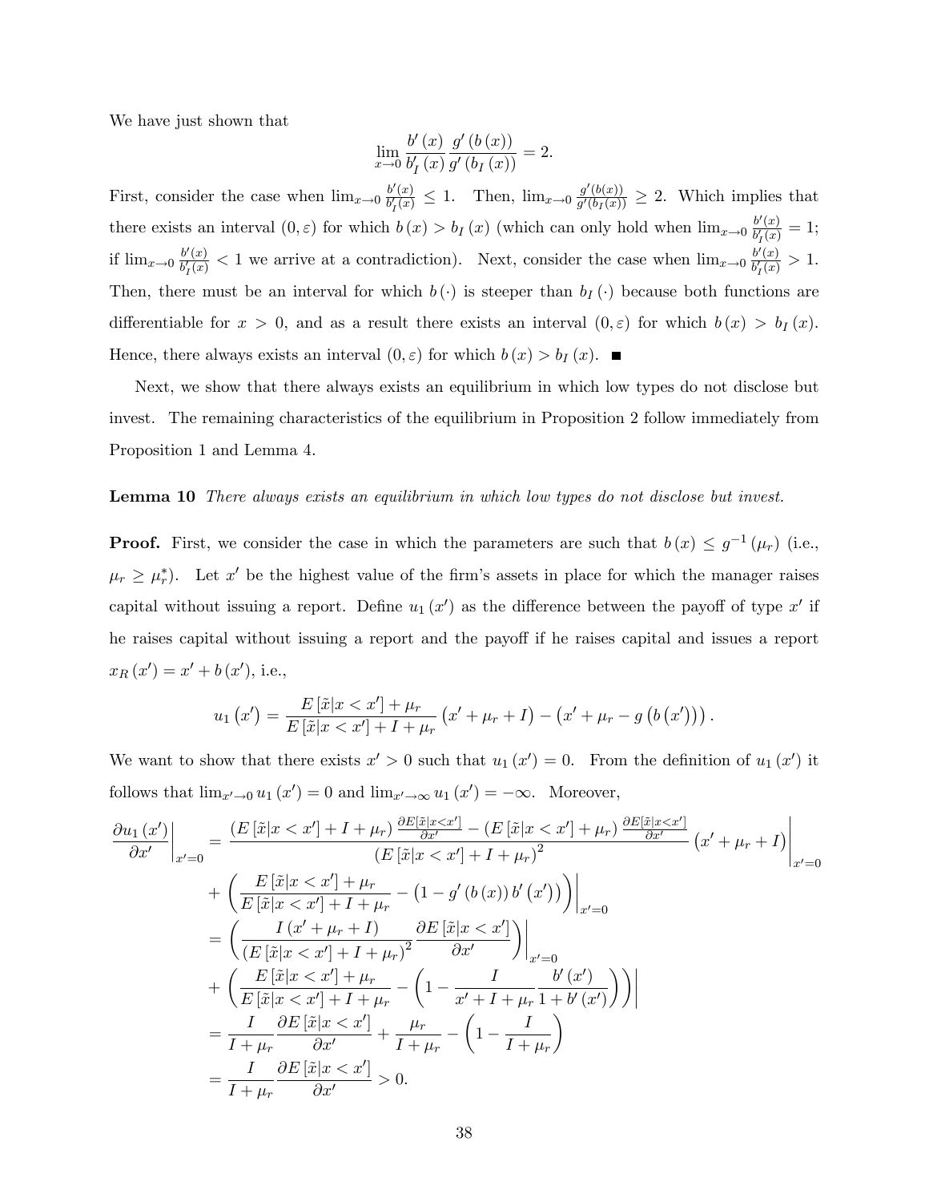We have just shown that

$$\lim_{x\to 0} \frac{b'(x)}{b_I'(x)} \frac{g'(b(x))}{g'(b_I(x))} = 2.$$

First, consider the case when $\lim_{x\to 0} \frac{b'(x)}{b_I'(x)} \leq 1$. Then, $\lim_{x\to 0} \frac{g'(b(x))}{g'(b_I(x))} \geq 2$. Which implies that there exists an interval $(0, \varepsilon)$ for which $b(x) > b_I(x)$ (which can only hold when $\lim_{x\to 0} \frac{b'(x)}{b_I'(x)} = 1$; if $\lim_{x\to 0} \frac{b'(x)}{b_I'(x)} < 1$ we arrive at a contradiction). Next, consider the case when $\lim_{x\to 0} \frac{b'(x)}{b_I'(x)} > 1$. Then, there must be an interval for which $b(\cdot)$ is steeper than $b_I(\cdot)$ because both functions are differentiable for $x > 0$, and as a result there exists an interval $(0, \varepsilon)$ for which $b(x) > b_I(x)$. Hence, there always exists an interval $(0, \varepsilon)$ for which $b(x) > b_I(x)$. ■

Next, we show that there always exists an equilibrium in which low types do not disclose but invest. The remaining characteristics of the equilibrium in Proposition 2 follow immediately from Proposition 1 and Lemma 4.

**Lemma 10** *There always exists an equilibrium in which low types do not disclose but invest.*

**Proof.** First, we consider the case in which the parameters are such that $b(x) \leq g^{-1}(\mu_r)$ (i.e., $\mu_r \geq \mu_r^*$). Let $x'$ be the highest value of the firm's assets in place for which the manager raises capital without issuing a report. Define $u_1(x')$ as the difference between the payoff of type $x'$ if he raises capital without issuing a report and the payoff if he raises capital and issues a report $x_R(x') = x' + b(x')$, i.e.,

$$u_1(x') = \frac{E[\tilde{x}|x < x'] + \mu_r}{E[\tilde{x}|x < x'] + I + \mu_r}(x' + \mu_r + I) - (x' + \mu_r - g(b(x'))).$$

We want to show that there exists $x' > 0$ such that $u_1(x') = 0$. From the definition of $u_1(x')$ it follows that $\lim_{x'\to 0} u_1(x') = 0$ and $\lim_{x'\to\infty} u_1(x') = -\infty$. Moreover,

$$\begin{aligned}
\left.\frac{\partial u_1(x')}{\partial x'}\right|_{x'=0} &= \left.\frac{(E[\tilde{x}|x<x'] + I + \mu_r)\frac{\partial E[\tilde{x}|x<x']}{\partial x'} - (E[\tilde{x}|x<x'] + \mu_r)\frac{\partial E[\tilde{x}|x<x']}{\partial x'}}{(E[\tilde{x}|x<x'] + I + \mu_r)^2}(x' + \mu_r + I)\right|_{x'=0} \\
&\quad + \left.\left(\frac{E[\tilde{x}|x<x'] + \mu_r}{E[\tilde{x}|x<x'] + I + \mu_r} - (1 - g'(b(x))b'(x'))\right)\right|_{x'=0} \\
&= \left.\left(\frac{I(x' + \mu_r + I)}{(E[\tilde{x}|x<x'] + I + \mu_r)^2}\frac{\partial E[\tilde{x}|x<x']}{\partial x'}\right)\right|_{x'=0} \\
&\quad + \left.\left(\frac{E[\tilde{x}|x<x'] + \mu_r}{E[\tilde{x}|x<x'] + I + \mu_r} - \left(1 - \frac{I}{x' + I + \mu_r}\frac{b'(x')}{1 + b'(x')}\right)\right)\right| \\
&= \frac{I}{I + \mu_r}\frac{\partial E[\tilde{x}|x<x']}{\partial x'} + \frac{\mu_r}{I + \mu_r} - \left(1 - \frac{I}{I + \mu_r}\right) \\
&= \frac{I}{I + \mu_r}\frac{\partial E[\tilde{x}|x<x']}{\partial x'} > 0.
\end{aligned}$$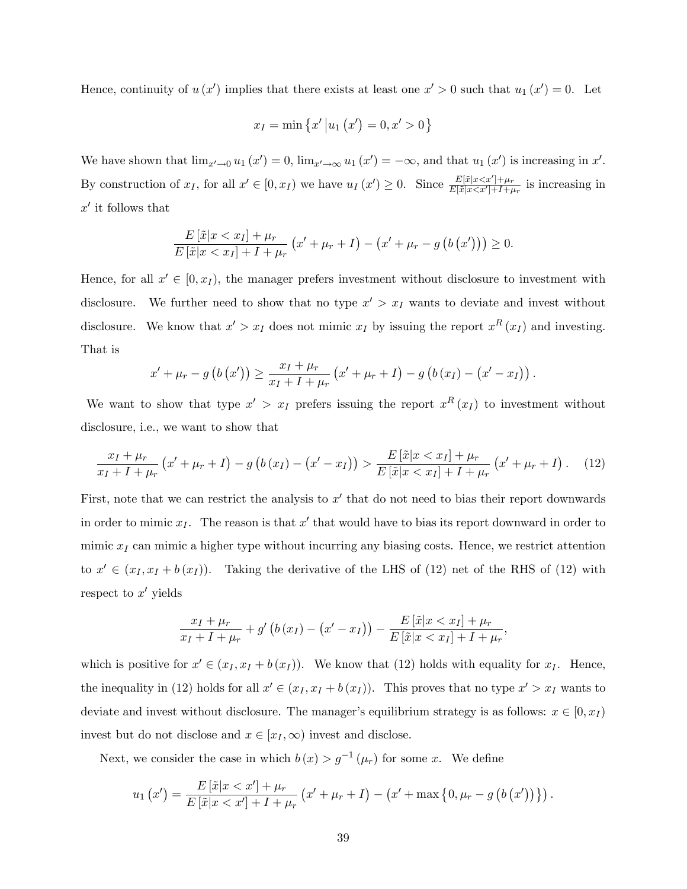Hence, continuity of $u(x')$ implies that there exists at least one $x' > 0$ such that $u_1(x') = 0$. Let

$$x_I = \min\left\{x' \left| u_1(x') = 0, x' > 0\right.\right\}$$

We have shown that $\lim_{x' \to 0} u_1(x') = 0$, $\lim_{x' \to \infty} u_1(x') = -\infty$, and that $u_1(x')$ is increasing in $x'$. By construction of $x_I$, for all $x' \in [0, x_I)$ we have $u_I(x') \geq 0$. Since $\frac{E[\tilde{x}|x<x']+\mu_r}{E[\tilde{x}|x<x']+I+\mu_r}$ is increasing in $x'$ it follows that

$$\frac{E[\tilde{x}|x < x_I] + \mu_r}{E[\tilde{x}|x < x_I] + I + \mu_r}\left(x' + \mu_r + I\right) - \left(x' + \mu_r - g\left(b\left(x'\right)\right)\right) \geq 0.$$

Hence, for all $x' \in [0, x_I)$, the manager prefers investment without disclosure to investment with disclosure. We further need to show that no type $x' > x_I$ wants to deviate and invest without disclosure. We know that $x' > x_I$ does not mimic $x_I$ by issuing the report $x^R(x_I)$ and investing. That is

$$x' + \mu_r - g\left(b\left(x'\right)\right) \geq \frac{x_I + \mu_r}{x_I + I + \mu_r}\left(x' + \mu_r + I\right) - g\left(b\left(x_I\right) - \left(x' - x_I\right)\right).$$

We want to show that type $x' > x_I$ prefers issuing the report $x^R(x_I)$ to investment without disclosure, i.e., we want to show that

$$\frac{x_I + \mu_r}{x_I + I + \mu_r}\left(x' + \mu_r + I\right) - g\left(b\left(x_I\right) - \left(x' - x_I\right)\right) > \frac{E[\tilde{x}|x < x_I] + \mu_r}{E[\tilde{x}|x < x_I] + I + \mu_r}\left(x' + \mu_r + I\right). \quad (12)$$

First, note that we can restrict the analysis to $x'$ that do not need to bias their report downwards in order to mimic $x_I$. The reason is that $x'$ that would have to bias its report downward in order to mimic $x_I$ can mimic a higher type without incurring any biasing costs. Hence, we restrict attention to $x' \in (x_I, x_I + b(x_I))$. Taking the derivative of the LHS of (12) net of the RHS of (12) with respect to $x'$ yields

$$\frac{x_I + \mu_r}{x_I + I + \mu_r} + g'\left(b\left(x_I\right) - \left(x' - x_I\right)\right) - \frac{E[\tilde{x}|x < x_I] + \mu_r}{E[\tilde{x}|x < x_I] + I + \mu_r},$$

which is positive for $x' \in (x_I, x_I + b(x_I))$. We know that (12) holds with equality for $x_I$. Hence, the inequality in (12) holds for all $x' \in (x_I, x_I + b(x_I))$. This proves that no type $x' > x_I$ wants to deviate and invest without disclosure. The manager's equilibrium strategy is as follows: $x \in [0, x_I)$ invest but do not disclose and $x \in [x_I, \infty)$ invest and disclose.

Next, we consider the case in which $b(x) > g^{-1}(\mu_r)$ for some $x$. We define

$$u_1\left(x'\right) = \frac{E[\tilde{x}|x < x'] + \mu_r}{E[\tilde{x}|x < x'] + I + \mu_r}\left(x' + \mu_r + I\right) - \left(x' + \max\left\{0, \mu_r - g\left(b\left(x'\right)\right)\right\}\right).$$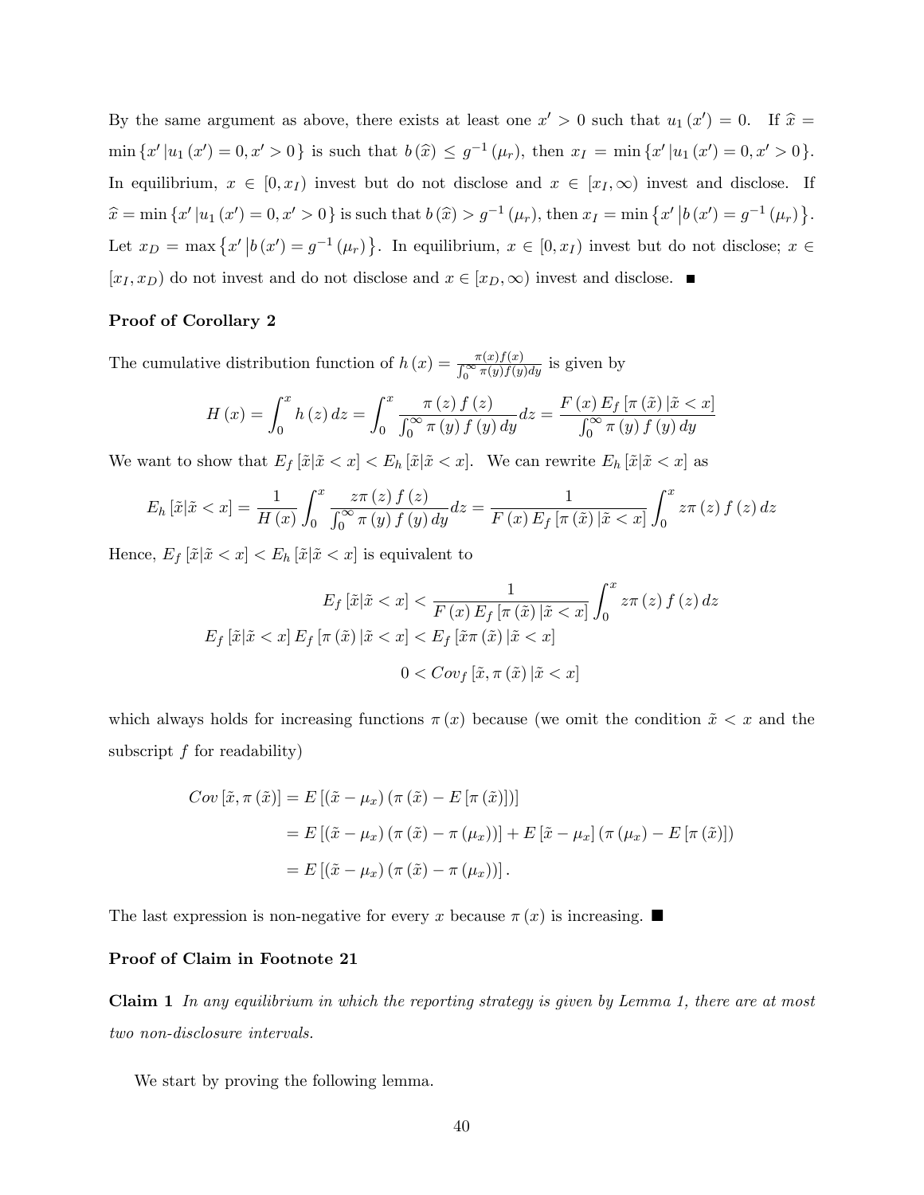By the same argument as above, there exists at least one $x' > 0$ such that $u_1(x') = 0$. If $\widehat{x} = \min\{x' | u_1(x') = 0, x' > 0\}$ is such that $b(\widehat{x}) \leq g^{-1}(\mu_r)$, then $x_I = \min\{x' | u_1(x') = 0, x' > 0\}$. In equilibrium, $x \in [0, x_I)$ invest but do not disclose and $x \in [x_I, \infty)$ invest and disclose. If $\widehat{x} = \min\{x' | u_1(x') = 0, x' > 0\}$ is such that $b(\widehat{x}) > g^{-1}(\mu_r)$, then $x_I = \min\{x' | b(x') = g^{-1}(\mu_r)\}$. Let $x_D = \max\{x' | b(x') = g^{-1}(\mu_r)\}$. In equilibrium, $x \in [0, x_I)$ invest but do not disclose; $x \in [x_I, x_D)$ do not invest and do not disclose and $x \in [x_D, \infty)$ invest and disclose. ■

**Proof of Corollary 2**

The cumulative distribution function of $h(x) = \frac{\pi(x) f(x)}{\int_0^\infty \pi(y) f(y) dy}$ is given by

$$H(x) = \int_0^x h(z)\, dz = \int_0^x \frac{\pi(z) f(z)}{\int_0^\infty \pi(y) f(y)\, dy} dz = \frac{F(x) E_f[\pi(\tilde{x}) | \tilde{x} < x]}{\int_0^\infty \pi(y) f(y)\, dy}$$

We want to show that $E_f[\tilde{x} | \tilde{x} < x] < E_h[\tilde{x} | \tilde{x} < x]$. We can rewrite $E_h[\tilde{x} | \tilde{x} < x]$ as

$$E_h[\tilde{x} | \tilde{x} < x] = \frac{1}{H(x)} \int_0^x \frac{z\pi(z) f(z)}{\int_0^\infty \pi(y) f(y)\, dy} dz = \frac{1}{F(x) E_f[\pi(\tilde{x}) | \tilde{x} < x]} \int_0^x z\pi(z) f(z)\, dz$$

Hence, $E_f[\tilde{x} | \tilde{x} < x] < E_h[\tilde{x} | \tilde{x} < x]$ is equivalent to

$$E_f[\tilde{x} | \tilde{x} < x] < \frac{1}{F(x) E_f[\pi(\tilde{x}) | \tilde{x} < x]} \int_0^x z\pi(z) f(z)\, dz$$

$$E_f[\tilde{x} | \tilde{x} < x] E_f[\pi(\tilde{x}) | \tilde{x} < x] < E_f[\tilde{x}\pi(\tilde{x}) | \tilde{x} < x]$$

$$0 < Cov_f[\tilde{x}, \pi(\tilde{x}) | \tilde{x} < x]$$

which always holds for increasing functions $\pi(x)$ because (we omit the condition $\tilde{x} < x$ and the subscript $f$ for readability)

$$\begin{aligned}
Cov[\tilde{x}, \pi(\tilde{x})] &= E[(\tilde{x} - \mu_x)(\pi(\tilde{x}) - E[\pi(\tilde{x})])] \\
&= E[(\tilde{x} - \mu_x)(\pi(\tilde{x}) - \pi(\mu_x))] + E[\tilde{x} - \mu_x](\pi(\mu_x) - E[\pi(\tilde{x})]) \\
&= E[(\tilde{x} - \mu_x)(\pi(\tilde{x}) - \pi(\mu_x))].
\end{aligned}$$

The last expression is non-negative for every $x$ because $\pi(x)$ is increasing. ■

**Proof of Claim in Footnote 21**

**Claim 1** *In any equilibrium in which the reporting strategy is given by Lemma 1, there are at most two non-disclosure intervals.*

We start by proving the following lemma.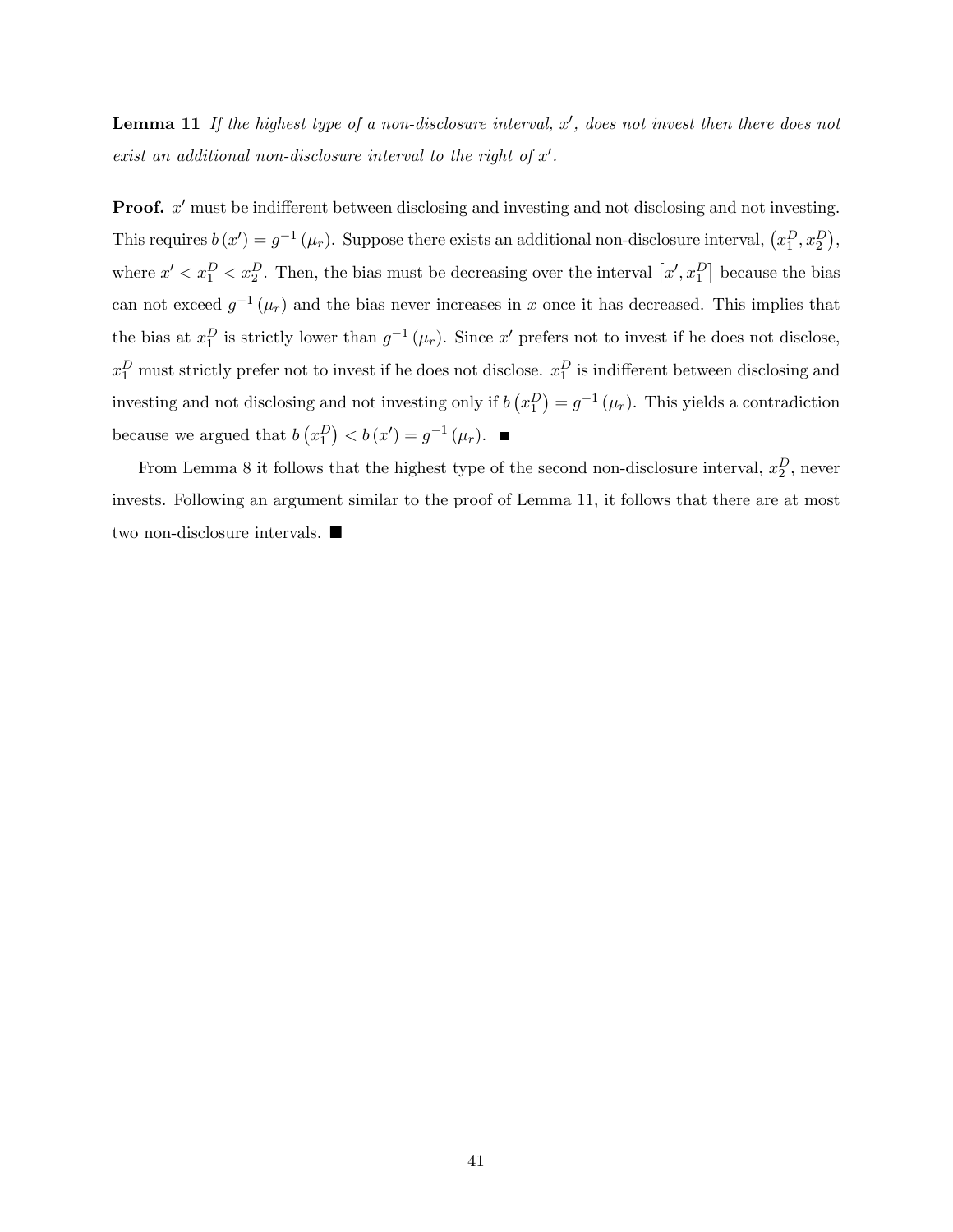**Lemma 11** *If the highest type of a non-disclosure interval, $x'$, does not invest then there does not exist an additional non-disclosure interval to the right of $x'$.*

**Proof.** $x'$ must be indifferent between disclosing and investing and not disclosing and not investing. This requires $b(x') = g^{-1}(\mu_r)$. Suppose there exists an additional non-disclosure interval, $(x_1^D, x_2^D)$, where $x' < x_1^D < x_2^D$. Then, the bias must be decreasing over the interval $[x', x_1^D]$ because the bias can not exceed $g^{-1}(\mu_r)$ and the bias never increases in $x$ once it has decreased. This implies that the bias at $x_1^D$ is strictly lower than $g^{-1}(\mu_r)$. Since $x'$ prefers not to invest if he does not disclose, $x_1^D$ must strictly prefer not to invest if he does not disclose. $x_1^D$ is indifferent between disclosing and investing and not disclosing and not investing only if $b(x_1^D) = g^{-1}(\mu_r)$. This yields a contradiction because we argued that $b(x_1^D) < b(x') = g^{-1}(\mu_r)$. ■

From Lemma 8 it follows that the highest type of the second non-disclosure interval, $x_2^D$, never invests. Following an argument similar to the proof of Lemma 11, it follows that there are at most two non-disclosure intervals. ■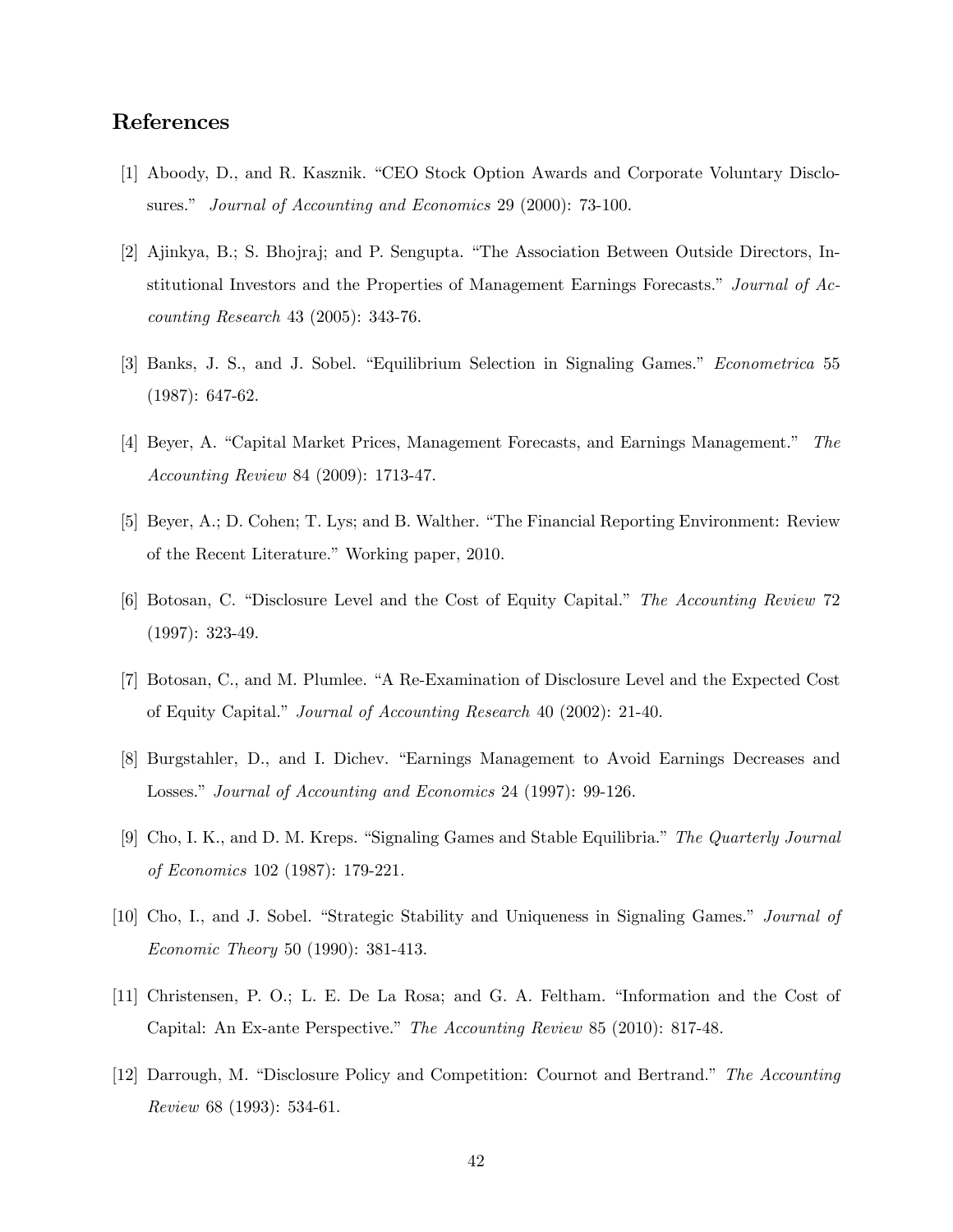## References

[1] Aboody, D., and R. Kasznik. "CEO Stock Option Awards and Corporate Voluntary Disclosures." *Journal of Accounting and Economics* 29 (2000): 73-100.

[2] Ajinkya, B.; S. Bhojraj; and P. Sengupta. "The Association Between Outside Directors, Institutional Investors and the Properties of Management Earnings Forecasts." *Journal of Accounting Research* 43 (2005): 343-76.

[3] Banks, J. S., and J. Sobel. "Equilibrium Selection in Signaling Games." *Econometrica* 55 (1987): 647-62.

[4] Beyer, A. "Capital Market Prices, Management Forecasts, and Earnings Management." *The Accounting Review* 84 (2009): 1713-47.

[5] Beyer, A.; D. Cohen; T. Lys; and B. Walther. "The Financial Reporting Environment: Review of the Recent Literature." Working paper, 2010.

[6] Botosan, C. "Disclosure Level and the Cost of Equity Capital." *The Accounting Review* 72 (1997): 323-49.

[7] Botosan, C., and M. Plumlee. "A Re-Examination of Disclosure Level and the Expected Cost of Equity Capital." *Journal of Accounting Research* 40 (2002): 21-40.

[8] Burgstahler, D., and I. Dichev. "Earnings Management to Avoid Earnings Decreases and Losses." *Journal of Accounting and Economics* 24 (1997): 99-126.

[9] Cho, I. K., and D. M. Kreps. "Signaling Games and Stable Equilibria." *The Quarterly Journal of Economics* 102 (1987): 179-221.

[10] Cho, I., and J. Sobel. "Strategic Stability and Uniqueness in Signaling Games." *Journal of Economic Theory* 50 (1990): 381-413.

[11] Christensen, P. O.; L. E. De La Rosa; and G. A. Feltham. "Information and the Cost of Capital: An Ex-ante Perspective." *The Accounting Review* 85 (2010): 817-48.

[12] Darrough, M. "Disclosure Policy and Competition: Cournot and Bertrand." *The Accounting Review* 68 (1993): 534-61.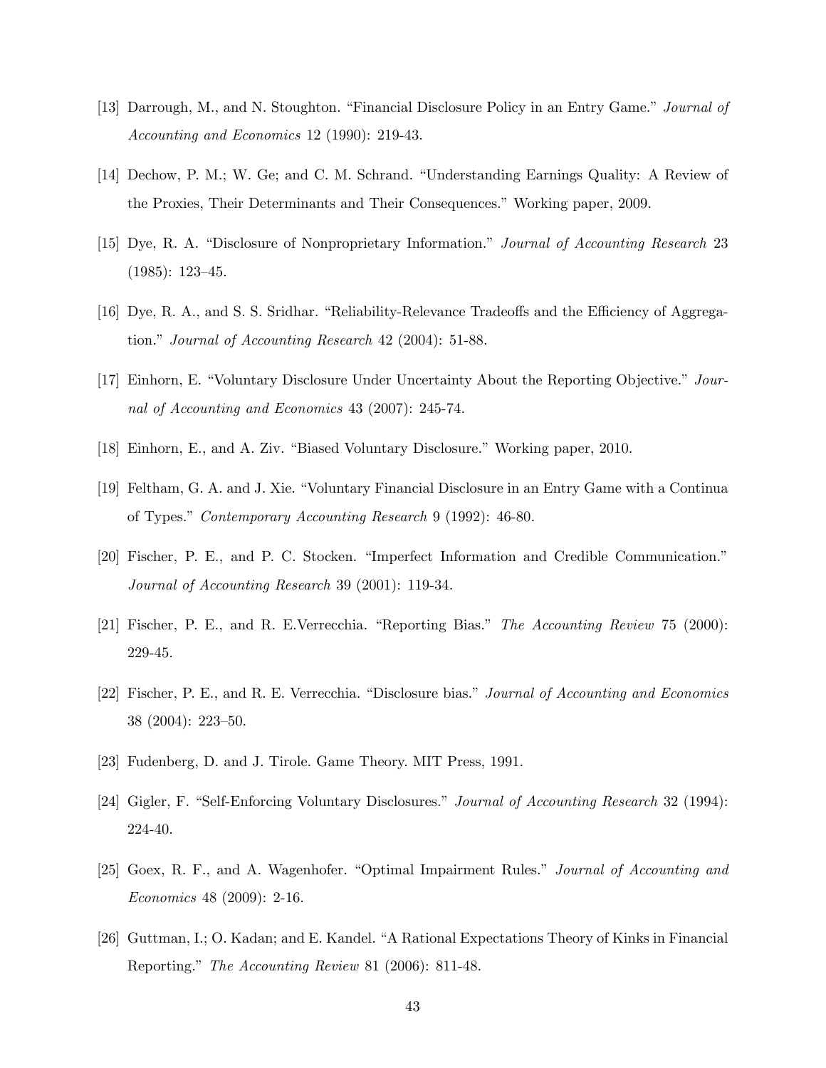[13] Darrough, M., and N. Stoughton. "Financial Disclosure Policy in an Entry Game." *Journal of Accounting and Economics* 12 (1990): 219-43.

[14] Dechow, P. M.; W. Ge; and C. M. Schrand. "Understanding Earnings Quality: A Review of the Proxies, Their Determinants and Their Consequences." Working paper, 2009.

[15] Dye, R. A. "Disclosure of Nonproprietary Information." *Journal of Accounting Research* 23 (1985): 123–45.

[16] Dye, R. A., and S. S. Sridhar. "Reliability-Relevance Tradeoffs and the Efficiency of Aggregation." *Journal of Accounting Research* 42 (2004): 51-88.

[17] Einhorn, E. "Voluntary Disclosure Under Uncertainty About the Reporting Objective." *Journal of Accounting and Economics* 43 (2007): 245-74.

[18] Einhorn, E., and A. Ziv. "Biased Voluntary Disclosure." Working paper, 2010.

[19] Feltham, G. A. and J. Xie. "Voluntary Financial Disclosure in an Entry Game with a Continua of Types." *Contemporary Accounting Research* 9 (1992): 46-80.

[20] Fischer, P. E., and P. C. Stocken. "Imperfect Information and Credible Communication." *Journal of Accounting Research* 39 (2001): 119-34.

[21] Fischer, P. E., and R. E.Verrecchia. "Reporting Bias." *The Accounting Review* 75 (2000): 229-45.

[22] Fischer, P. E., and R. E. Verrecchia. "Disclosure bias." *Journal of Accounting and Economics* 38 (2004): 223–50.

[23] Fudenberg, D. and J. Tirole. Game Theory. MIT Press, 1991.

[24] Gigler, F. "Self-Enforcing Voluntary Disclosures." *Journal of Accounting Research* 32 (1994): 224-40.

[25] Goex, R. F., and A. Wagenhofer. "Optimal Impairment Rules." *Journal of Accounting and Economics* 48 (2009): 2-16.

[26] Guttman, I.; O. Kadan; and E. Kandel. "A Rational Expectations Theory of Kinks in Financial Reporting." *The Accounting Review* 81 (2006): 811-48.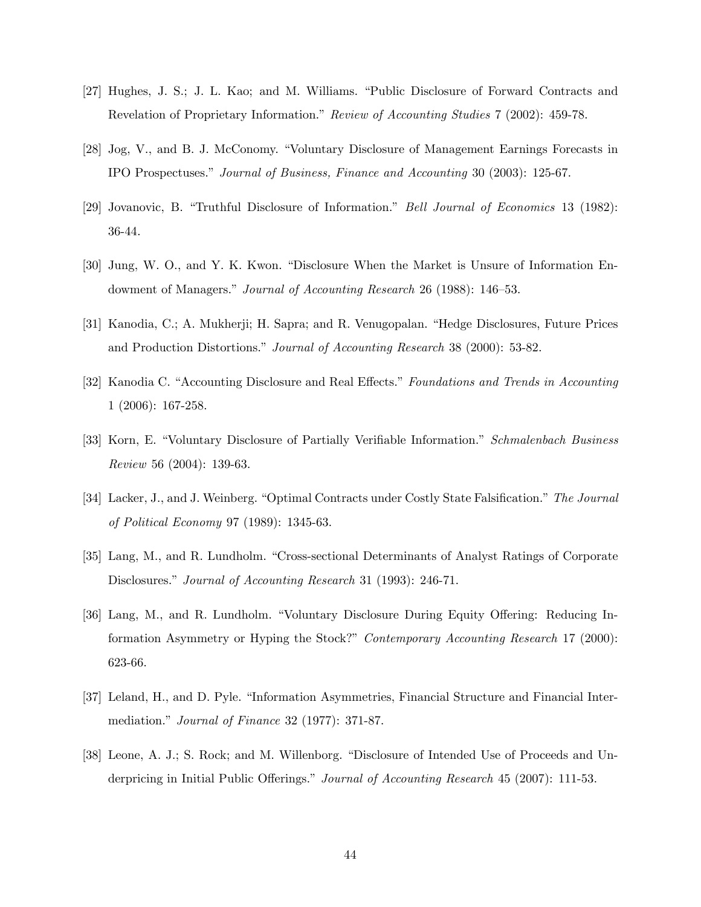[27] Hughes, J. S.; J. L. Kao; and M. Williams. "Public Disclosure of Forward Contracts and Revelation of Proprietary Information." *Review of Accounting Studies* 7 (2002): 459-78.

[28] Jog, V., and B. J. McConomy. "Voluntary Disclosure of Management Earnings Forecasts in IPO Prospectuses." *Journal of Business, Finance and Accounting* 30 (2003): 125-67.

[29] Jovanovic, B. "Truthful Disclosure of Information." *Bell Journal of Economics* 13 (1982): 36-44.

[30] Jung, W. O., and Y. K. Kwon. "Disclosure When the Market is Unsure of Information Endowment of Managers." *Journal of Accounting Research* 26 (1988): 146–53.

[31] Kanodia, C.; A. Mukherji; H. Sapra; and R. Venugopalan. "Hedge Disclosures, Future Prices and Production Distortions." *Journal of Accounting Research* 38 (2000): 53-82.

[32] Kanodia C. "Accounting Disclosure and Real Effects." *Foundations and Trends in Accounting* 1 (2006): 167-258.

[33] Korn, E. "Voluntary Disclosure of Partially Verifiable Information." *Schmalenbach Business Review* 56 (2004): 139-63.

[34] Lacker, J., and J. Weinberg. "Optimal Contracts under Costly State Falsification." *The Journal of Political Economy* 97 (1989): 1345-63.

[35] Lang, M., and R. Lundholm. "Cross-sectional Determinants of Analyst Ratings of Corporate Disclosures." *Journal of Accounting Research* 31 (1993): 246-71.

[36] Lang, M., and R. Lundholm. "Voluntary Disclosure During Equity Offering: Reducing Information Asymmetry or Hyping the Stock?" *Contemporary Accounting Research* 17 (2000): 623-66.

[37] Leland, H., and D. Pyle. "Information Asymmetries, Financial Structure and Financial Intermediation." *Journal of Finance* 32 (1977): 371-87.

[38] Leone, A. J.; S. Rock; and M. Willenborg. "Disclosure of Intended Use of Proceeds and Underpricing in Initial Public Offerings." *Journal of Accounting Research* 45 (2007): 111-53.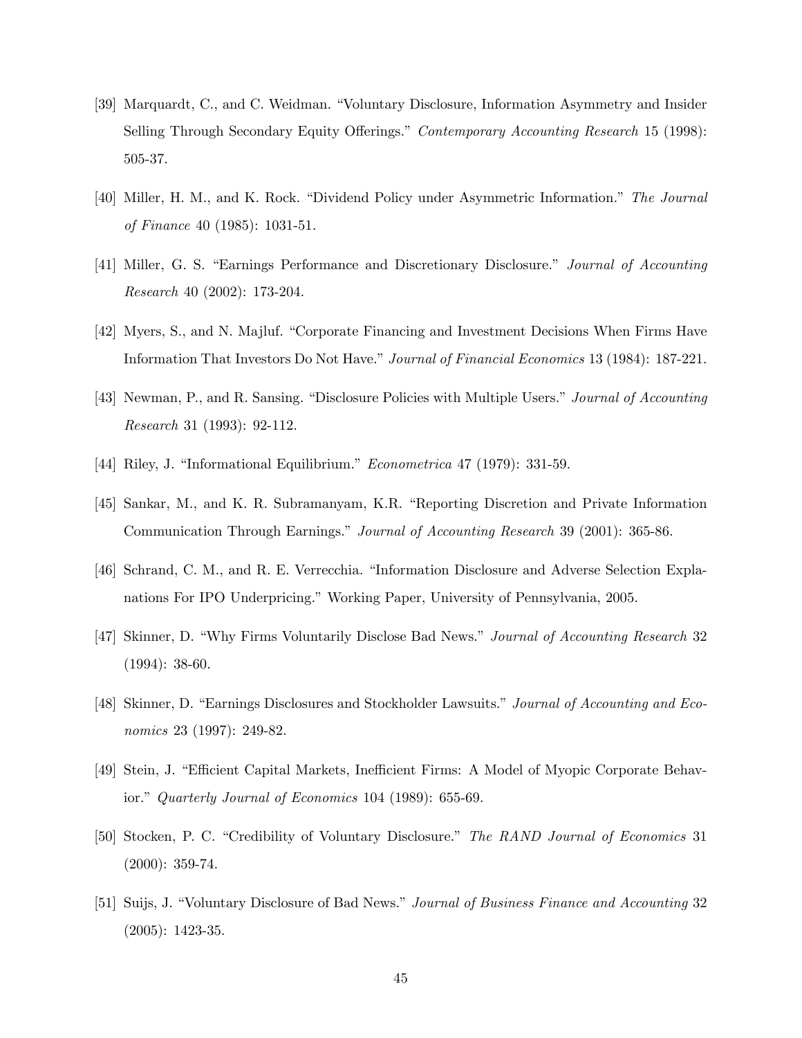[39] Marquardt, C., and C. Weidman. "Voluntary Disclosure, Information Asymmetry and Insider Selling Through Secondary Equity Offerings." *Contemporary Accounting Research* 15 (1998): 505-37.

[40] Miller, H. M., and K. Rock. "Dividend Policy under Asymmetric Information." *The Journal of Finance* 40 (1985): 1031-51.

[41] Miller, G. S. "Earnings Performance and Discretionary Disclosure." *Journal of Accounting Research* 40 (2002): 173-204.

[42] Myers, S., and N. Majluf. "Corporate Financing and Investment Decisions When Firms Have Information That Investors Do Not Have." *Journal of Financial Economics* 13 (1984): 187-221.

[43] Newman, P., and R. Sansing. "Disclosure Policies with Multiple Users." *Journal of Accounting Research* 31 (1993): 92-112.

[44] Riley, J. "Informational Equilibrium." *Econometrica* 47 (1979): 331-59.

[45] Sankar, M., and K. R. Subramanyam, K.R. "Reporting Discretion and Private Information Communication Through Earnings." *Journal of Accounting Research* 39 (2001): 365-86.

[46] Schrand, C. M., and R. E. Verrecchia. "Information Disclosure and Adverse Selection Explanations For IPO Underpricing." Working Paper, University of Pennsylvania, 2005.

[47] Skinner, D. "Why Firms Voluntarily Disclose Bad News." *Journal of Accounting Research* 32 (1994): 38-60.

[48] Skinner, D. "Earnings Disclosures and Stockholder Lawsuits." *Journal of Accounting and Economics* 23 (1997): 249-82.

[49] Stein, J. "Efficient Capital Markets, Inefficient Firms: A Model of Myopic Corporate Behavior." *Quarterly Journal of Economics* 104 (1989): 655-69.

[50] Stocken, P. C. "Credibility of Voluntary Disclosure." *The RAND Journal of Economics* 31 (2000): 359-74.

[51] Suijs, J. "Voluntary Disclosure of Bad News." *Journal of Business Finance and Accounting* 32 (2005): 1423-35.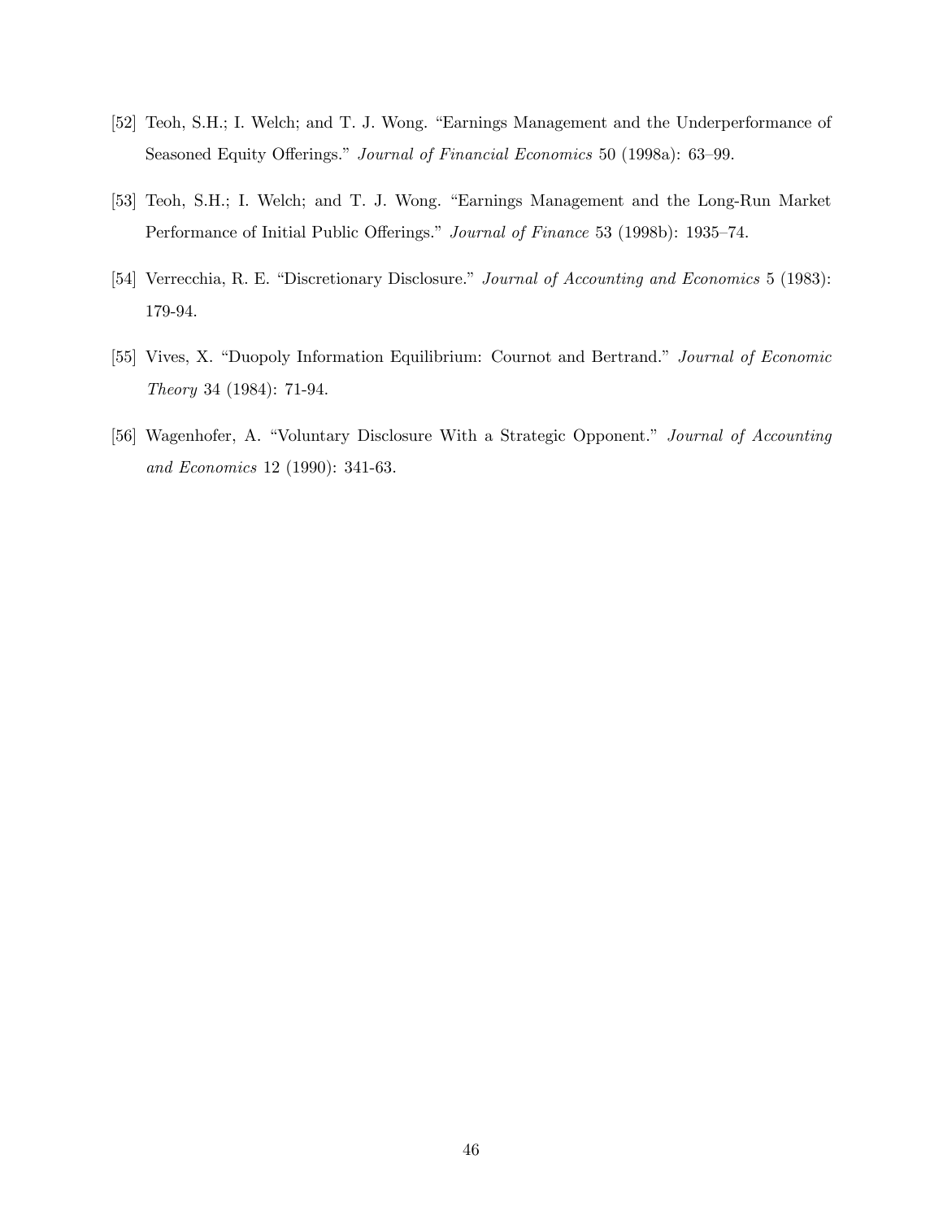[52] Teoh, S.H.; I. Welch; and T. J. Wong. "Earnings Management and the Underperformance of Seasoned Equity Offerings." *Journal of Financial Economics* 50 (1998a): 63–99.

[53] Teoh, S.H.; I. Welch; and T. J. Wong. "Earnings Management and the Long-Run Market Performance of Initial Public Offerings." *Journal of Finance* 53 (1998b): 1935–74.

[54] Verrecchia, R. E. "Discretionary Disclosure." *Journal of Accounting and Economics* 5 (1983): 179-94.

[55] Vives, X. "Duopoly Information Equilibrium: Cournot and Bertrand." *Journal of Economic Theory* 34 (1984): 71-94.

[56] Wagenhofer, A. "Voluntary Disclosure With a Strategic Opponent." *Journal of Accounting and Economics* 12 (1990): 341-63.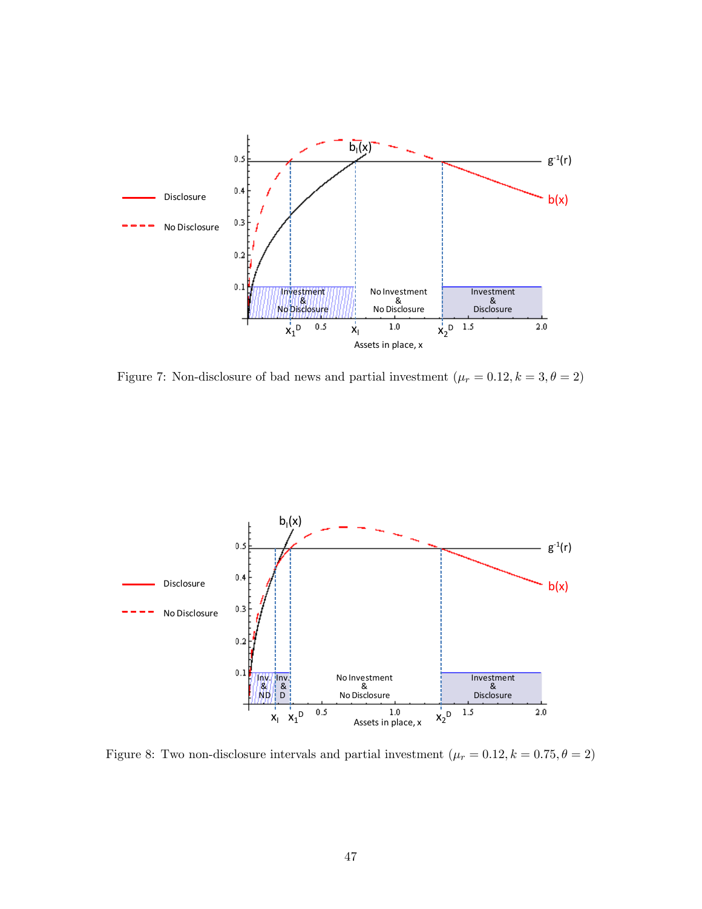Disclosure

No Disclosure

0.5

0.4

0.3

0.2

0.1

$b_I(x)$

$g^{-1}(r)$

$b(x)$

Investment & No Disclosure

No Investment & No Disclosure

Investment & Disclosure

$x_1^D$ 0.5 $x_I$ 1.0 $x_2^D$ 1.5 2.0

Assets in place, x

Figure 7: Non-disclosure of bad news and partial investment ($\mu_r = 0.12, k = 3, \theta = 2$)

Disclosure

No Disclosure

0.5

0.4

0.3

0.2

0.1

$b_I(x)$

$g^{-1}(r)$

$b(x)$

Inv. & ND

Inv & D

No Investment & No Disclosure

Investment & Disclosure

$x_I$ $x_1^D$ 0.5 1.0 $x_2^D$ 1.5 2.0

Assets in place, x

Figure 8: Two non-disclosure intervals and partial investment ($\mu_r = 0.12, k = 0.75, \theta = 2$)